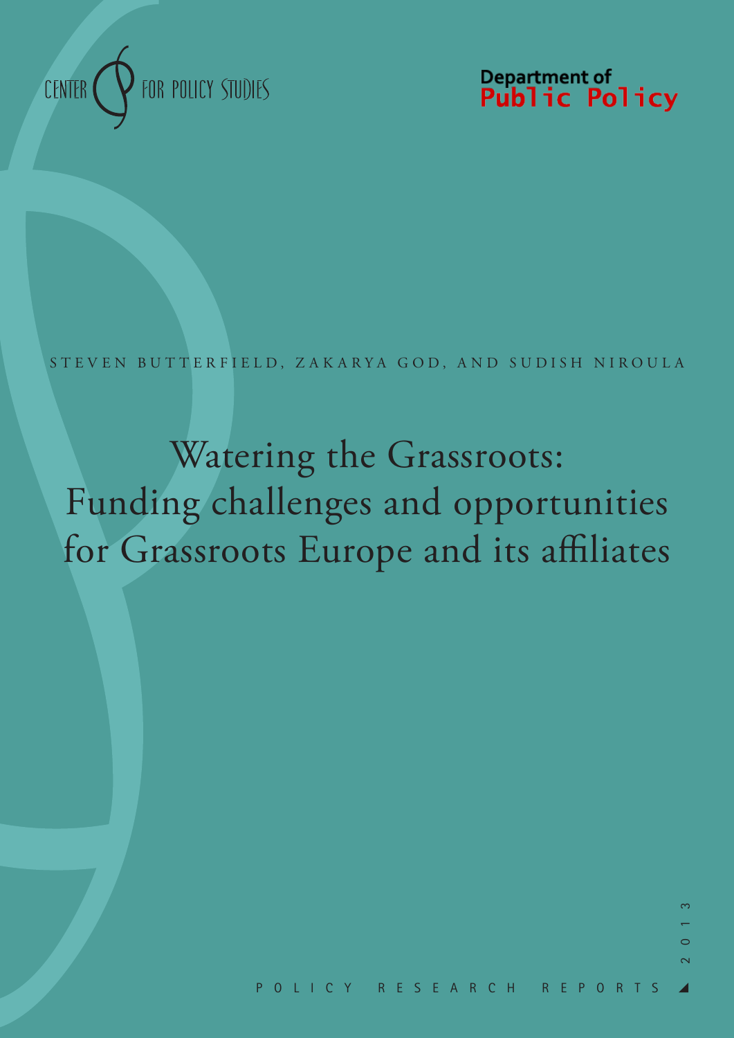CENTER FOR POLICY STUDIES

Department of Public Policy

STEVEN BUTTERFIELD, ZAKARYA GOD, AND SUDISH NIROULA

# Watering the Grassroots: Funding challenges and opportunities for Grassroots Europe and its affiliates

POLICY RESEARCH REPORTS

2013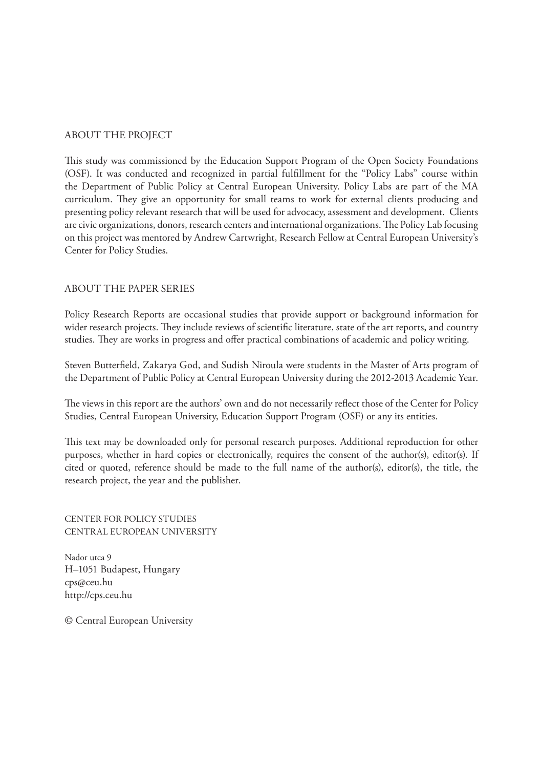## ABOUT THE PROJECT

This study was commissioned by the Education Support Program of the Open Society Foundations (OSF). It was conducted and recognized in partial fulfillment for the "Policy Labs" course within the Department of Public Policy at Central European University. Policy Labs are part of the MA curriculum. They give an opportunity for small teams to work for external clients producing and presenting policy relevant research that will be used for advocacy, assessment and development. Clients are civic organizations, donors, research centers and international organizations. The Policy Lab focusing on this project was mentored by Andrew Cartwright, Research Fellow at Central European University's Center for Policy Studies.

## ABOUT THE PAPER SERIES

Policy Research Reports are occasional studies that provide support or background information for wider research projects. They include reviews of scientific literature, state of the art reports, and country studies. They are works in progress and offer practical combinations of academic and policy writing.

Steven Butterfield, Zakarya God, and Sudish Niroula were students in the Master of Arts program of the Department of Public Policy at Central European University during the 2012-2013 Academic Year.

The views in this report are the authors' own and do not necessarily reflect those of the Center for Policy Studies, Central European University, Education Support Program (OSF) or any its entities.

This text may be downloaded only for personal research purposes. Additional reproduction for other purposes, whether in hard copies or electronically, requires the consent of the author(s), editor(s). If cited or quoted, reference should be made to the full name of the author(s), editor(s), the title, the research project, the year and the publisher.

CENTER FOR POLICY STUDIES
CENTRAL EUROPEAN UNIVERSITY

Nador utca 9
H–1051 Budapest, Hungary
cps@ceu.hu
http://cps.ceu.hu

© Central European University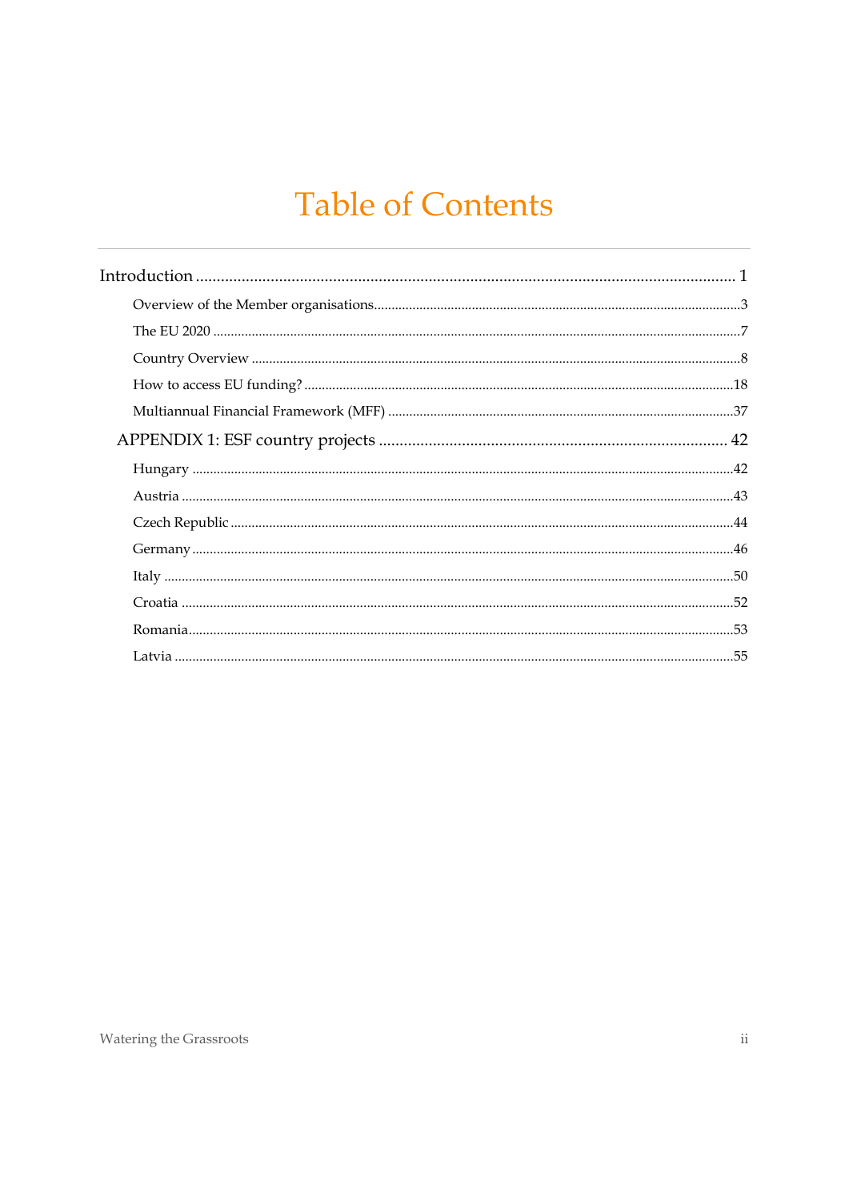# Table of Contents

Introduction ........................................................................................................................ 1

- Overview of the Member organisations........................................................................................3
- The EU 2020 ..........................................................................................................................7
- Country Overview ..................................................................................................................8
- How to access EU funding? ....................................................................................................18
- Multiannual Financial Framework (MFF) ..................................................................................37

APPENDIX 1: ESF country projects .................................................................................... 42

- Hungary ..............................................................................................................................42
- Austria ................................................................................................................................43
- Czech Republic .....................................................................................................................44
- Germany ..............................................................................................................................46
- Italy ....................................................................................................................................50
- Croatia .................................................................................................................................52
- Romania...............................................................................................................................53
- Latvia ..................................................................................................................................55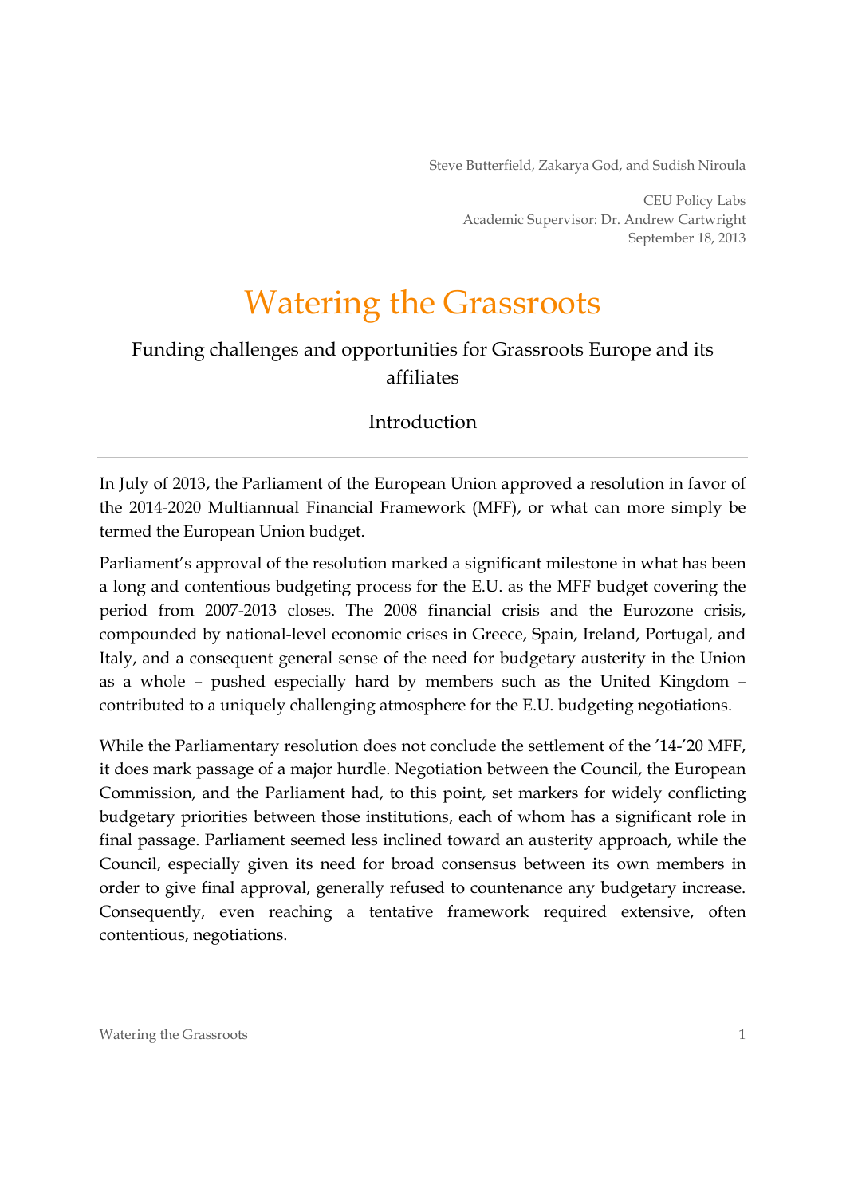Steve Butterfield, Zakarya God, and Sudish Niroula

CEU Policy Labs
Academic Supervisor: Dr. Andrew Cartwright
September 18, 2013

# Watering the Grassroots

## Funding challenges and opportunities for Grassroots Europe and its affiliates

### Introduction

---

In July of 2013, the Parliament of the European Union approved a resolution in favor of the 2014-2020 Multiannual Financial Framework (MFF), or what can more simply be termed the European Union budget.

Parliament's approval of the resolution marked a significant milestone in what has been a long and contentious budgeting process for the E.U. as the MFF budget covering the period from 2007-2013 closes. The 2008 financial crisis and the Eurozone crisis, compounded by national-level economic crises in Greece, Spain, Ireland, Portugal, and Italy, and a consequent general sense of the need for budgetary austerity in the Union as a whole – pushed especially hard by members such as the United Kingdom – contributed to a uniquely challenging atmosphere for the E.U. budgeting negotiations.

While the Parliamentary resolution does not conclude the settlement of the '14-'20 MFF, it does mark passage of a major hurdle. Negotiation between the Council, the European Commission, and the Parliament had, to this point, set markers for widely conflicting budgetary priorities between those institutions, each of whom has a significant role in final passage. Parliament seemed less inclined toward an austerity approach, while the Council, especially given its need for broad consensus between its own members in order to give final approval, generally refused to countenance any budgetary increase. Consequently, even reaching a tentative framework required extensive, often contentious, negotiations.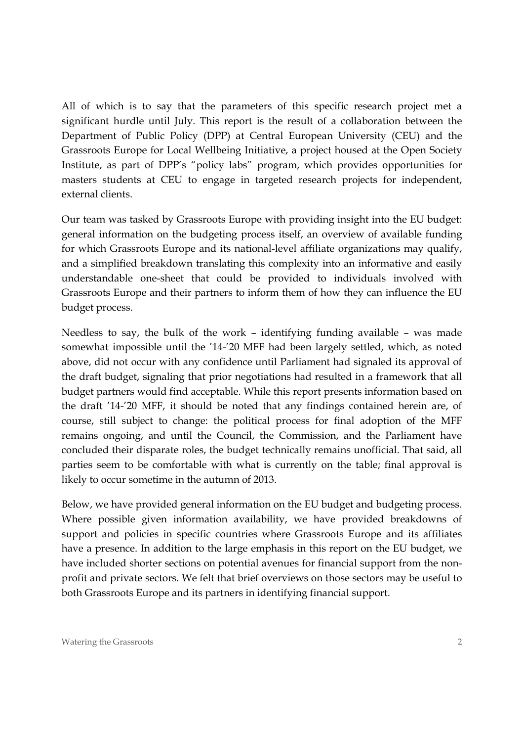All of which is to say that the parameters of this specific research project met a significant hurdle until July. This report is the result of a collaboration between the Department of Public Policy (DPP) at Central European University (CEU) and the Grassroots Europe for Local Wellbeing Initiative, a project housed at the Open Society Institute, as part of DPP's "policy labs" program, which provides opportunities for masters students at CEU to engage in targeted research projects for independent, external clients.

Our team was tasked by Grassroots Europe with providing insight into the EU budget: general information on the budgeting process itself, an overview of available funding for which Grassroots Europe and its national-level affiliate organizations may qualify, and a simplified breakdown translating this complexity into an informative and easily understandable one-sheet that could be provided to individuals involved with Grassroots Europe and their partners to inform them of how they can influence the EU budget process.

Needless to say, the bulk of the work – identifying funding available – was made somewhat impossible until the '14-'20 MFF had been largely settled, which, as noted above, did not occur with any confidence until Parliament had signaled its approval of the draft budget, signaling that prior negotiations had resulted in a framework that all budget partners would find acceptable. While this report presents information based on the draft '14-'20 MFF, it should be noted that any findings contained herein are, of course, still subject to change: the political process for final adoption of the MFF remains ongoing, and until the Council, the Commission, and the Parliament have concluded their disparate roles, the budget technically remains unofficial. That said, all parties seem to be comfortable with what is currently on the table; final approval is likely to occur sometime in the autumn of 2013.

Below, we have provided general information on the EU budget and budgeting process. Where possible given information availability, we have provided breakdowns of support and policies in specific countries where Grassroots Europe and its affiliates have a presence. In addition to the large emphasis in this report on the EU budget, we have included shorter sections on potential avenues for financial support from the non-profit and private sectors. We felt that brief overviews on those sectors may be useful to both Grassroots Europe and its partners in identifying financial support.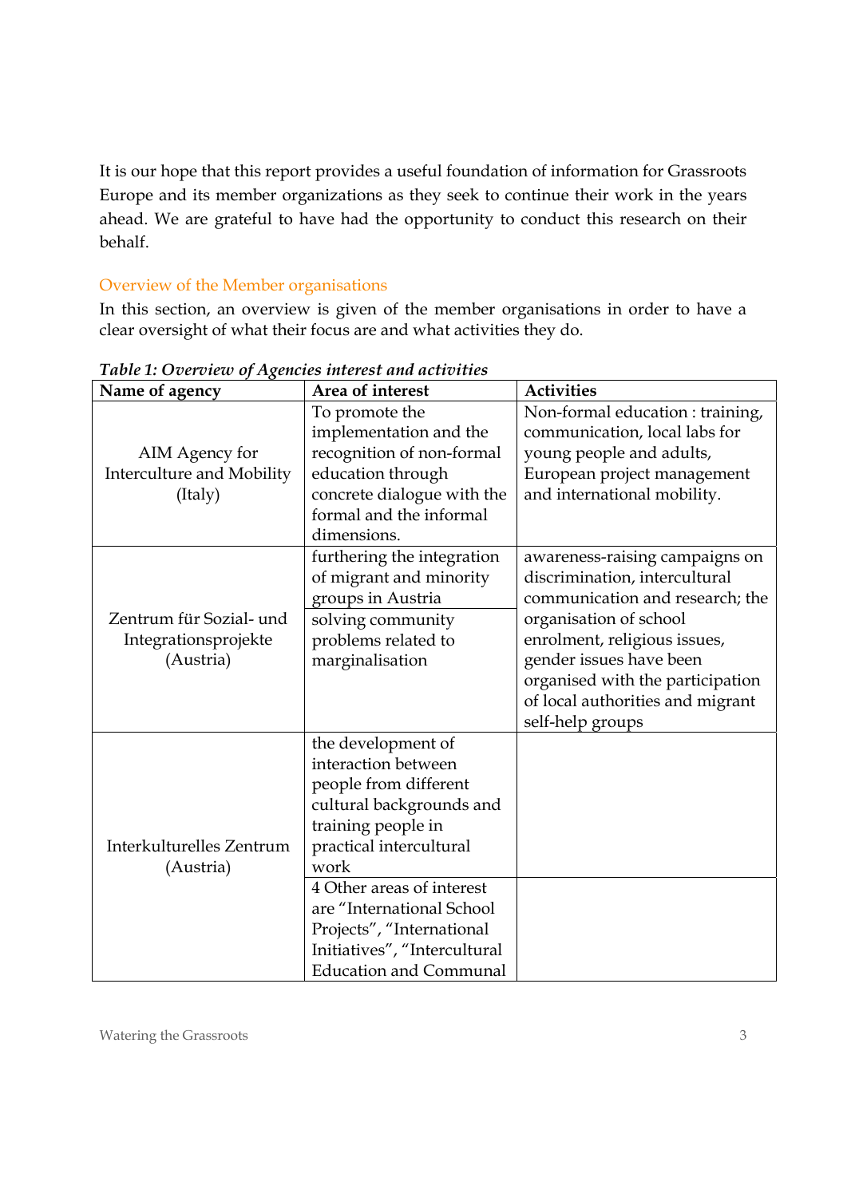It is our hope that this report provides a useful foundation of information for Grassroots Europe and its member organizations as they seek to continue their work in the years ahead. We are grateful to have had the opportunity to conduct this research on their behalf.

## Overview of the Member organisations

In this section, an overview is given of the member organisations in order to have a clear oversight of what their focus are and what activities they do.

*Table 1: Overview of Agencies interest and activities*

| Name of agency | Area of interest | Activities |
|---|---|---|
| AIM Agency for Interculture and Mobility (Italy) | To promote the implementation and the recognition of non-formal education through concrete dialogue with the formal and the informal dimensions. | Non-formal education : training, communication, local labs for young people and adults, European project management and international mobility. |
| Zentrum für Sozial- und Integrationsprojekte (Austria) | furthering the integration of migrant and minority groups in Austria | awareness-raising campaigns on discrimination, intercultural communication and research; the organisation of school enrolment, religious issues, gender issues have been organised with the participation of local authorities and migrant self-help groups |
| | solving community problems related to marginalisation | |
| Interkulturelles Zentrum (Austria) | the development of interaction between people from different cultural backgrounds and training people in practical intercultural work | |
| | 4 Other areas of interest are "International School Projects", "International Initiatives", "Intercultural Education and Communal | |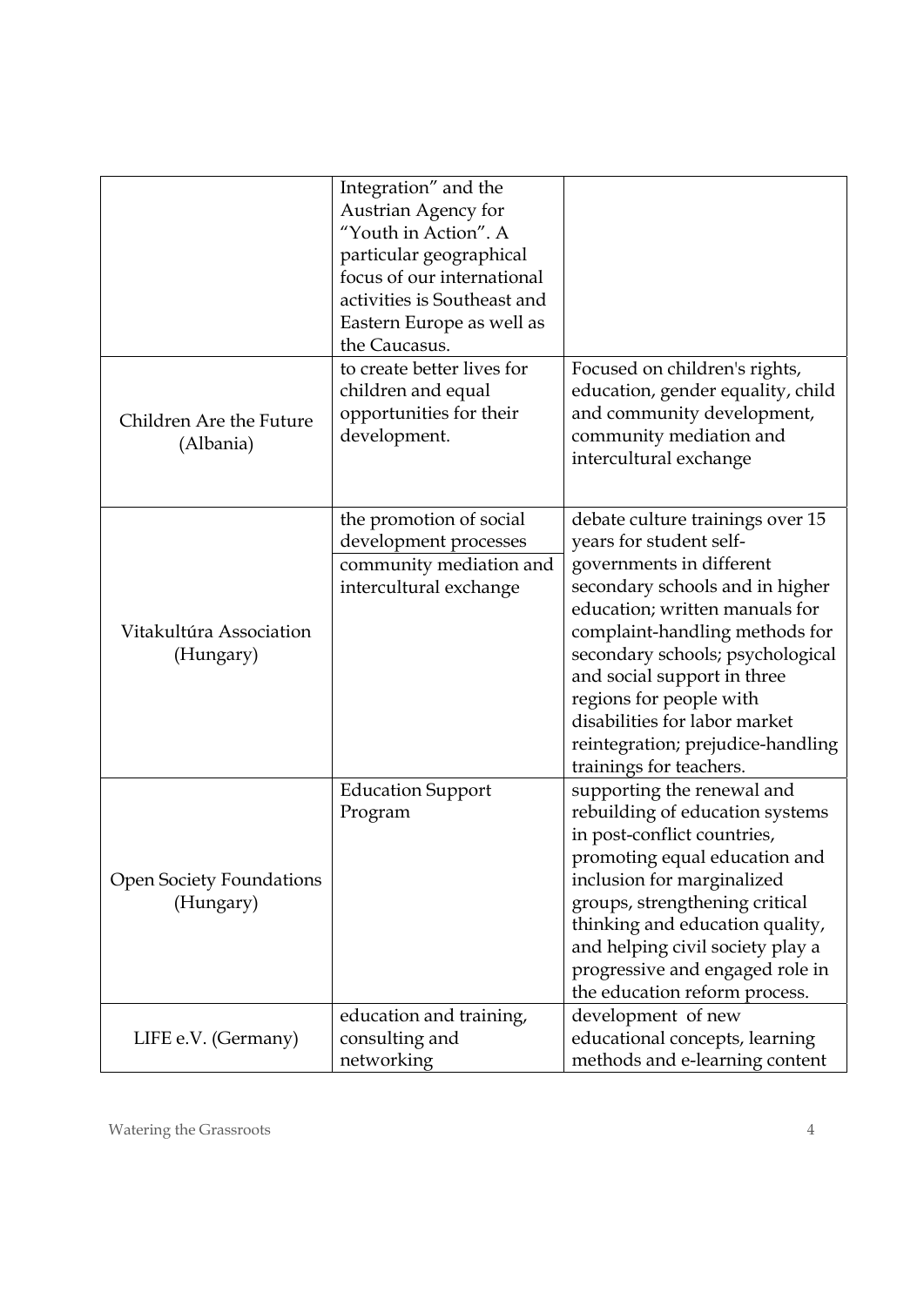| | | |
|---|---|---|
| | Integration" and the Austrian Agency for "Youth in Action". A particular geographical focus of our international activities is Southeast and Eastern Europe as well as the Caucasus. | |
| Children Are the Future (Albania) | to create better lives for children and equal opportunities for their development. | Focused on children's rights, education, gender equality, child and community development, community mediation and intercultural exchange |
| Vitakultúra Association (Hungary) | the promotion of social development processes<br>community mediation and intercultural exchange | debate culture trainings over 15 years for student self-governments in different secondary schools and in higher education; written manuals for complaint-handling methods for secondary schools; psychological and social support in three regions for people with disabilities for labor market reintegration; prejudice-handling trainings for teachers. |
| Open Society Foundations (Hungary) | Education Support Program | supporting the renewal and rebuilding of education systems in post-conflict countries, promoting equal education and inclusion for marginalized groups, strengthening critical thinking and education quality, and helping civil society play a progressive and engaged role in the education reform process. |
| LIFE e.V. (Germany) | education and training, consulting and networking | development of new educational concepts, learning methods and e-learning content |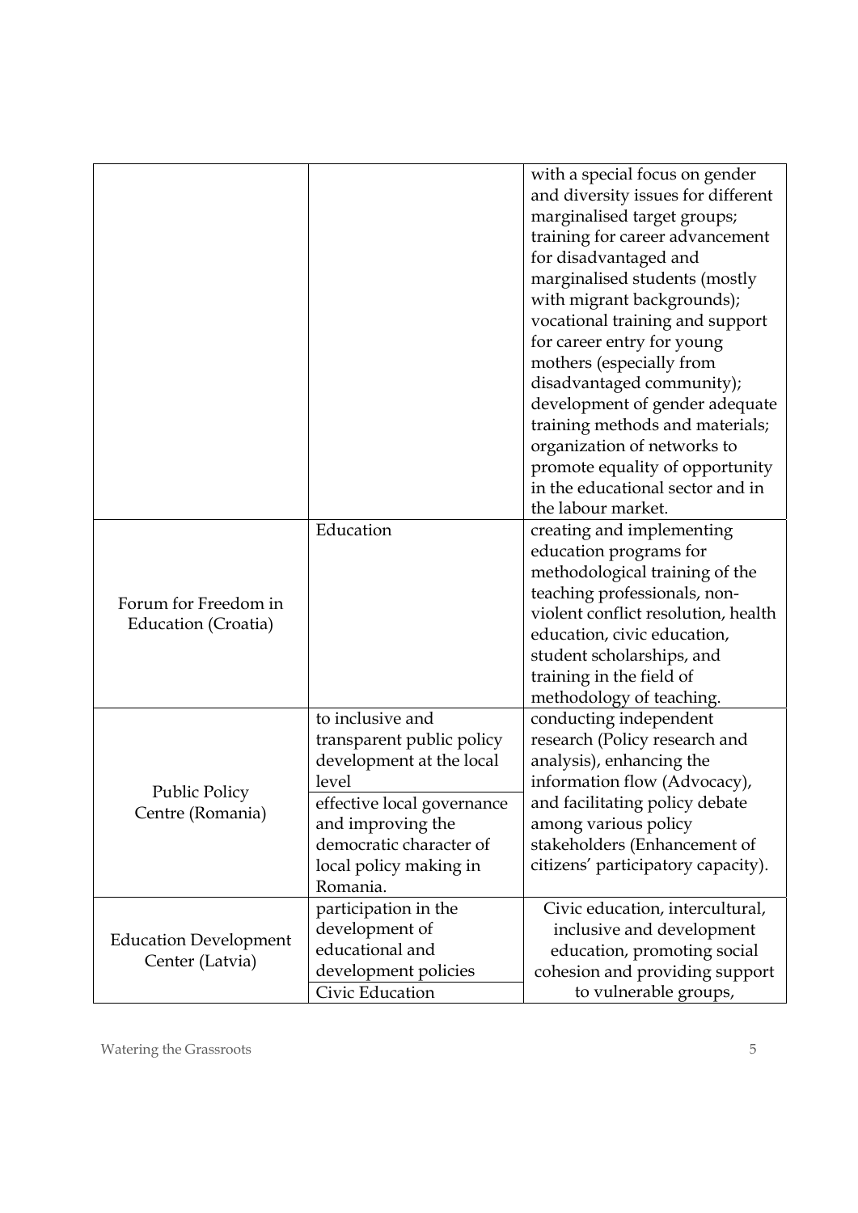| | | |
|---|---|---|
| | | with a special focus on gender and diversity issues for different marginalised target groups; training for career advancement for disadvantaged and marginalised students (mostly with migrant backgrounds); vocational training and support for career entry for young mothers (especially from disadvantaged community); development of gender adequate training methods and materials; organization of networks to promote equality of opportunity in the educational sector and in the labour market. |
| Forum for Freedom in Education (Croatia) | Education | creating and implementing education programs for methodological training of the teaching professionals, non-violent conflict resolution, health education, civic education, student scholarships, and training in the field of methodology of teaching. |
| Public Policy Centre (Romania) | to inclusive and transparent public policy development at the local level<br>effective local governance and improving the democratic character of local policy making in Romania. | conducting independent research (Policy research and analysis), enhancing the information flow (Advocacy), and facilitating policy debate among various policy stakeholders (Enhancement of citizens' participatory capacity). |
| Education Development Center (Latvia) | participation in the development of educational and development policies<br>Civic Education | Civic education, intercultural, inclusive and development education, promoting social cohesion and providing support to vulnerable groups, |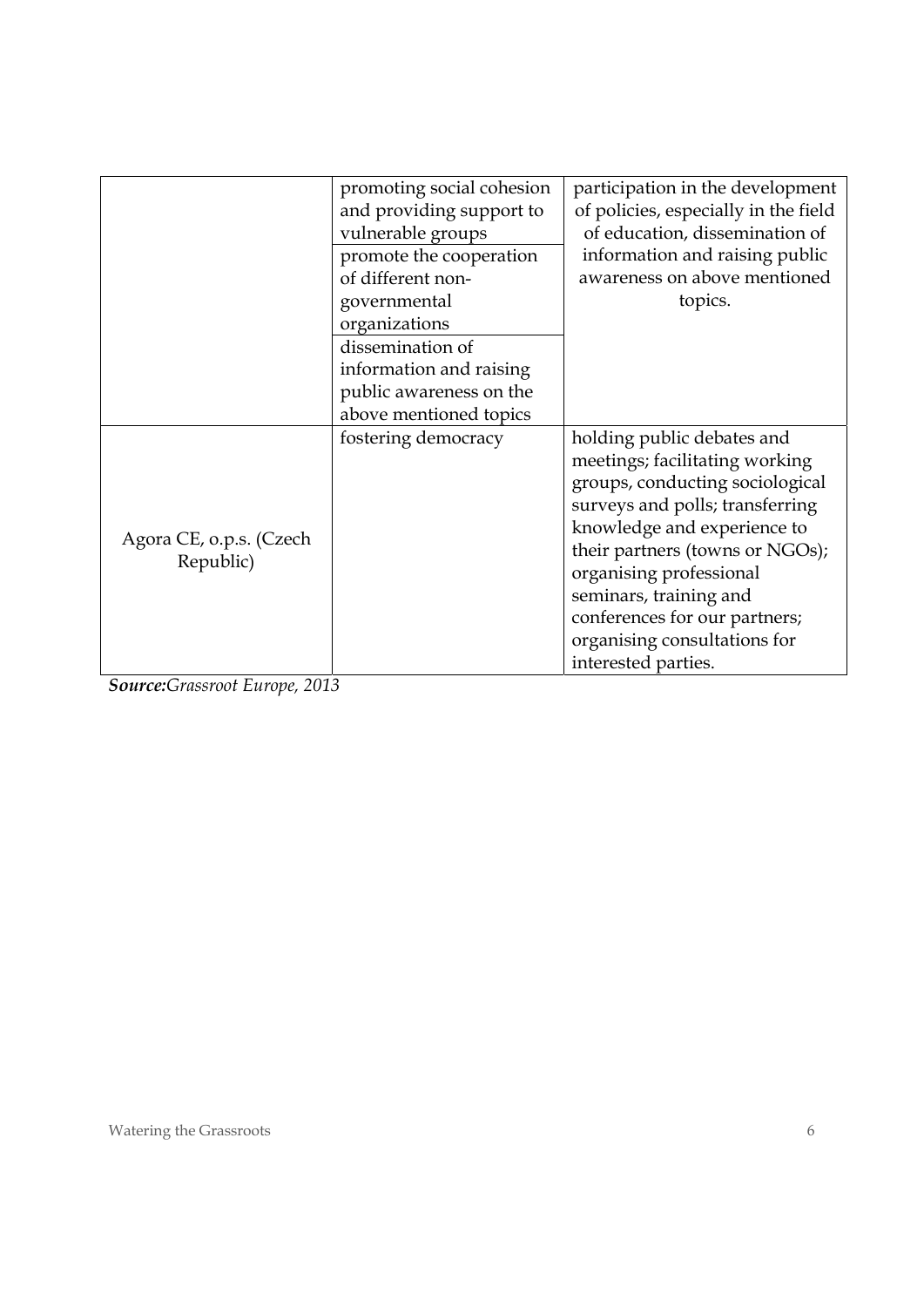| | | |
|---|---|---|
| | promoting social cohesion and providing support to vulnerable groups | participation in the development of policies, especially in the field of education, dissemination of information and raising public awareness on above mentioned topics. |
| | promote the cooperation of different non-governmental organizations | |
| | dissemination of information and raising public awareness on the above mentioned topics | |
| Agora CE, o.p.s. (Czech Republic) | fostering democracy | holding public debates and meetings; facilitating working groups, conducting sociological surveys and polls; transferring knowledge and experience to their partners (towns or NGOs); organising professional seminars, training and conferences for our partners; organising consultations for interested parties. |

***Source:****Grassroot Europe, 2013*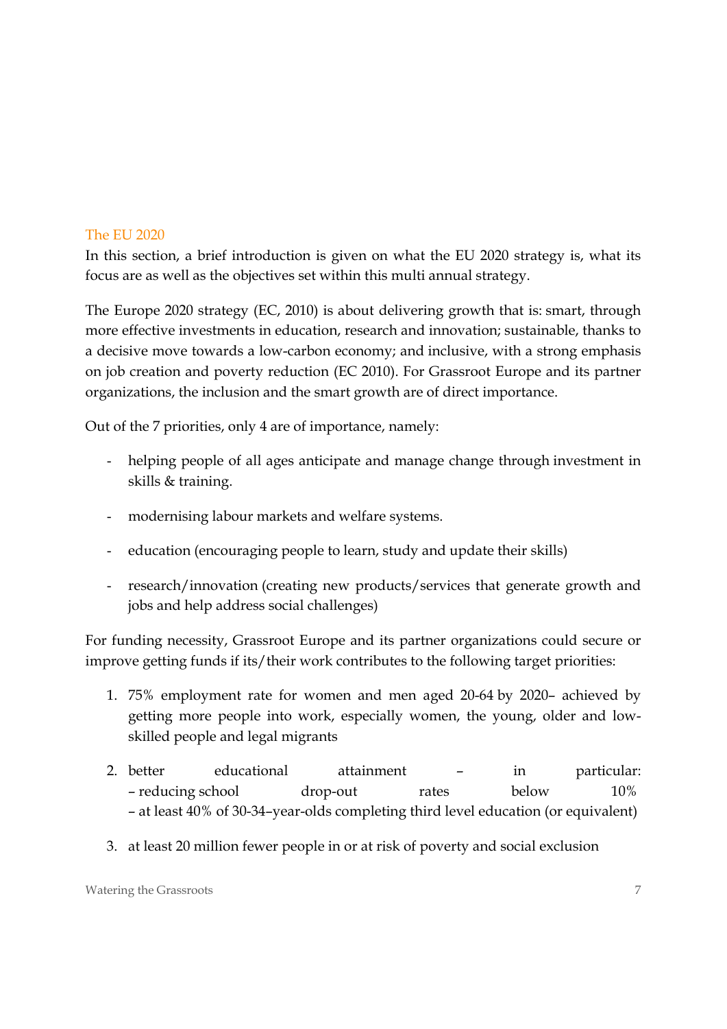## The EU 2020

In this section, a brief introduction is given on what the EU 2020 strategy is, what its focus are as well as the objectives set within this multi annual strategy.

The Europe 2020 strategy (EC, 2010) is about delivering growth that is: smart, through more effective investments in education, research and innovation; sustainable, thanks to a decisive move towards a low-carbon economy; and inclusive, with a strong emphasis on job creation and poverty reduction (EC 2010). For Grassroot Europe and its partner organizations, the inclusion and the smart growth are of direct importance.

Out of the 7 priorities, only 4 are of importance, namely:

- helping people of all ages anticipate and manage change through investment in skills & training.
- modernising labour markets and welfare systems.
- education (encouraging people to learn, study and update their skills)
- research/innovation (creating new products/services that generate growth and jobs and help address social challenges)

For funding necessity, Grassroot Europe and its partner organizations could secure or improve getting funds if its/their work contributes to the following target priorities:

1. 75% employment rate for women and men aged 20-64 by 2020– achieved by getting more people into work, especially women, the young, older and low-skilled people and legal migrants
2. better educational attainment – in particular:
   – reducing school drop-out rates below 10%
   – at least 40% of 30-34–year-olds completing third level education (or equivalent)
3. at least 20 million fewer people in or at risk of poverty and social exclusion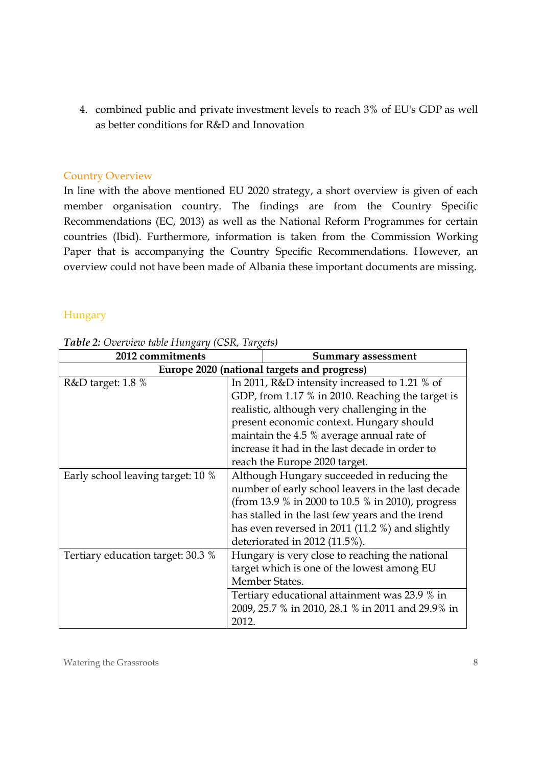4. combined public and private investment levels to reach 3% of EU's GDP as well as better conditions for R&D and Innovation

## Country Overview

In line with the above mentioned EU 2020 strategy, a short overview is given of each member organisation country. The findings are from the Country Specific Recommendations (EC, 2013) as well as the National Reform Programmes for certain countries (Ibid). Furthermore, information is taken from the Commission Working Paper that is accompanying the Country Specific Recommendations. However, an overview could not have been made of Albania these important documents are missing.

## Hungary

***Table 2:*** *Overview table Hungary (CSR, Targets)*

| 2012 commitments | Summary assessment |
|---|---|
| **Europe 2020 (national targets and progress)** | |
| R&D target: 1.8 % | In 2011, R&D intensity increased to 1.21 % of GDP, from 1.17 % in 2010. Reaching the target is realistic, although very challenging in the present economic context. Hungary should maintain the 4.5 % average annual rate of increase it had in the last decade in order to reach the Europe 2020 target. |
| Early school leaving target: 10 % | Although Hungary succeeded in reducing the number of early school leavers in the last decade (from 13.9 % in 2000 to 10.5 % in 2010), progress has stalled in the last few years and the trend has even reversed in 2011 (11.2 %) and slightly deteriorated in 2012 (11.5%). |
| Tertiary education target: 30.3 % | Hungary is very close to reaching the national target which is one of the lowest among EU Member States. |
| | Tertiary educational attainment was 23.9 % in 2009, 25.7 % in 2010, 28.1 % in 2011 and 29.9% in 2012. |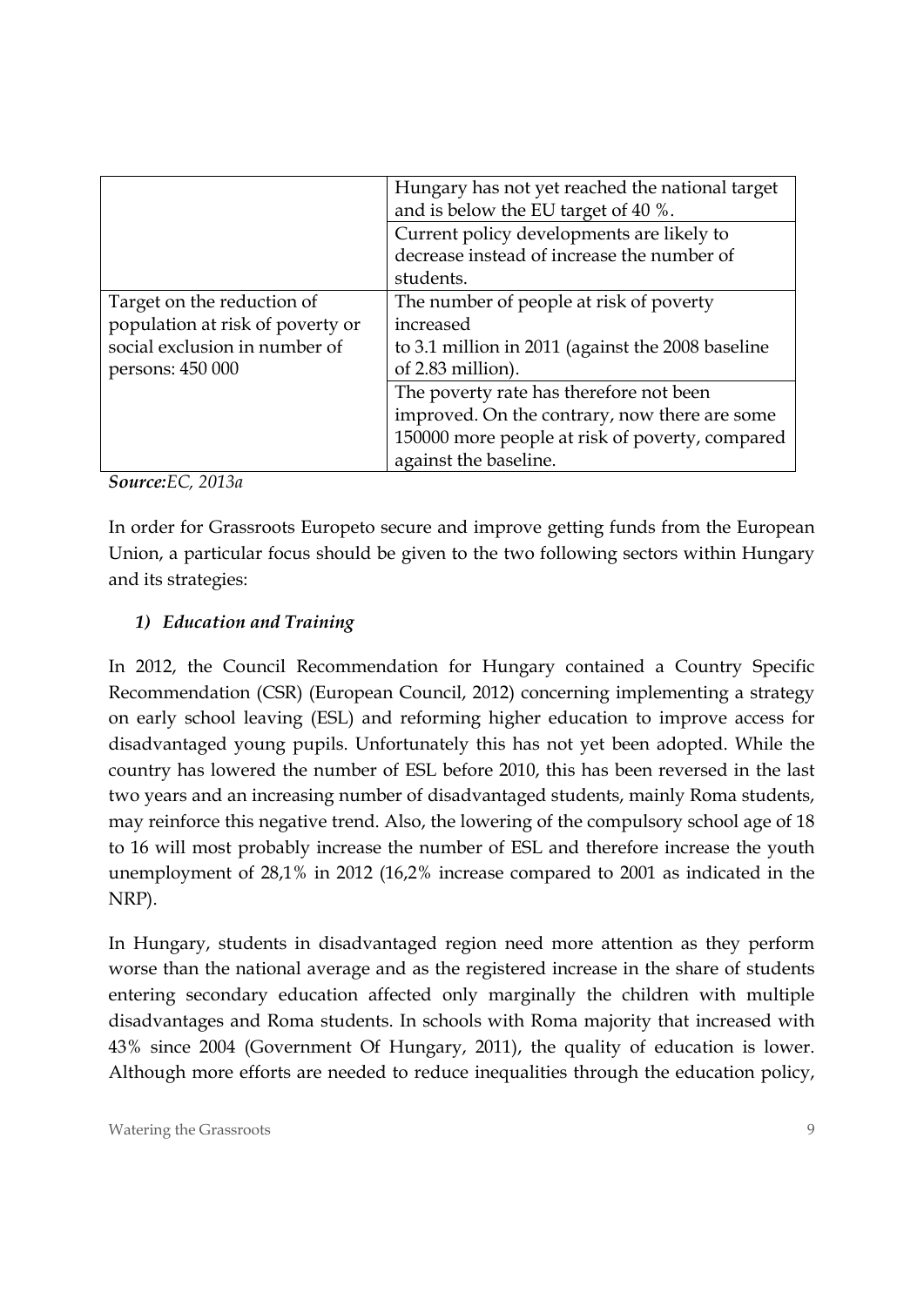| | |
|---|---|
| | Hungary has not yet reached the national target and is below the EU target of 40 %. |
| | Current policy developments are likely to decrease instead of increase the number of students. |
| Target on the reduction of population at risk of poverty or social exclusion in number of persons: 450 000 | The number of people at risk of poverty increased to 3.1 million in 2011 (against the 2008 baseline of 2.83 million). |
| | The poverty rate has therefore not been improved. On the contrary, now there are some 150000 more people at risk of poverty, compared against the baseline. |

***Source:**EC, 2013a*

In order for Grassroots Europeto secure and improve getting funds from the European Union, a particular focus should be given to the two following sectors within Hungary and its strategies:

1) ***Education and Training***

In 2012, the Council Recommendation for Hungary contained a Country Specific Recommendation (CSR) (European Council, 2012) concerning implementing a strategy on early school leaving (ESL) and reforming higher education to improve access for disadvantaged young pupils. Unfortunately this has not yet been adopted. While the country has lowered the number of ESL before 2010, this has been reversed in the last two years and an increasing number of disadvantaged students, mainly Roma students, may reinforce this negative trend. Also, the lowering of the compulsory school age of 18 to 16 will most probably increase the number of ESL and therefore increase the youth unemployment of 28,1% in 2012 (16,2% increase compared to 2001 as indicated in the NRP).

In Hungary, students in disadvantaged region need more attention as they perform worse than the national average and as the registered increase in the share of students entering secondary education affected only marginally the children with multiple disadvantages and Roma students. In schools with Roma majority that increased with 43% since 2004 (Government Of Hungary, 2011), the quality of education is lower. Although more efforts are needed to reduce inequalities through the education policy,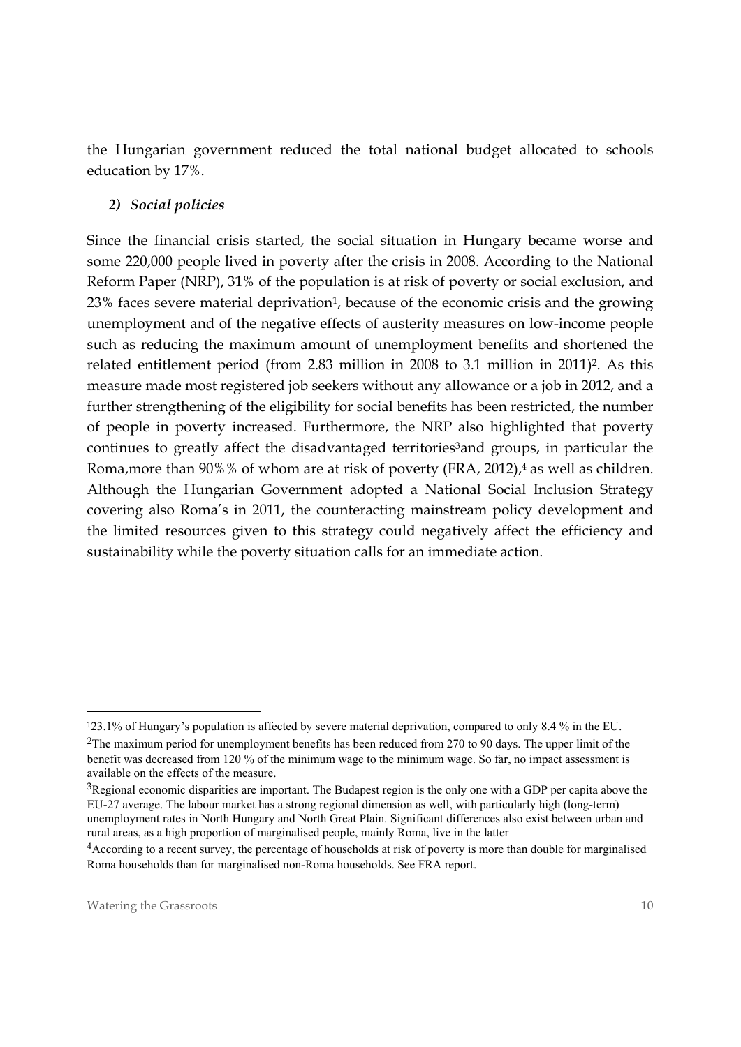the Hungarian government reduced the total national budget allocated to schools education by 17%.

*2) Social policies*

Since the financial crisis started, the social situation in Hungary became worse and some 220,000 people lived in poverty after the crisis in 2008. According to the National Reform Paper (NRP), 31% of the population is at risk of poverty or social exclusion, and 23% faces severe material deprivation[1], because of the economic crisis and the growing unemployment and of the negative effects of austerity measures on low-income people such as reducing the maximum amount of unemployment benefits and shortened the related entitlement period (from 2.83 million in 2008 to 3.1 million in 2011)[2]. As this measure made most registered job seekers without any allowance or a job in 2012, and a further strengthening of the eligibility for social benefits has been restricted, the number of people in poverty increased. Furthermore, the NRP also highlighted that poverty continues to greatly affect the disadvantaged territories[3]and groups, in particular the Roma,more than 90%% of whom are at risk of poverty (FRA, 2012),[4] as well as children. Although the Hungarian Government adopted a National Social Inclusion Strategy covering also Roma's in 2011, the counteracting mainstream policy development and the limited resources given to this strategy could negatively affect the efficiency and sustainability while the poverty situation calls for an immediate action.

---

[1]23.1% of Hungary's population is affected by severe material deprivation, compared to only 8.4 % in the EU.

[2]The maximum period for unemployment benefits has been reduced from 270 to 90 days. The upper limit of the benefit was decreased from 120 % of the minimum wage to the minimum wage. So far, no impact assessment is available on the effects of the measure.

[3]Regional economic disparities are important. The Budapest region is the only one with a GDP per capita above the EU-27 average. The labour market has a strong regional dimension as well, with particularly high (long-term) unemployment rates in North Hungary and North Great Plain. Significant differences also exist between urban and rural areas, as a high proportion of marginalised people, mainly Roma, live in the latter

[4]According to a recent survey, the percentage of households at risk of poverty is more than double for marginalised Roma households than for marginalised non-Roma households. See FRA report.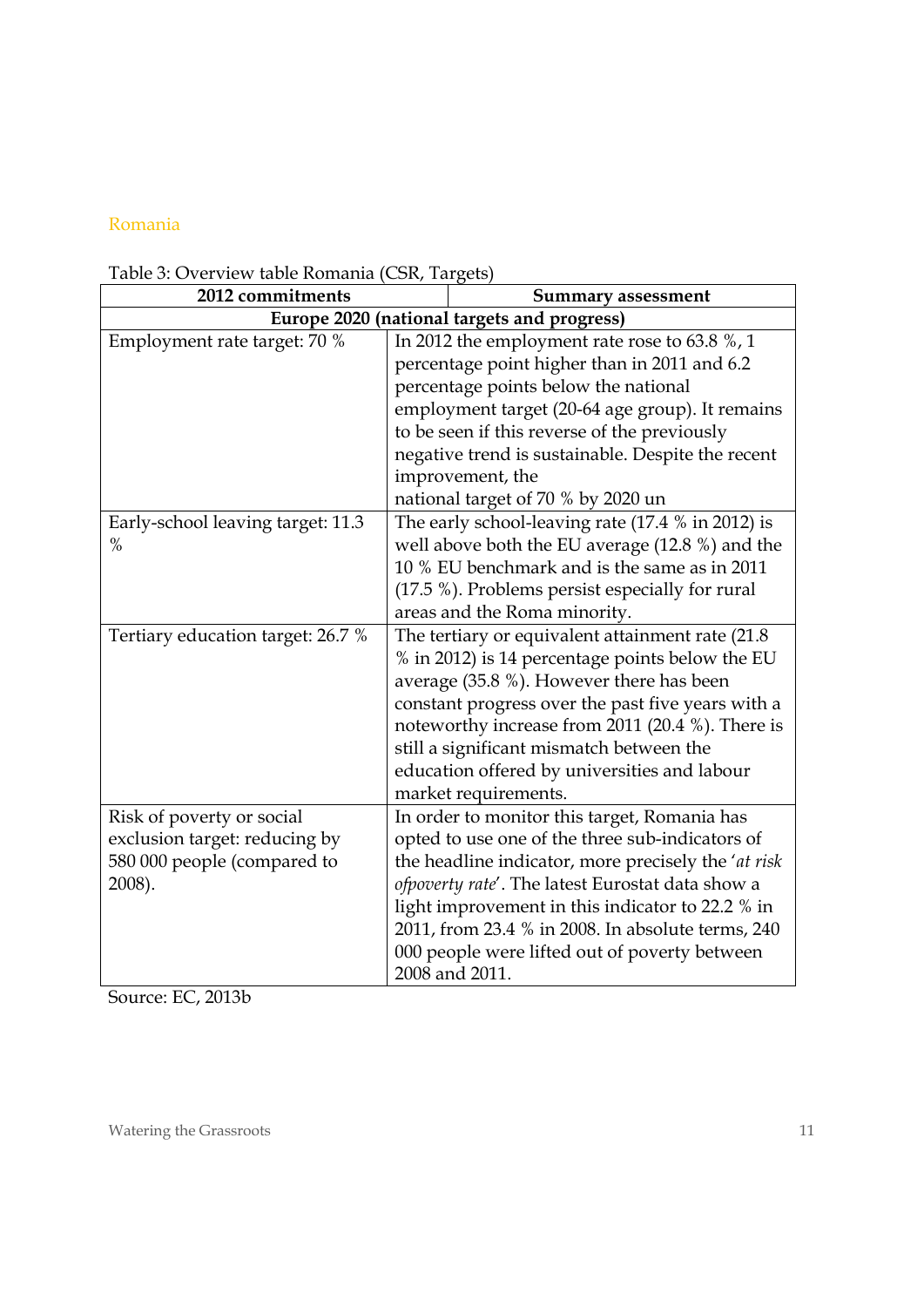## Romania

Table 3: Overview table Romania (CSR, Targets)

| 2012 commitments | Summary assessment |
|---|---|
| **Europe 2020 (national targets and progress)** | |
| Employment rate target: 70 % | In 2012 the employment rate rose to 63.8 %, 1 percentage point higher than in 2011 and 6.2 percentage points below the national employment target (20-64 age group). It remains to be seen if this reverse of the previously negative trend is sustainable. Despite the recent improvement, the national target of 70 % by 2020 un |
| Early-school leaving target: 11.3 % | The early school-leaving rate (17.4 % in 2012) is well above both the EU average (12.8 %) and the 10 % EU benchmark and is the same as in 2011 (17.5 %). Problems persist especially for rural areas and the Roma minority. |
| Tertiary education target: 26.7 % | The tertiary or equivalent attainment rate (21.8 % in 2012) is 14 percentage points below the EU average (35.8 %). However there has been constant progress over the past five years with a noteworthy increase from 2011 (20.4 %). There is still a significant mismatch between the education offered by universities and labour market requirements. |
| Risk of poverty or social exclusion target: reducing by 580 000 people (compared to 2008). | In order to monitor this target, Romania has opted to use one of the three sub-indicators of the headline indicator, more precisely the '*at risk ofpoverty rate*'. The latest Eurostat data show a light improvement in this indicator to 22.2 % in 2011, from 23.4 % in 2008. In absolute terms, 240 000 people were lifted out of poverty between 2008 and 2011. |

Source: EC, 2013b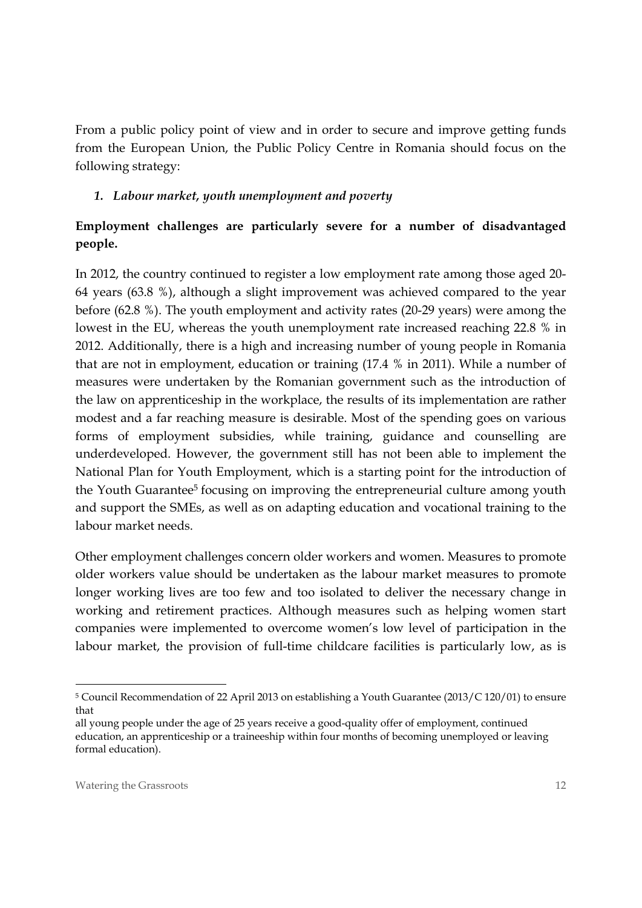From a public policy point of view and in order to secure and improve getting funds from the European Union, the Public Policy Centre in Romania should focus on the following strategy:

1. *Labour market, youth unemployment and poverty*

**Employment challenges are particularly severe for a number of disadvantaged people.**

In 2012, the country continued to register a low employment rate among those aged 20-64 years (63.8 %), although a slight improvement was achieved compared to the year before (62.8 %). The youth employment and activity rates (20-29 years) were among the lowest in the EU, whereas the youth unemployment rate increased reaching 22.8 % in 2012. Additionally, there is a high and increasing number of young people in Romania that are not in employment, education or training (17.4 % in 2011). While a number of measures were undertaken by the Romanian government such as the introduction of the law on apprenticeship in the workplace, the results of its implementation are rather modest and a far reaching measure is desirable. Most of the spending goes on various forms of employment subsidies, while training, guidance and counselling are underdeveloped. However, the government still has not been able to implement the National Plan for Youth Employment, which is a starting point for the introduction of the Youth Guarantee[5] focusing on improving the entrepreneurial culture among youth and support the SMEs, as well as on adapting education and vocational training to the labour market needs.

Other employment challenges concern older workers and women. Measures to promote older workers value should be undertaken as the labour market measures to promote longer working lives are too few and too isolated to deliver the necessary change in working and retirement practices. Although measures such as helping women start companies were implemented to overcome women's low level of participation in the labour market, the provision of full-time childcare facilities is particularly low, as is

---

[5] Council Recommendation of 22 April 2013 on establishing a Youth Guarantee (2013/C 120/01) to ensure that

all young people under the age of 25 years receive a good-quality offer of employment, continued education, an apprenticeship or a traineeship within four months of becoming unemployed or leaving formal education).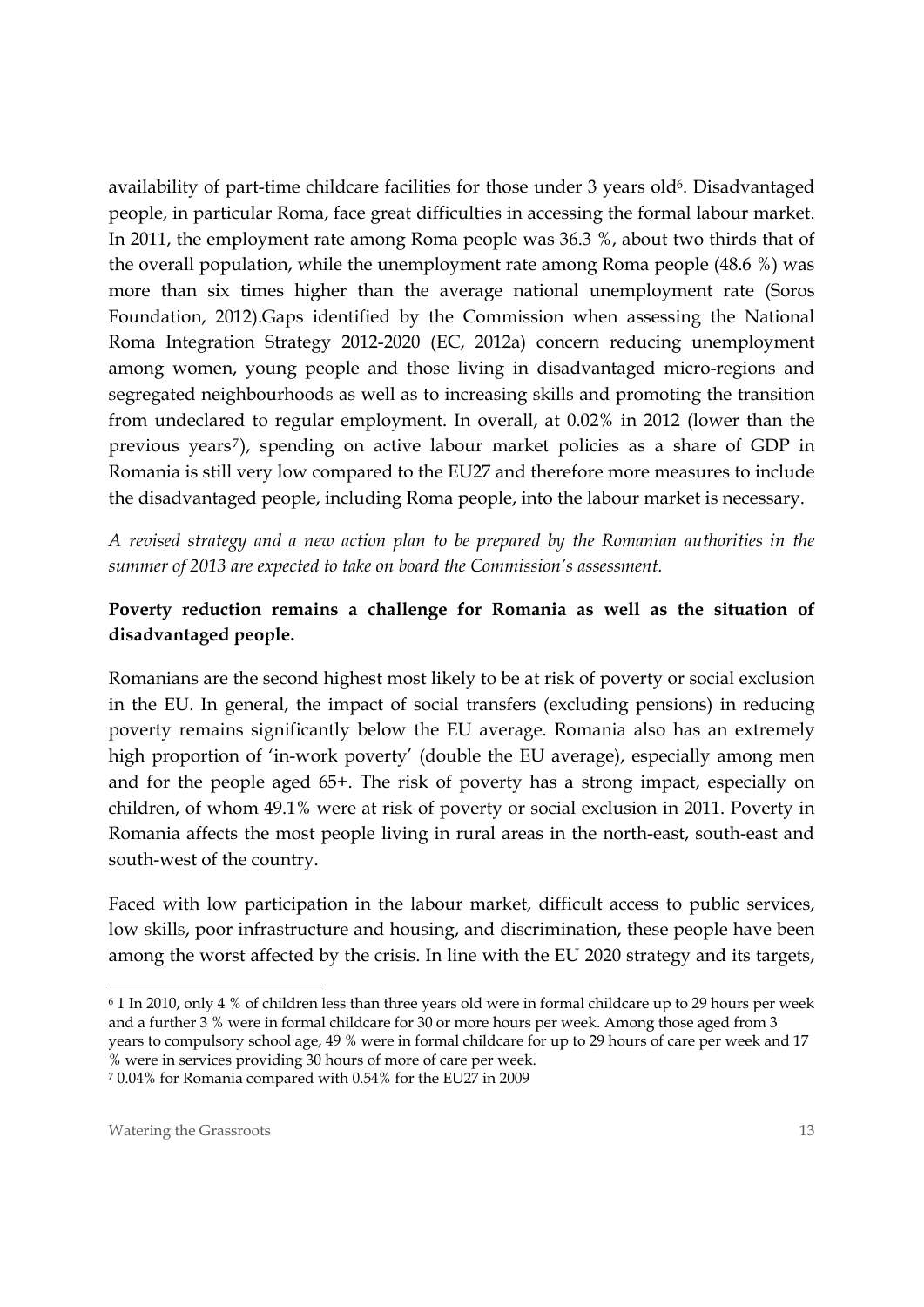availability of part-time childcare facilities for those under 3 years old[6]. Disadvantaged people, in particular Roma, face great difficulties in accessing the formal labour market. In 2011, the employment rate among Roma people was 36.3 %, about two thirds that of the overall population, while the unemployment rate among Roma people (48.6 %) was more than six times higher than the average national unemployment rate (Soros Foundation, 2012).Gaps identified by the Commission when assessing the National Roma Integration Strategy 2012-2020 (EC, 2012a) concern reducing unemployment among women, young people and those living in disadvantaged micro-regions and segregated neighbourhoods as well as to increasing skills and promoting the transition from undeclared to regular employment. In overall, at 0.02% in 2012 (lower than the previous years[7]), spending on active labour market policies as a share of GDP in Romania is still very low compared to the EU27 and therefore more measures to include the disadvantaged people, including Roma people, into the labour market is necessary.

*A revised strategy and a new action plan to be prepared by the Romanian authorities in the summer of 2013 are expected to take on board the Commission's assessment.*

**Poverty reduction remains a challenge for Romania as well as the situation of disadvantaged people.**

Romanians are the second highest most likely to be at risk of poverty or social exclusion in the EU. In general, the impact of social transfers (excluding pensions) in reducing poverty remains significantly below the EU average. Romania also has an extremely high proportion of 'in-work poverty' (double the EU average), especially among men and for the people aged 65+. The risk of poverty has a strong impact, especially on children, of whom 49.1% were at risk of poverty or social exclusion in 2011. Poverty in Romania affects the most people living in rural areas in the north-east, south-east and south-west of the country.

Faced with low participation in the labour market, difficult access to public services, low skills, poor infrastructure and housing, and discrimination, these people have been among the worst affected by the crisis. In line with the EU 2020 strategy and its targets,

---

[6] 1 In 2010, only 4 % of children less than three years old were in formal childcare up to 29 hours per week and a further 3 % were in formal childcare for 30 or more hours per week. Among those aged from 3 years to compulsory school age, 49 % were in formal childcare for up to 29 hours of care per week and 17 % were in services providing 30 hours of more of care per week.

[7] 0.04% for Romania compared with 0.54% for the EU27 in 2009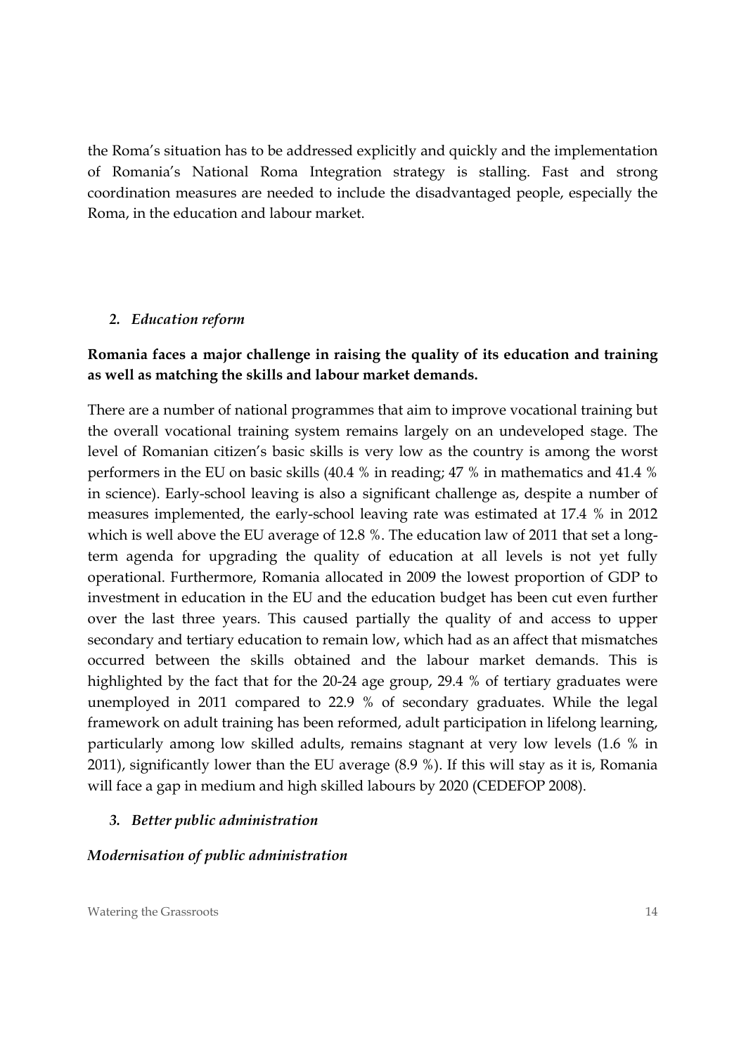the Roma's situation has to be addressed explicitly and quickly and the implementation of Romania's National Roma Integration strategy is stalling. Fast and strong coordination measures are needed to include the disadvantaged people, especially the Roma, in the education and labour market.

### *2. Education reform*

**Romania faces a major challenge in raising the quality of its education and training as well as matching the skills and labour market demands.**

There are a number of national programmes that aim to improve vocational training but the overall vocational training system remains largely on an undeveloped stage. The level of Romanian citizen's basic skills is very low as the country is among the worst performers in the EU on basic skills (40.4 % in reading; 47 % in mathematics and 41.4 % in science). Early-school leaving is also a significant challenge as, despite a number of measures implemented, the early-school leaving rate was estimated at 17.4 % in 2012 which is well above the EU average of 12.8 %. The education law of 2011 that set a long-term agenda for upgrading the quality of education at all levels is not yet fully operational. Furthermore, Romania allocated in 2009 the lowest proportion of GDP to investment in education in the EU and the education budget has been cut even further over the last three years. This caused partially the quality of and access to upper secondary and tertiary education to remain low, which had as an affect that mismatches occurred between the skills obtained and the labour market demands. This is highlighted by the fact that for the 20-24 age group, 29.4 % of tertiary graduates were unemployed in 2011 compared to 22.9 % of secondary graduates. While the legal framework on adult training has been reformed, adult participation in lifelong learning, particularly among low skilled adults, remains stagnant at very low levels (1.6 % in 2011), significantly lower than the EU average (8.9 %). If this will stay as it is, Romania will face a gap in medium and high skilled labours by 2020 (CEDEFOP 2008).

### *3. Better public administration*

#### *Modernisation of public administration*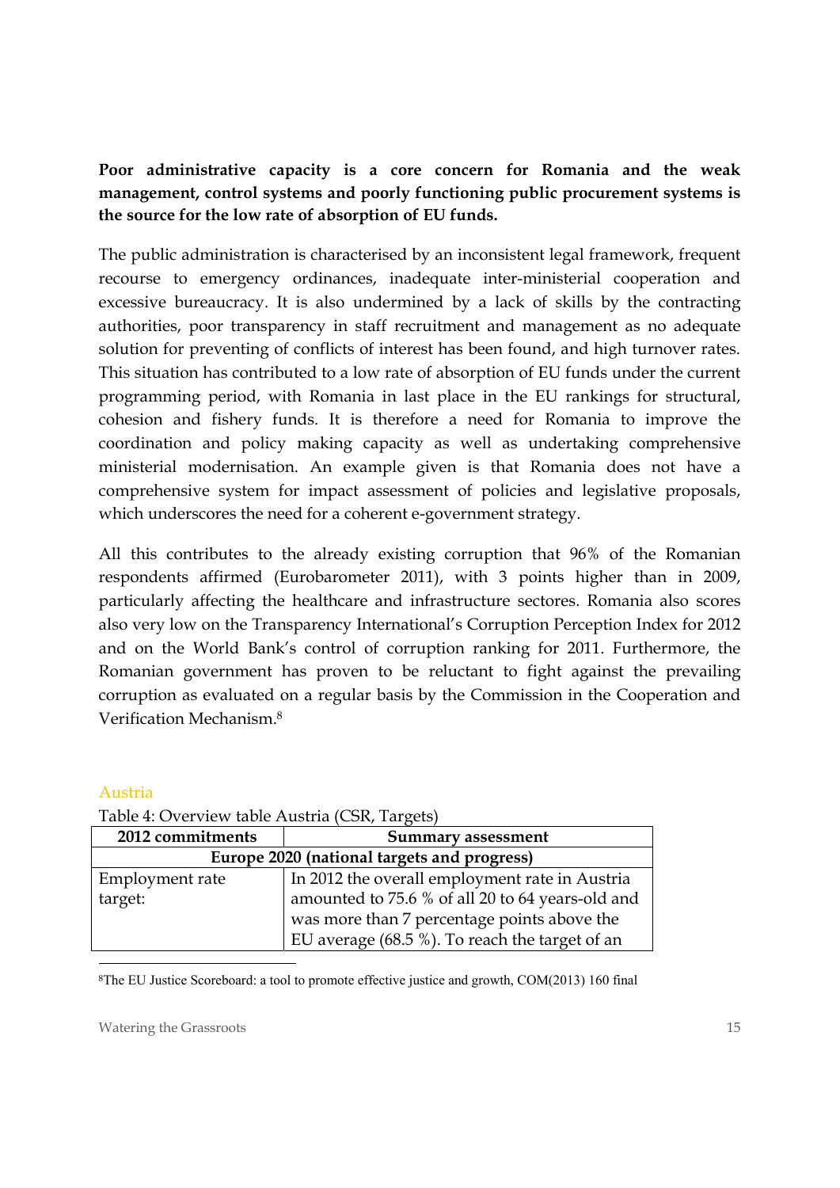**Poor administrative capacity is a core concern for Romania and the weak management, control systems and poorly functioning public procurement systems is the source for the low rate of absorption of EU funds.**

The public administration is characterised by an inconsistent legal framework, frequent recourse to emergency ordinances, inadequate inter-ministerial cooperation and excessive bureaucracy. It is also undermined by a lack of skills by the contracting authorities, poor transparency in staff recruitment and management as no adequate solution for preventing of conflicts of interest has been found, and high turnover rates. This situation has contributed to a low rate of absorption of EU funds under the current programming period, with Romania in last place in the EU rankings for structural, cohesion and fishery funds. It is therefore a need for Romania to improve the coordination and policy making capacity as well as undertaking comprehensive ministerial modernisation. An example given is that Romania does not have a comprehensive system for impact assessment of policies and legislative proposals, which underscores the need for a coherent e-government strategy.

All this contributes to the already existing corruption that 96% of the Romanian respondents affirmed (Eurobarometer 2011), with 3 points higher than in 2009, particularly affecting the healthcare and infrastructure sectores. Romania also scores also very low on the Transparency International's Corruption Perception Index for 2012 and on the World Bank's control of corruption ranking for 2011. Furthermore, the Romanian government has proven to be reluctant to fight against the prevailing corruption as evaluated on a regular basis by the Commission in the Cooperation and Verification Mechanism.[8]

## Austria

Table 4: Overview table Austria (CSR, Targets)

| 2012 commitments | Summary assessment |
|---|---|
| **Europe 2020 (national targets and progress)** | |
| Employment rate target: | In 2012 the overall employment rate in Austria amounted to 75.6 % of all 20 to 64 years-old and was more than 7 percentage points above the EU average (68.5 %). To reach the target of an |

[8]The EU Justice Scoreboard: a tool to promote effective justice and growth, COM(2013) 160 final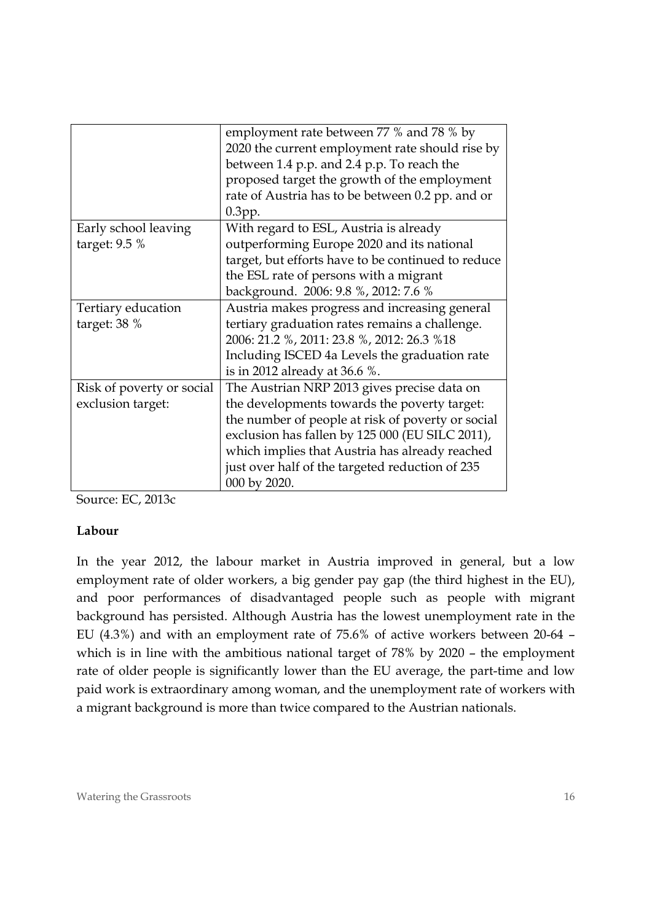| | |
|---|---|
| | employment rate between 77 % and 78 % by 2020 the current employment rate should rise by between 1.4 p.p. and 2.4 p.p. To reach the proposed target the growth of the employment rate of Austria has to be between 0.2 pp. and or 0.3pp. |
| Early school leaving target: 9.5 % | With regard to ESL, Austria is already outperforming Europe 2020 and its national target, but efforts have to be continued to reduce the ESL rate of persons with a migrant background. 2006: 9.8 %, 2012: 7.6 % |
| Tertiary education target: 38 % | Austria makes progress and increasing general tertiary graduation rates remains a challenge. 2006: 21.2 %, 2011: 23.8 %, 2012: 26.3 %18 Including ISCED 4a Levels the graduation rate is in 2012 already at 36.6 %. |
| Risk of poverty or social exclusion target: | The Austrian NRP 2013 gives precise data on the developments towards the poverty target: the number of people at risk of poverty or social exclusion has fallen by 125 000 (EU SILC 2011), which implies that Austria has already reached just over half of the targeted reduction of 235 000 by 2020. |

Source: EC, 2013c

**Labour**

In the year 2012, the labour market in Austria improved in general, but a low employment rate of older workers, a big gender pay gap (the third highest in the EU), and poor performances of disadvantaged people such as people with migrant background has persisted. Although Austria has the lowest unemployment rate in the EU (4.3%) and with an employment rate of 75.6% of active workers between 20-64 – which is in line with the ambitious national target of 78% by 2020 – the employment rate of older people is significantly lower than the EU average, the part-time and low paid work is extraordinary among woman, and the unemployment rate of workers with a migrant background is more than twice compared to the Austrian nationals.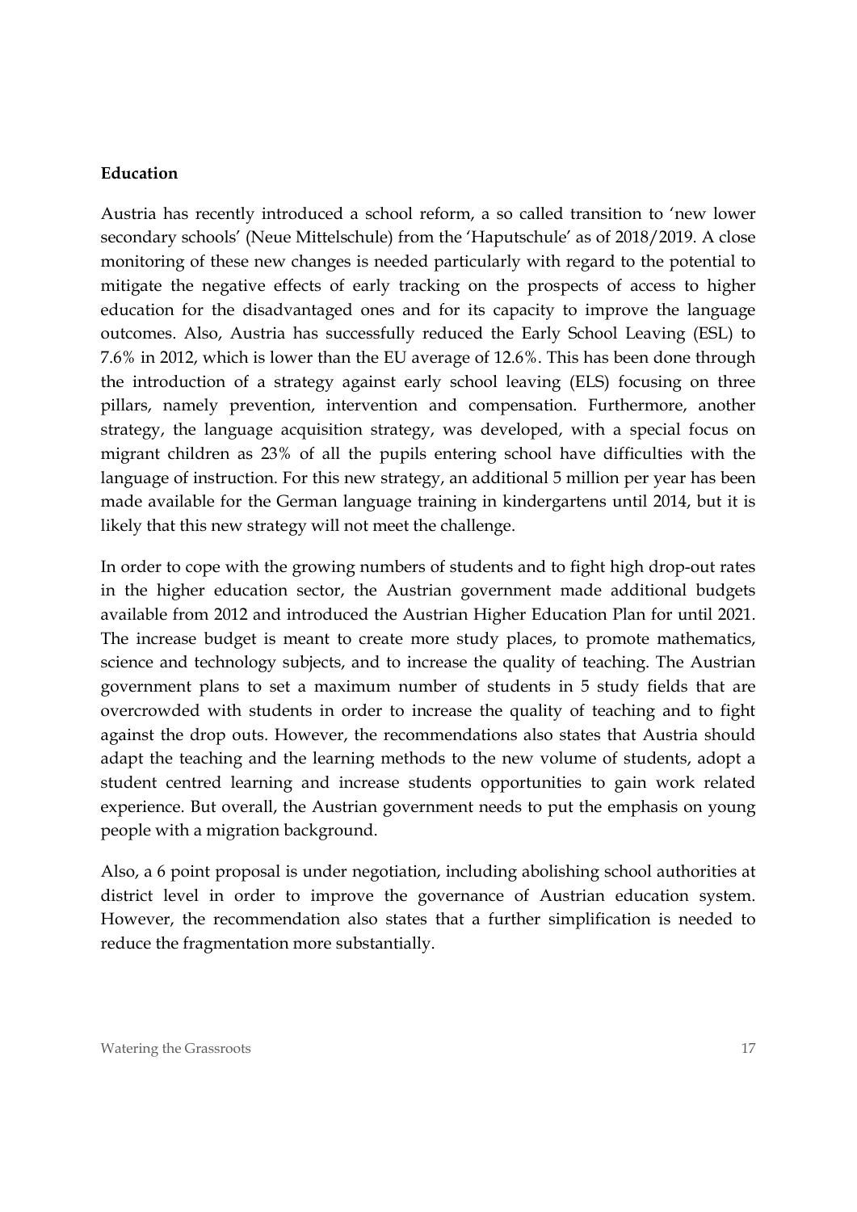**Education**

Austria has recently introduced a school reform, a so called transition to 'new lower secondary schools' (Neue Mittelschule) from the 'Haputschule' as of 2018/2019. A close monitoring of these new changes is needed particularly with regard to the potential to mitigate the negative effects of early tracking on the prospects of access to higher education for the disadvantaged ones and for its capacity to improve the language outcomes. Also, Austria has successfully reduced the Early School Leaving (ESL) to 7.6% in 2012, which is lower than the EU average of 12.6%. This has been done through the introduction of a strategy against early school leaving (ELS) focusing on three pillars, namely prevention, intervention and compensation. Furthermore, another strategy, the language acquisition strategy, was developed, with a special focus on migrant children as 23% of all the pupils entering school have difficulties with the language of instruction. For this new strategy, an additional 5 million per year has been made available for the German language training in kindergartens until 2014, but it is likely that this new strategy will not meet the challenge.

In order to cope with the growing numbers of students and to fight high drop-out rates in the higher education sector, the Austrian government made additional budgets available from 2012 and introduced the Austrian Higher Education Plan for until 2021. The increase budget is meant to create more study places, to promote mathematics, science and technology subjects, and to increase the quality of teaching. The Austrian government plans to set a maximum number of students in 5 study fields that are overcrowded with students in order to increase the quality of teaching and to fight against the drop outs. However, the recommendations also states that Austria should adapt the teaching and the learning methods to the new volume of students, adopt a student centred learning and increase students opportunities to gain work related experience. But overall, the Austrian government needs to put the emphasis on young people with a migration background.

Also, a 6 point proposal is under negotiation, including abolishing school authorities at district level in order to improve the governance of Austrian education system. However, the recommendation also states that a further simplification is needed to reduce the fragmentation more substantially.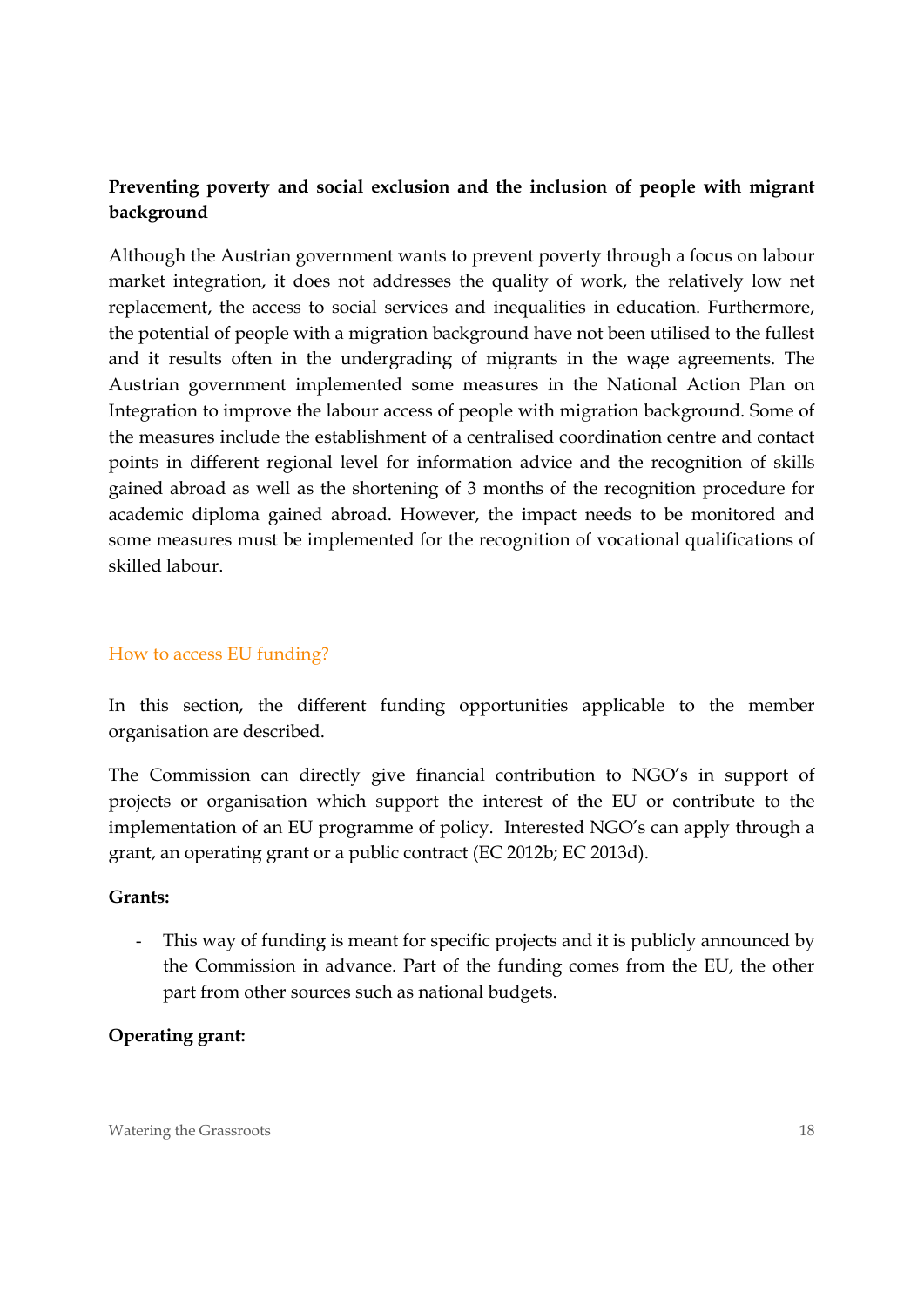**Preventing poverty and social exclusion and the inclusion of people with migrant background**

Although the Austrian government wants to prevent poverty through a focus on labour market integration, it does not addresses the quality of work, the relatively low net replacement, the access to social services and inequalities in education. Furthermore, the potential of people with a migration background have not been utilised to the fullest and it results often in the undergrading of migrants in the wage agreements. The Austrian government implemented some measures in the National Action Plan on Integration to improve the labour access of people with migration background. Some of the measures include the establishment of a centralised coordination centre and contact points in different regional level for information advice and the recognition of skills gained abroad as well as the shortening of 3 months of the recognition procedure for academic diploma gained abroad. However, the impact needs to be monitored and some measures must be implemented for the recognition of vocational qualifications of skilled labour.

## How to access EU funding?

In this section, the different funding opportunities applicable to the member organisation are described.

The Commission can directly give financial contribution to NGO's in support of projects or organisation which support the interest of the EU or contribute to the implementation of an EU programme of policy. Interested NGO's can apply through a grant, an operating grant or a public contract (EC 2012b; EC 2013d).

**Grants:**

- This way of funding is meant for specific projects and it is publicly announced by the Commission in advance. Part of the funding comes from the EU, the other part from other sources such as national budgets.

**Operating grant:**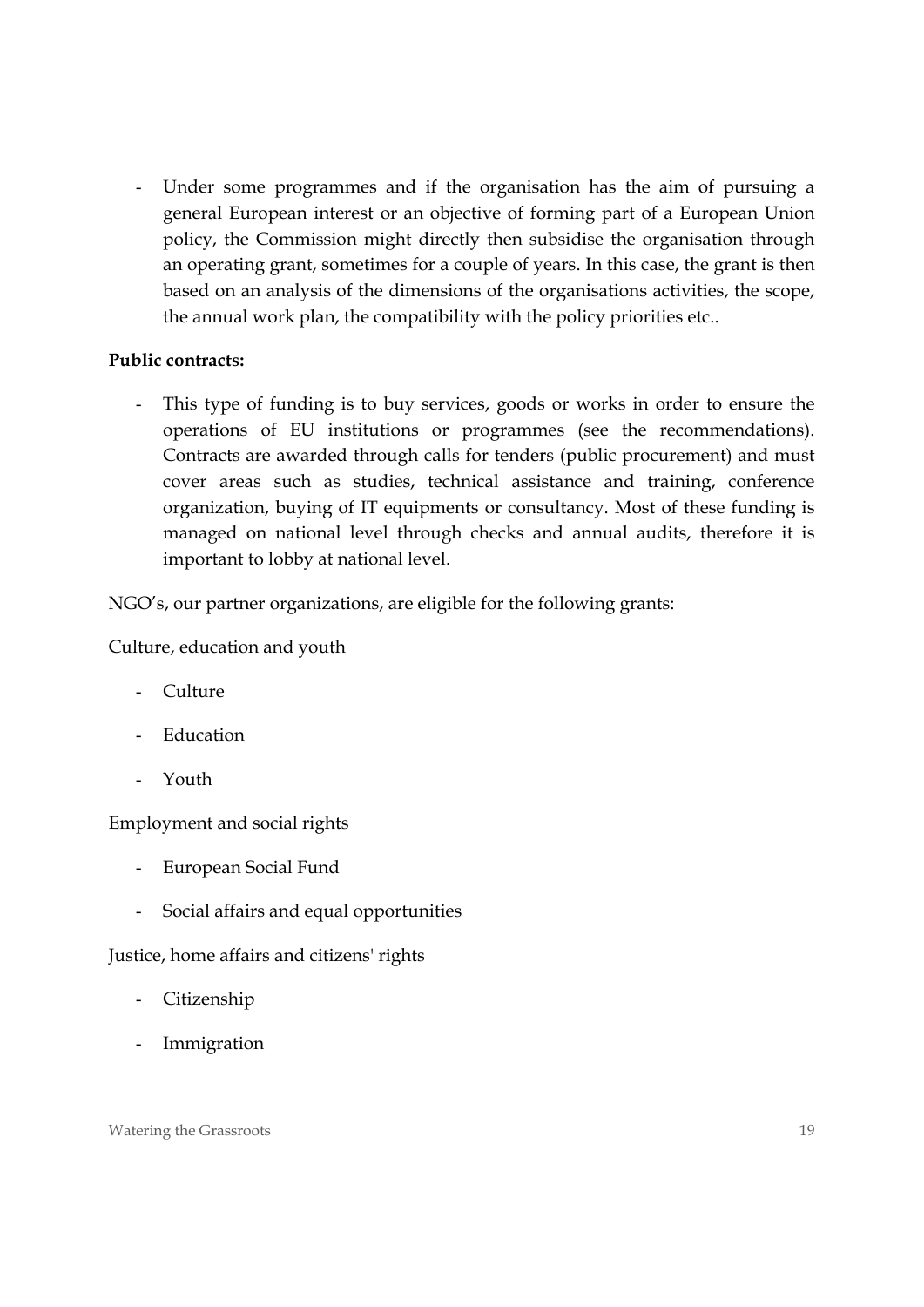- Under some programmes and if the organisation has the aim of pursuing a general European interest or an objective of forming part of a European Union policy, the Commission might directly then subsidise the organisation through an operating grant, sometimes for a couple of years. In this case, the grant is then based on an analysis of the dimensions of the organisations activities, the scope, the annual work plan, the compatibility with the policy priorities etc..

**Public contracts:**

- This type of funding is to buy services, goods or works in order to ensure the operations of EU institutions or programmes (see the recommendations). Contracts are awarded through calls for tenders (public procurement) and must cover areas such as studies, technical assistance and training, conference organization, buying of IT equipments or consultancy. Most of these funding is managed on national level through checks and annual audits, therefore it is important to lobby at national level.

NGO's, our partner organizations, are eligible for the following grants:

Culture, education and youth

- Culture
- Education
- Youth

Employment and social rights

- European Social Fund
- Social affairs and equal opportunities

Justice, home affairs and citizens' rights

- Citizenship
- Immigration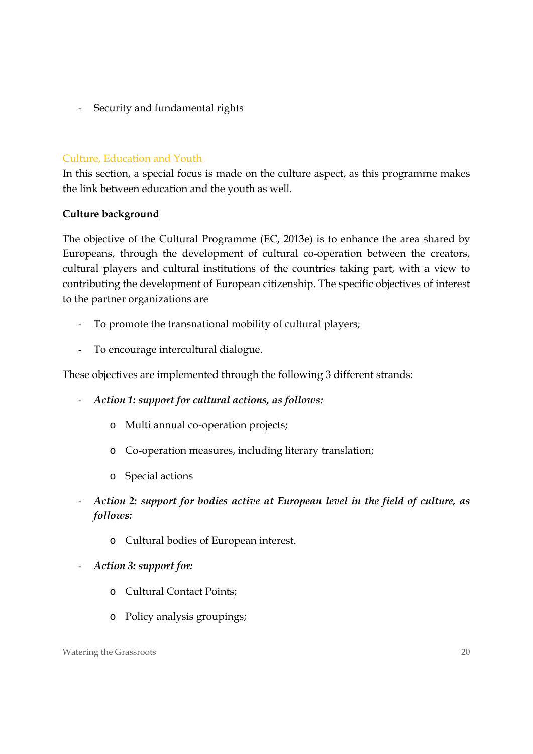- Security and fundamental rights

### Culture, Education and Youth

In this section, a special focus is made on the culture aspect, as this programme makes the link between education and the youth as well.

**Culture background**

The objective of the Cultural Programme (EC, 2013e) is to enhance the area shared by Europeans, through the development of cultural co-operation between the creators, cultural players and cultural institutions of the countries taking part, with a view to contributing the development of European citizenship. The specific objectives of interest to the partner organizations are

- To promote the transnational mobility of cultural players;
- To encourage intercultural dialogue.

These objectives are implemented through the following 3 different strands:

- ***Action 1: support for cultural actions, as follows:***
    - Multi annual co-operation projects;
    - Co-operation measures, including literary translation;
    - Special actions
- ***Action 2: support for bodies active at European level in the field of culture, as follows:***
    - Cultural bodies of European interest.
- ***Action 3: support for:***
    - Cultural Contact Points;
    - Policy analysis groupings;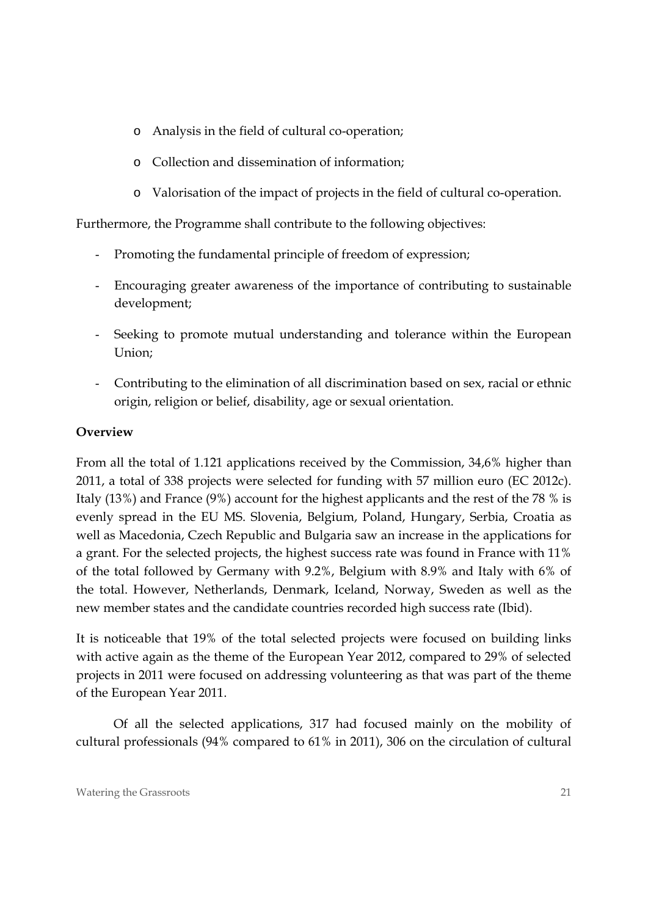- Analysis in the field of cultural co-operation;
- Collection and dissemination of information;
- Valorisation of the impact of projects in the field of cultural co-operation.

Furthermore, the Programme shall contribute to the following objectives:

- Promoting the fundamental principle of freedom of expression;
- Encouraging greater awareness of the importance of contributing to sustainable development;
- Seeking to promote mutual understanding and tolerance within the European Union;
- Contributing to the elimination of all discrimination based on sex, racial or ethnic origin, religion or belief, disability, age or sexual orientation.

**Overview**

From all the total of 1.121 applications received by the Commission, 34,6% higher than 2011, a total of 338 projects were selected for funding with 57 million euro (EC 2012c). Italy (13%) and France (9%) account for the highest applicants and the rest of the 78 % is evenly spread in the EU MS. Slovenia, Belgium, Poland, Hungary, Serbia, Croatia as well as Macedonia, Czech Republic and Bulgaria saw an increase in the applications for a grant. For the selected projects, the highest success rate was found in France with 11% of the total followed by Germany with 9.2%, Belgium with 8.9% and Italy with 6% of the total. However, Netherlands, Denmark, Iceland, Norway, Sweden as well as the new member states and the candidate countries recorded high success rate (Ibid).

It is noticeable that 19% of the total selected projects were focused on building links with active again as the theme of the European Year 2012, compared to 29% of selected projects in 2011 were focused on addressing volunteering as that was part of the theme of the European Year 2011.

Of all the selected applications, 317 had focused mainly on the mobility of cultural professionals (94% compared to 61% in 2011), 306 on the circulation of cultural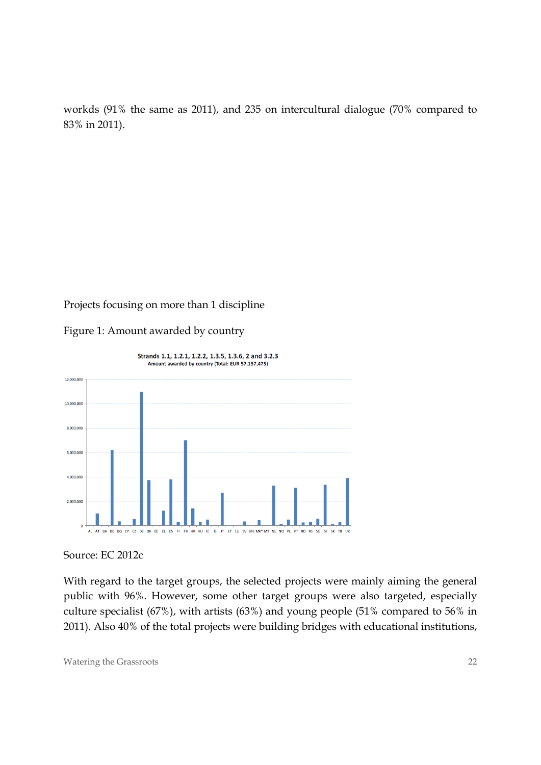workds (91% the same as 2011), and 235 on intercultural dialogue (70% compared to 83% in 2011).

Projects focusing on more than 1 discipline

Figure 1: Amount awarded by country

Strands 1.1, 1.2.1, 1.2.2, 1.3.5, 1.3.6, 2 and 3.2.3
Amount awarded by country (Total: EUR 57,157,475)

Source: EC 2012c

With regard to the target groups, the selected projects were mainly aiming the general public with 96%. However, some other target groups were also targeted, especially culture specialist (67%), with artists (63%) and young people (51% compared to 56% in 2011). Also 40% of the total projects were building bridges with educational institutions,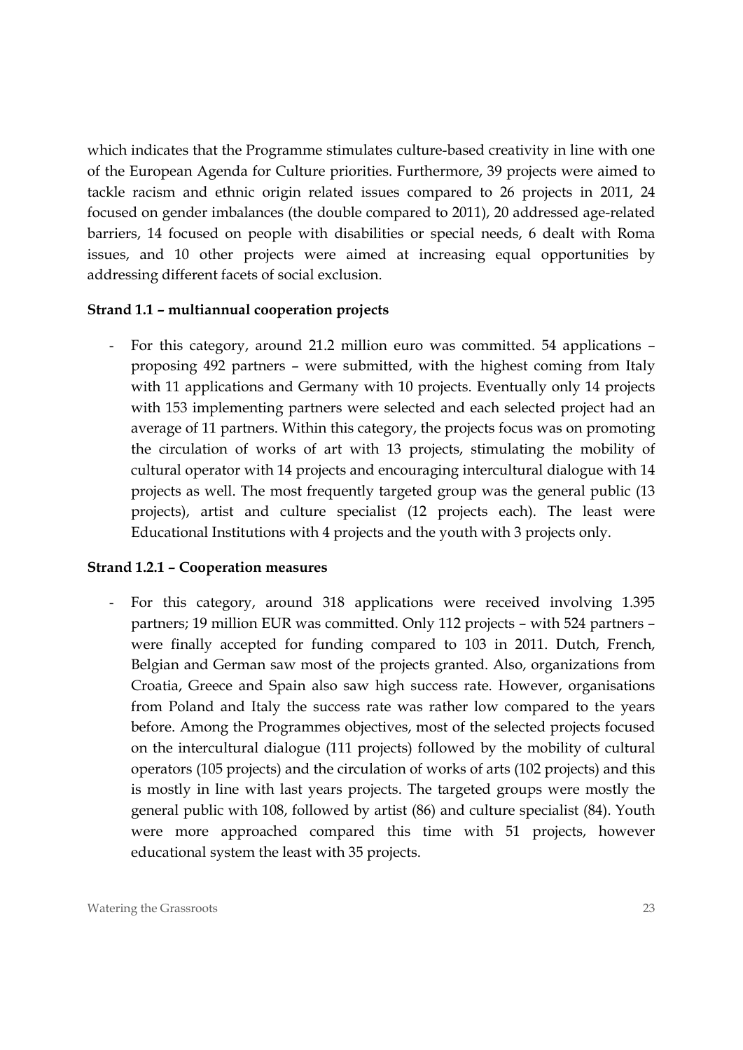which indicates that the Programme stimulates culture-based creativity in line with one of the European Agenda for Culture priorities. Furthermore, 39 projects were aimed to tackle racism and ethnic origin related issues compared to 26 projects in 2011, 24 focused on gender imbalances (the double compared to 2011), 20 addressed age-related barriers, 14 focused on people with disabilities or special needs, 6 dealt with Roma issues, and 10 other projects were aimed at increasing equal opportunities by addressing different facets of social exclusion.

**Strand 1.1 – multiannual cooperation projects**

- For this category, around 21.2 million euro was committed. 54 applications – proposing 492 partners – were submitted, with the highest coming from Italy with 11 applications and Germany with 10 projects. Eventually only 14 projects with 153 implementing partners were selected and each selected project had an average of 11 partners. Within this category, the projects focus was on promoting the circulation of works of art with 13 projects, stimulating the mobility of cultural operator with 14 projects and encouraging intercultural dialogue with 14 projects as well. The most frequently targeted group was the general public (13 projects), artist and culture specialist (12 projects each). The least were Educational Institutions with 4 projects and the youth with 3 projects only.

**Strand 1.2.1 – Cooperation measures**

- For this category, around 318 applications were received involving 1.395 partners; 19 million EUR was committed. Only 112 projects – with 524 partners – were finally accepted for funding compared to 103 in 2011. Dutch, French, Belgian and German saw most of the projects granted. Also, organizations from Croatia, Greece and Spain also saw high success rate. However, organisations from Poland and Italy the success rate was rather low compared to the years before. Among the Programmes objectives, most of the selected projects focused on the intercultural dialogue (111 projects) followed by the mobility of cultural operators (105 projects) and the circulation of works of arts (102 projects) and this is mostly in line with last years projects. The targeted groups were mostly the general public with 108, followed by artist (86) and culture specialist (84). Youth were more approached compared this time with 51 projects, however educational system the least with 35 projects.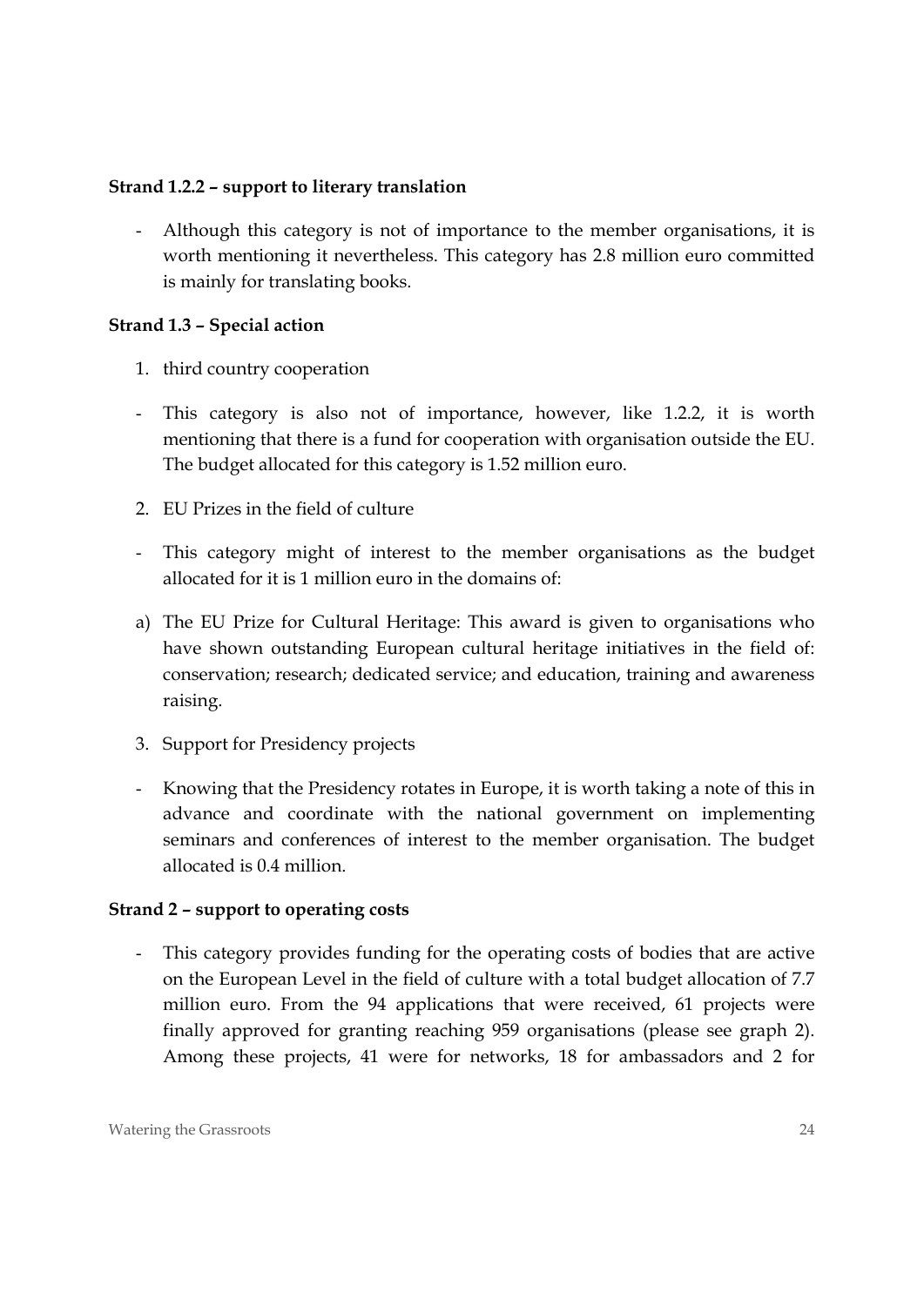**Strand 1.2.2 – support to literary translation**

- Although this category is not of importance to the member organisations, it is worth mentioning it nevertheless. This category has 2.8 million euro committed is mainly for translating books.

**Strand 1.3 – Special action**

1. third country cooperation

- This category is also not of importance, however, like 1.2.2, it is worth mentioning that there is a fund for cooperation with organisation outside the EU. The budget allocated for this category is 1.52 million euro.

2. EU Prizes in the field of culture

- This category might of interest to the member organisations as the budget allocated for it is 1 million euro in the domains of:

a) The EU Prize for Cultural Heritage: This award is given to organisations who have shown outstanding European cultural heritage initiatives in the field of: conservation; research; dedicated service; and education, training and awareness raising.

3. Support for Presidency projects

- Knowing that the Presidency rotates in Europe, it is worth taking a note of this in advance and coordinate with the national government on implementing seminars and conferences of interest to the member organisation. The budget allocated is 0.4 million.

**Strand 2 – support to operating costs**

- This category provides funding for the operating costs of bodies that are active on the European Level in the field of culture with a total budget allocation of 7.7 million euro. From the 94 applications that were received, 61 projects were finally approved for granting reaching 959 organisations (please see graph 2). Among these projects, 41 were for networks, 18 for ambassadors and 2 for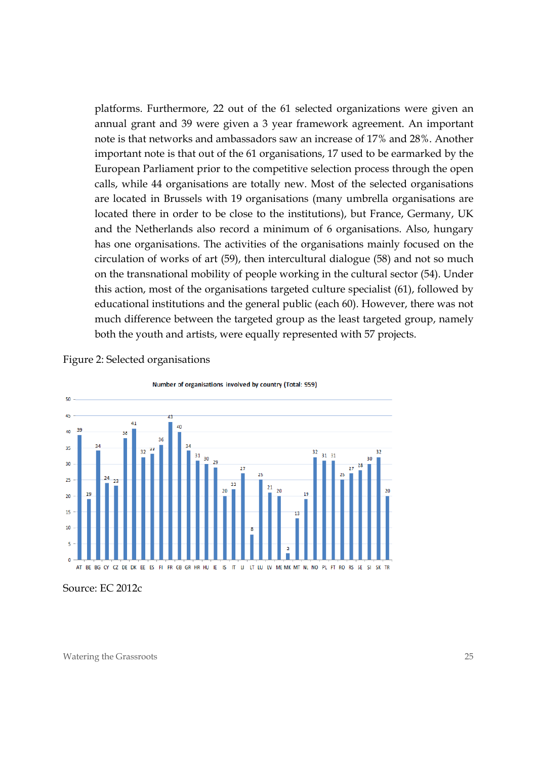platforms. Furthermore, 22 out of the 61 selected organizations were given an annual grant and 39 were given a 3 year framework agreement. An important note is that networks and ambassadors saw an increase of 17% and 28%. Another important note is that out of the 61 organisations, 17 used to be earmarked by the European Parliament prior to the competitive selection process through the open calls, while 44 organisations are totally new. Most of the selected organisations are located in Brussels with 19 organisations (many umbrella organisations are located there in order to be close to the institutions), but France, Germany, UK and the Netherlands also record a minimum of 6 organisations. Also, hungary has one organisations. The activities of the organisations mainly focused on the circulation of works of art (59), then intercultural dialogue (58) and not so much on the transnational mobility of people working in the cultural sector (54). Under this action, most of the organisations targeted culture specialist (61), followed by educational institutions and the general public (each 60). However, there was not much difference between the targeted group as the least targeted group, namely both the youth and artists, were equally represented with 57 projects.

Figure 2: Selected organisations

Number of organisations involved by country (Total: 959)

| Country | AT | BE | BG | CY | CZ | DE | DK | EE | ES | FI | FR | GB | GR | HR | HU | IE | IS | IT | LI | LT | LU | LV | ME | MK | MT | NL | NO | PL | PT | RO | RS | SE | SI | SK | TR |
|---|---|---|---|---|---|---|---|---|---|---|---|---|---|---|---|---|---|---|---|---|---|---|---|---|---|---|---|---|---|---|---|---|---|---|---|
| Number | 39 | 19 | 34 | 24 | 23 | 38 | 41 | 32 | 33 | 36 | 43 | 40 | 34 | 31 | 30 | 29 | 20 | 22 | 27 | 8 | 25 | 21 | 20 | 2 | 13 | 19 | 32 | 31 | 31 | 25 | 27 | 28 | 30 | 32 | 20 |

Source: EC 2012c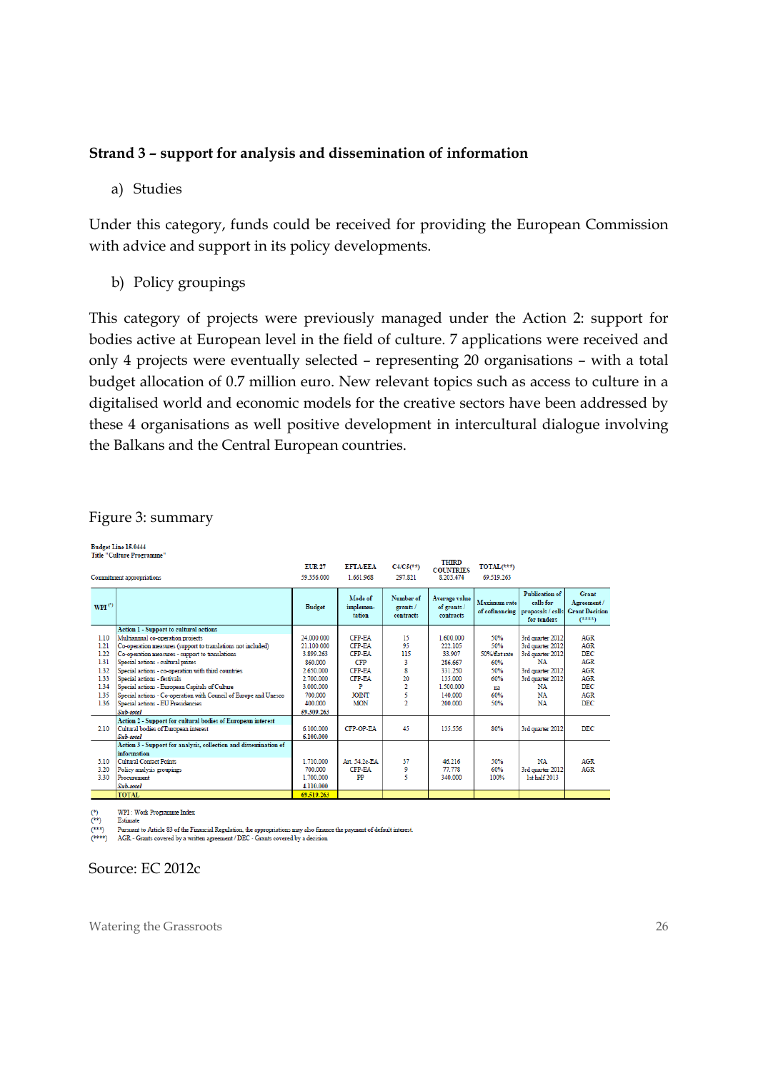### Strand 3 – support for analysis and dissemination of information

a) Studies

Under this category, funds could be received for providing the European Commission with advice and support in its policy developments.

b) Policy groupings

This category of projects were previously managed under the Action 2: support for bodies active at European level in the field of culture. 7 applications were received and only 4 projects were eventually selected – representing 20 organisations – with a total budget allocation of 0.7 million euro. New relevant topics such as access to culture in a digitalised world and economic models for the creative sectors have been addressed by these 4 organisations as well positive development in intercultural dialogue involving the Balkans and the Central European countries.

Figure 3: summary

Budget Line 15.0444
Title "Culture Programme"

| | EUR 27 | EFTA/EEA | C4/C5(**) | THIRD COUNTRIES | TOTAL(***) |
|---|---|---|---|---|---|
| Commitment appropriations | 59.356.000 | 1.661.968 | 297.821 | 8.203.474 | 69.519.263 |

| WPI (*) | | Budget | Mode of implementation | Number of grants / contracts | Average value of grants / contracts | Maximum rate of cofinancing | Publication of calls for proposals / calls for tenders | Grant Agreement / Grant Decision (****) |
|---|---|---|---|---|---|---|---|---|
| | **Action 1 - Support to cultural actions** | | | | | | | |
| 1.10 | Multiannual co-operation projects | 24.000.000 | CFP-EA | 15 | 1.600.000 | 50% | 3rd quarter 2012 | AGR |
| 1.21 | Co-operation measures (support to translations not included) | 21.100.000 | CFP-EA | 95 | 222.105 | 50% | 3rd quarter 2012 | AGR |
| 1.22 | Co-operation measures - support to translations | 3.899.263 | CFP-EA | 115 | 33.907 | 50%/flat rate | 3rd quarter 2012 | DEC |
| 1.31 | Special actions - cultural prizes | 860.000 | CFP | 3 | 286.667 | 60% | NA | AGR |
| 1.32 | Special actions - co-operation with third countries | 2.650.000 | CFP-EA | 8 | 331.250 | 50% | 3rd quarter 2012 | AGR |
| 1.33 | Special actions - festivals | 2.700.000 | CFP-EA | 20 | 135.000 | 60% | 3rd quarter 2012 | AGR |
| 1.34 | Special actions - European Capitals of Culture | 3.000.000 | P | 2 | 1.500.000 | na | NA | DEC |
| 1.35 | Special actions - Co-operation with Council of Europe and Unesco | 700.000 | JOINT | 5 | 140.000 | 60% | NA | AGR |
| 1.36 | Special actions - EU Presidencies | 400.000 | MON | 2 | 200.000 | 50% | NA | DEC |
| | *Sub-total* | 59.309.263 | | | | | | |
| | **Action 2 - Support for cultural bodies of European interest** | | | | | | | |
| 2.10 | Cultural bodies of European interest | 6.100.000 | CFP-OP-EA | 45 | 135.556 | 80% | 3rd quarter 2012 | DEC |
| | *Sub-total* | 6.100.000 | | | | | | |
| | **Action 3 - Support for analysis, collection and dissemination of information** | | | | | | | |
| 3.10 | Cultural Contact Points | 1.710.000 | Art. 54.2c-EA | 37 | 46.216 | 50% | NA | AGR |
| 3.20 | Policy analysis groupings | 700.000 | CFP-EA | 9 | 77.778 | 60% | 3rd quarter 2012 | AGR |
| 3.30 | Procurement | 1.700.000 | PP | 5 | 340.000 | 100% | 1st half 2013 | |
| | *Sub-total* | 4.110.000 | | | | | | |
| | **TOTAL** | **69.519.263** | | | | | | |

(*) WPI : Work Programme Index
(**) Estimate
(***) Pursuant to Article 83 of the Financial Regulation, the appropriations may also finance the payment of default interest.
(****) AGR - Grants covered by a written agreement / DEC - Grants covered by a decision

Source: EC 2012c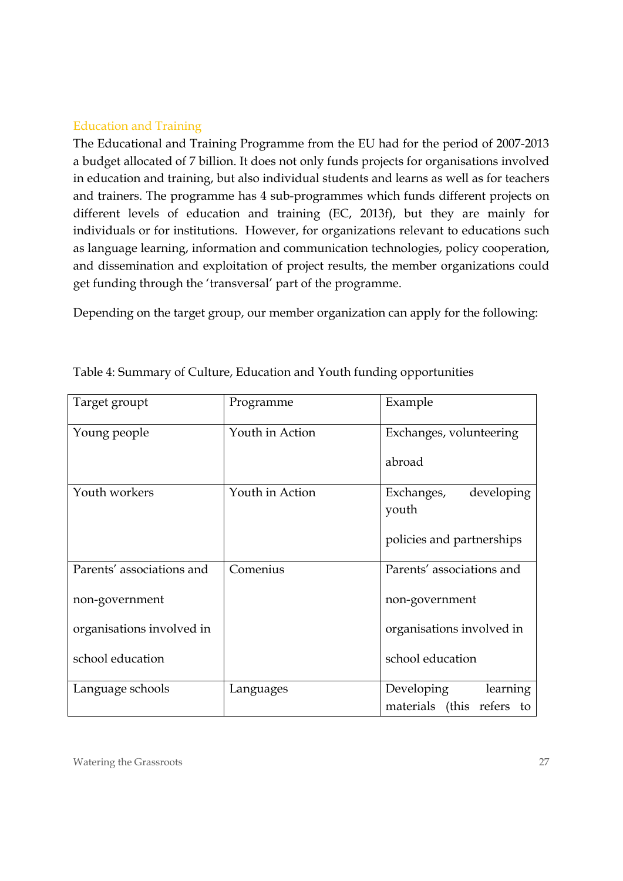### Education and Training

The Educational and Training Programme from the EU had for the period of 2007-2013 a budget allocated of 7 billion. It does not only funds projects for organisations involved in education and training, but also individual students and learns as well as for teachers and trainers. The programme has 4 sub-programmes which funds different projects on different levels of education and training (EC, 2013f), but they are mainly for individuals or for institutions. However, for organizations relevant to educations such as language learning, information and communication technologies, policy cooperation, and dissemination and exploitation of project results, the member organizations could get funding through the 'transversal' part of the programme.

Depending on the target group, our member organization can apply for the following:

Table 4: Summary of Culture, Education and Youth funding opportunities

| Target groupt | Programme | Example |
|---|---|---|
| Young people | Youth in Action | Exchanges, volunteering abroad |
| Youth workers | Youth in Action | Exchanges, developing youth policies and partnerships |
| Parents' associations and non-government organisations involved in school education | Comenius | Parents' associations and non-government organisations involved in school education |
| Language schools | Languages | Developing learning materials (this refers to |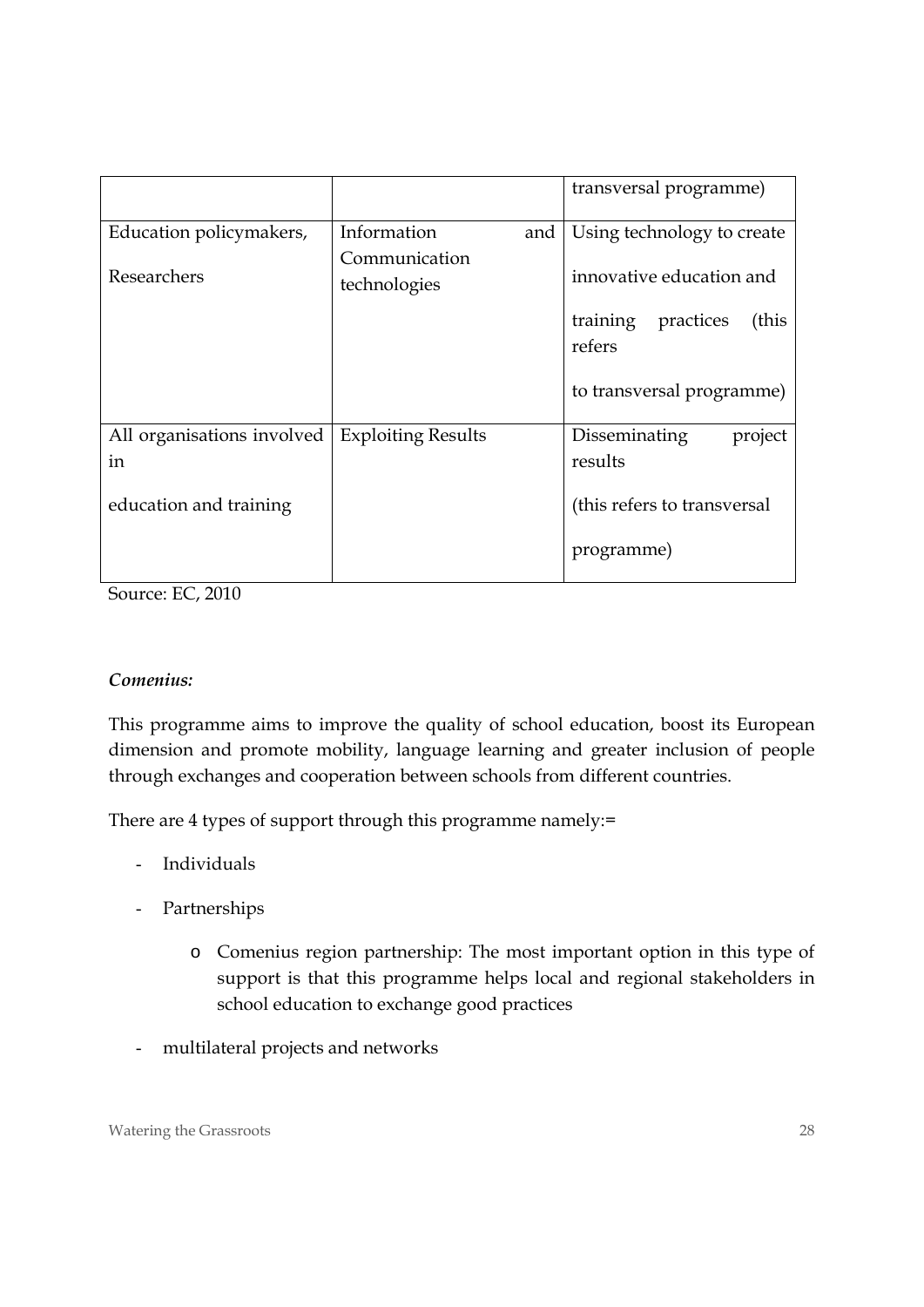| | | transversal programme) |
|---|---|---|
| Education policymakers, Researchers | Information and Communication technologies | Using technology to create innovative education and training practices (this refers to transversal programme) |
| All organisations involved in education and training | Exploiting Results | Disseminating project results (this refers to transversal programme) |

Source: EC, 2010

***Comenius:***

This programme aims to improve the quality of school education, boost its European dimension and promote mobility, language learning and greater inclusion of people through exchanges and cooperation between schools from different countries.

There are 4 types of support through this programme namely:=

- Individuals
- Partnerships
  - Comenius region partnership: The most important option in this type of support is that this programme helps local and regional stakeholders in school education to exchange good practices
- multilateral projects and networks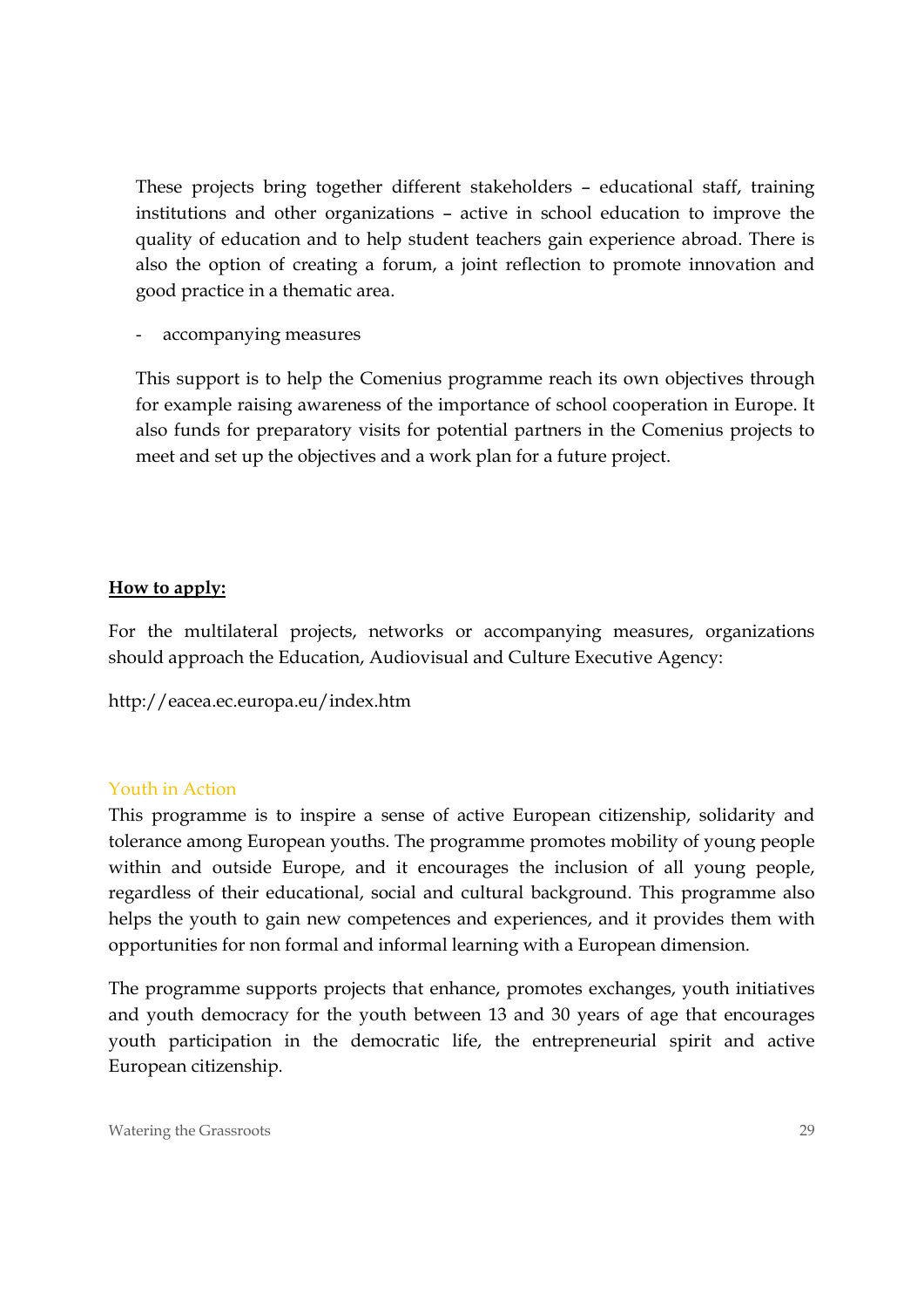These projects bring together different stakeholders – educational staff, training institutions and other organizations – active in school education to improve the quality of education and to help student teachers gain experience abroad. There is also the option of creating a forum, a joint reflection to promote innovation and good practice in a thematic area.

- accompanying measures

This support is to help the Comenius programme reach its own objectives through for example raising awareness of the importance of school cooperation in Europe. It also funds for preparatory visits for potential partners in the Comenius projects to meet and set up the objectives and a work plan for a future project.

**How to apply:**

For the multilateral projects, networks or accompanying measures, organizations should approach the Education, Audiovisual and Culture Executive Agency:

http://eacea.ec.europa.eu/index.htm

### Youth in Action

This programme is to inspire a sense of active European citizenship, solidarity and tolerance among European youths. The programme promotes mobility of young people within and outside Europe, and it encourages the inclusion of all young people, regardless of their educational, social and cultural background. This programme also helps the youth to gain new competences and experiences, and it provides them with opportunities for non formal and informal learning with a European dimension.

The programme supports projects that enhance, promotes exchanges, youth initiatives and youth democracy for the youth between 13 and 30 years of age that encourages youth participation in the democratic life, the entrepreneurial spirit and active European citizenship.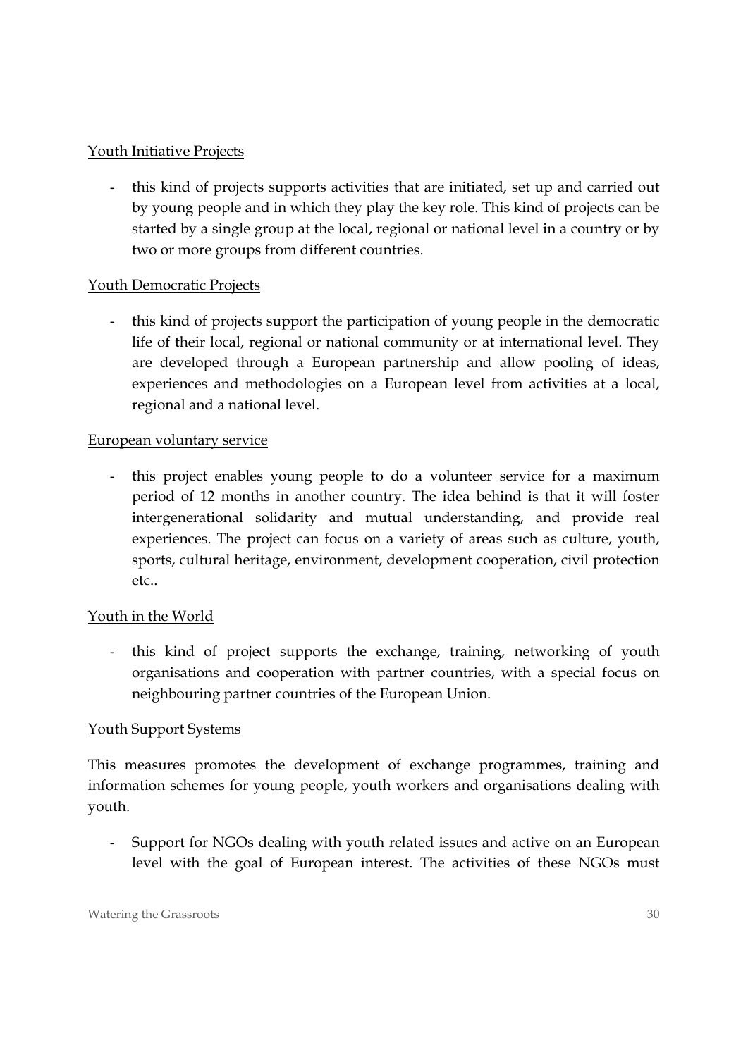Youth Initiative Projects

- this kind of projects supports activities that are initiated, set up and carried out by young people and in which they play the key role. This kind of projects can be started by a single group at the local, regional or national level in a country or by two or more groups from different countries.

Youth Democratic Projects

- this kind of projects support the participation of young people in the democratic life of their local, regional or national community or at international level. They are developed through a European partnership and allow pooling of ideas, experiences and methodologies on a European level from activities at a local, regional and a national level.

European voluntary service

- this project enables young people to do a volunteer service for a maximum period of 12 months in another country. The idea behind is that it will foster intergenerational solidarity and mutual understanding, and provide real experiences. The project can focus on a variety of areas such as culture, youth, sports, cultural heritage, environment, development cooperation, civil protection etc..

Youth in the World

- this kind of project supports the exchange, training, networking of youth organisations and cooperation with partner countries, with a special focus on neighbouring partner countries of the European Union.

Youth Support Systems

This measures promotes the development of exchange programmes, training and information schemes for young people, youth workers and organisations dealing with youth.

- Support for NGOs dealing with youth related issues and active on an European level with the goal of European interest. The activities of these NGOs must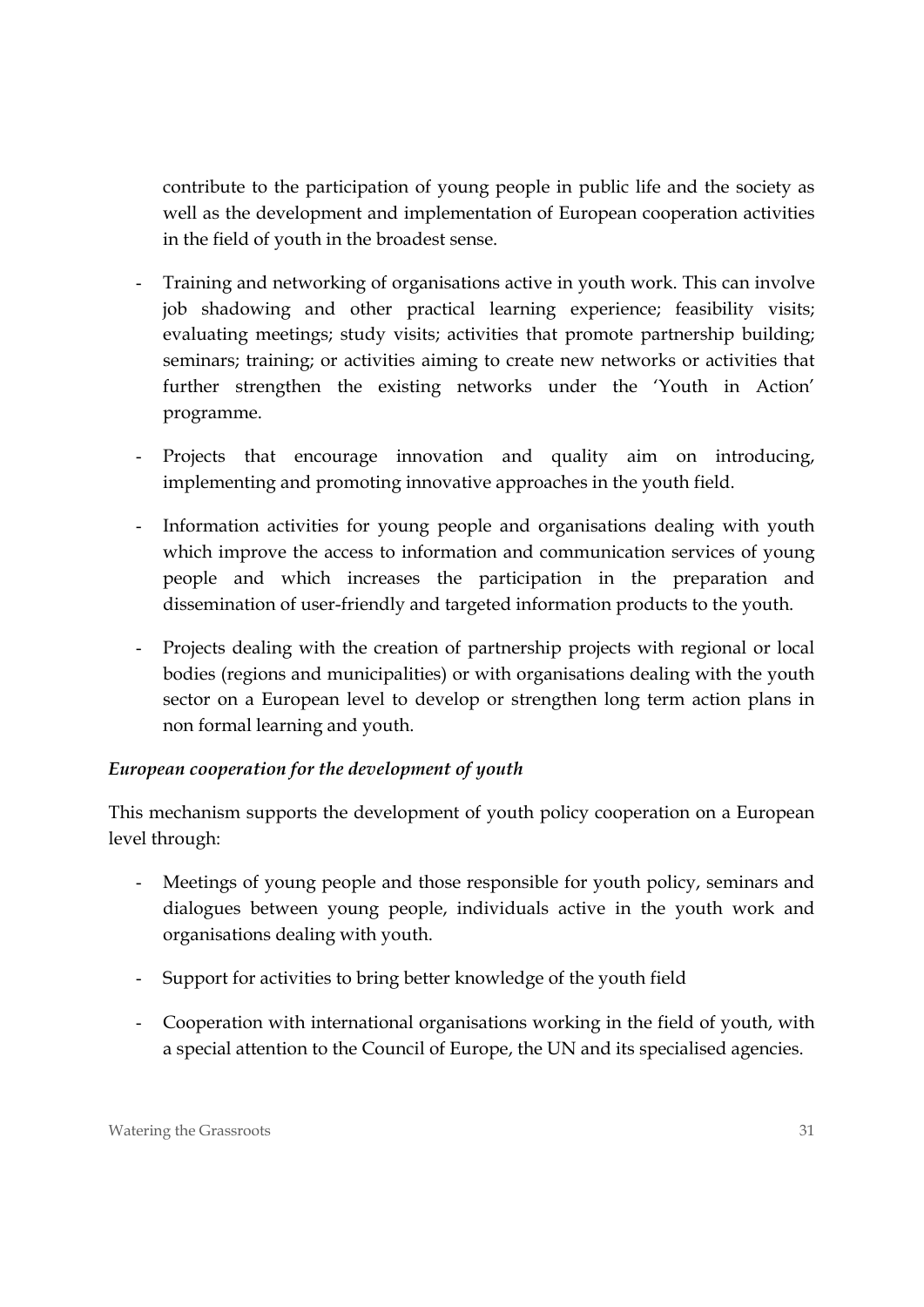contribute to the participation of young people in public life and the society as well as the development and implementation of European cooperation activities in the field of youth in the broadest sense.

- Training and networking of organisations active in youth work. This can involve job shadowing and other practical learning experience; feasibility visits; evaluating meetings; study visits; activities that promote partnership building; seminars; training; or activities aiming to create new networks or activities that further strengthen the existing networks under the 'Youth in Action' programme.
- Projects that encourage innovation and quality aim on introducing, implementing and promoting innovative approaches in the youth field.
- Information activities for young people and organisations dealing with youth which improve the access to information and communication services of young people and which increases the participation in the preparation and dissemination of user-friendly and targeted information products to the youth.
- Projects dealing with the creation of partnership projects with regional or local bodies (regions and municipalities) or with organisations dealing with the youth sector on a European level to develop or strengthen long term action plans in non formal learning and youth.

***European cooperation for the development of youth***

This mechanism supports the development of youth policy cooperation on a European level through:

- Meetings of young people and those responsible for youth policy, seminars and dialogues between young people, individuals active in the youth work and organisations dealing with youth.
- Support for activities to bring better knowledge of the youth field
- Cooperation with international organisations working in the field of youth, with a special attention to the Council of Europe, the UN and its specialised agencies.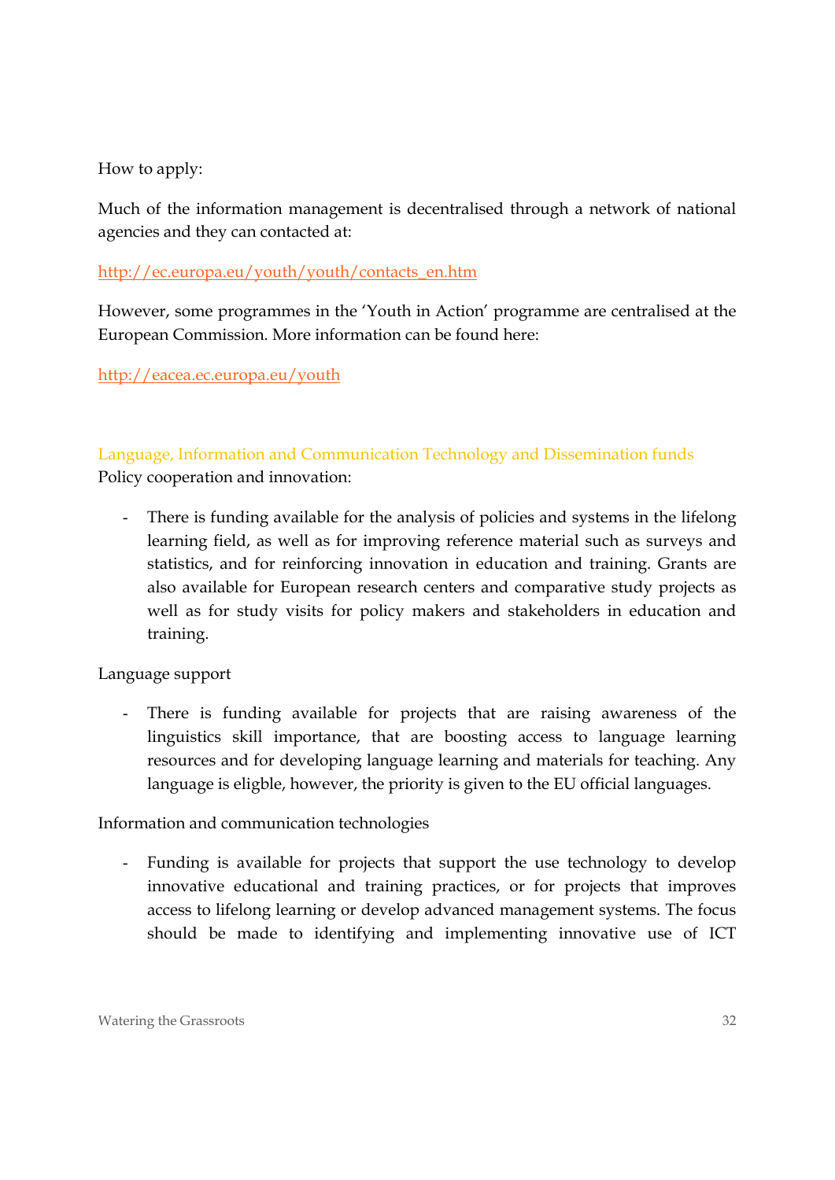How to apply:

Much of the information management is decentralised through a network of national agencies and they can contacted at:

http://ec.europa.eu/youth/youth/contacts_en.htm

However, some programmes in the 'Youth in Action' programme are centralised at the European Commission. More information can be found here:

http://eacea.ec.europa.eu/youth

### Language, Information and Communication Technology and Dissemination funds

Policy cooperation and innovation:

- There is funding available for the analysis of policies and systems in the lifelong learning field, as well as for improving reference material such as surveys and statistics, and for reinforcing innovation in education and training. Grants are also available for European research centers and comparative study projects as well as for study visits for policy makers and stakeholders in education and training.

Language support

- There is funding available for projects that are raising awareness of the linguistics skill importance, that are boosting access to language learning resources and for developing language learning and materials for teaching. Any language is eligble, however, the priority is given to the EU official languages.

Information and communication technologies

- Funding is available for projects that support the use technology to develop innovative educational and training practices, or for projects that improves access to lifelong learning or develop advanced management systems. The focus should be made to identifying and implementing innovative use of ICT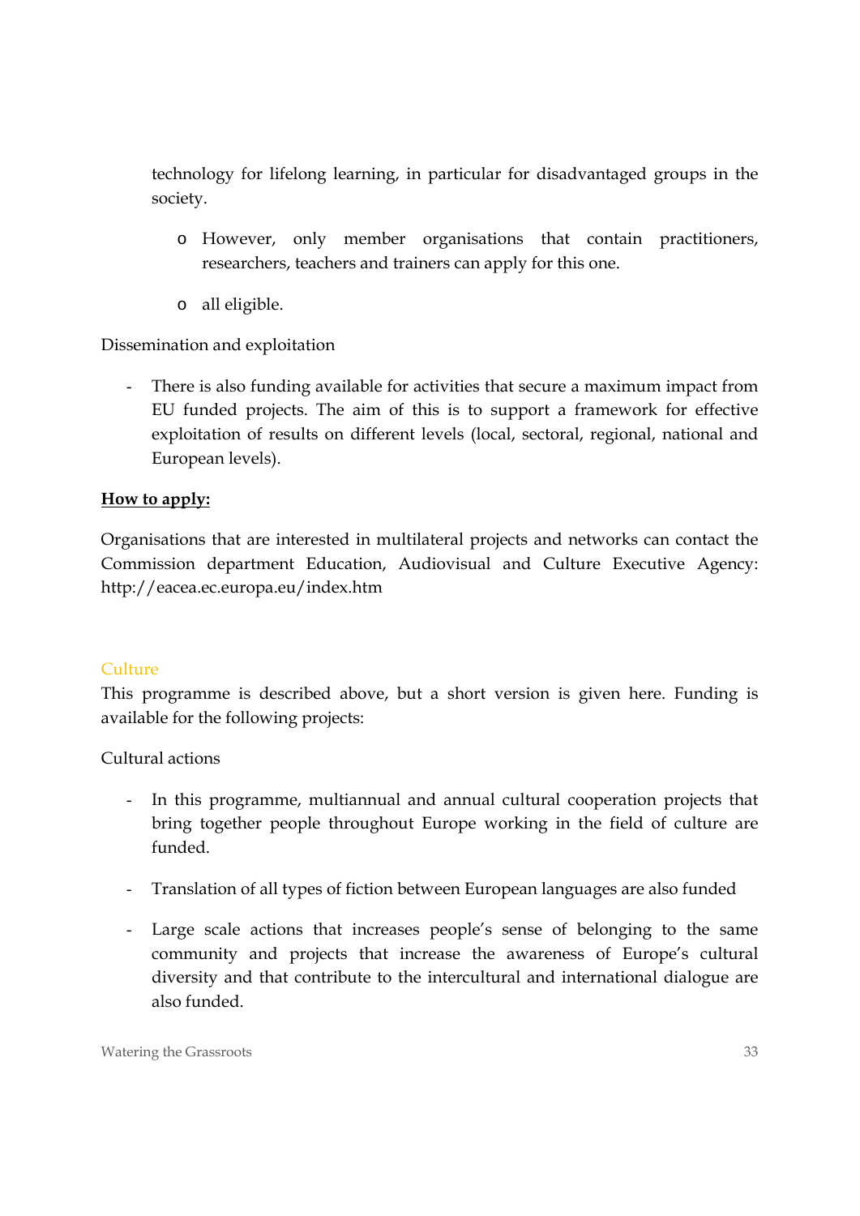technology for lifelong learning, in particular for disadvantaged groups in the society.

  - However, only member organisations that contain practitioners, researchers, teachers and trainers can apply for this one.
  - all eligible.

Dissemination and exploitation

- There is also funding available for activities that secure a maximum impact from EU funded projects. The aim of this is to support a framework for effective exploitation of results on different levels (local, sectoral, regional, national and European levels).

**How to apply:**

Organisations that are interested in multilateral projects and networks can contact the Commission department Education, Audiovisual and Culture Executive Agency: http://eacea.ec.europa.eu/index.htm

### Culture

This programme is described above, but a short version is given here. Funding is available for the following projects:

Cultural actions

- In this programme, multiannual and annual cultural cooperation projects that bring together people throughout Europe working in the field of culture are funded.
- Translation of all types of fiction between European languages are also funded
- Large scale actions that increases people's sense of belonging to the same community and projects that increase the awareness of Europe's cultural diversity and that contribute to the intercultural and international dialogue are also funded.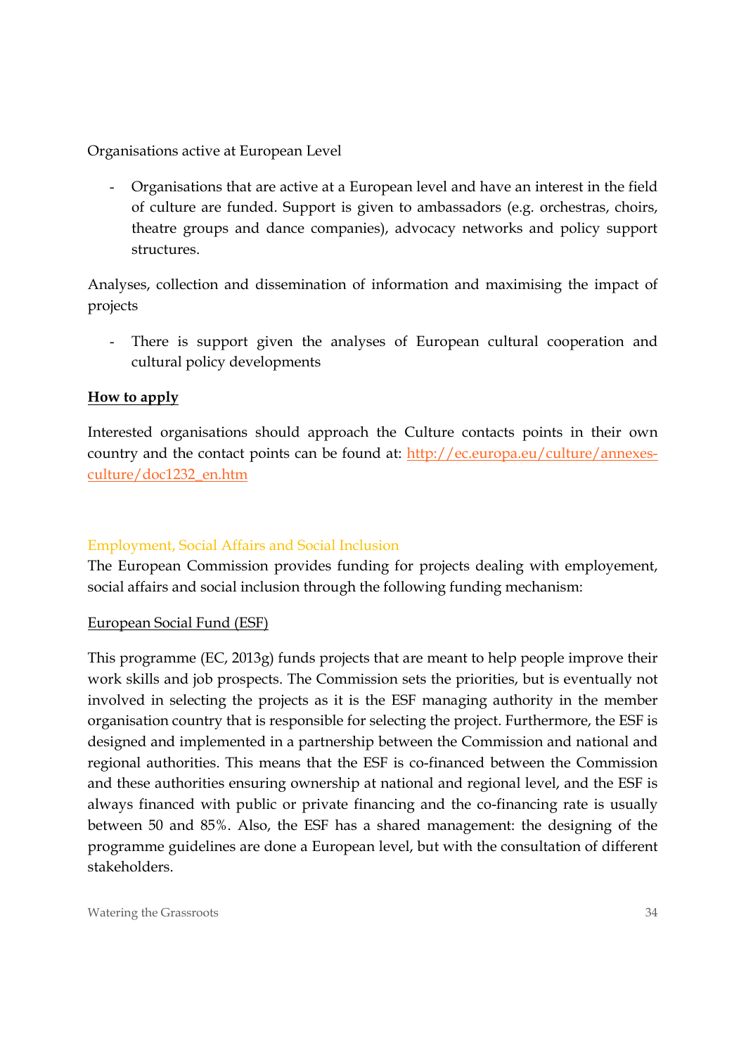Organisations active at European Level

- Organisations that are active at a European level and have an interest in the field of culture are funded. Support is given to ambassadors (e.g. orchestras, choirs, theatre groups and dance companies), advocacy networks and policy support structures.

Analyses, collection and dissemination of information and maximising the impact of projects

- There is support given the analyses of European cultural cooperation and cultural policy developments

**How to apply**

Interested organisations should approach the Culture contacts points in their own country and the contact points can be found at: [http://ec.europa.eu/culture/annexes-culture/doc1232_en.htm](http://ec.europa.eu/culture/annexes-culture/doc1232_en.htm)

### Employment, Social Affairs and Social Inclusion

The European Commission provides funding for projects dealing with employement, social affairs and social inclusion through the following funding mechanism:

European Social Fund (ESF)

This programme (EC, 2013g) funds projects that are meant to help people improve their work skills and job prospects. The Commission sets the priorities, but is eventually not involved in selecting the projects as it is the ESF managing authority in the member organisation country that is responsible for selecting the project. Furthermore, the ESF is designed and implemented in a partnership between the Commission and national and regional authorities. This means that the ESF is co-financed between the Commission and these authorities ensuring ownership at national and regional level, and the ESF is always financed with public or private financing and the co-financing rate is usually between 50 and 85%. Also, the ESF has a shared management: the designing of the programme guidelines are done a European level, but with the consultation of different stakeholders.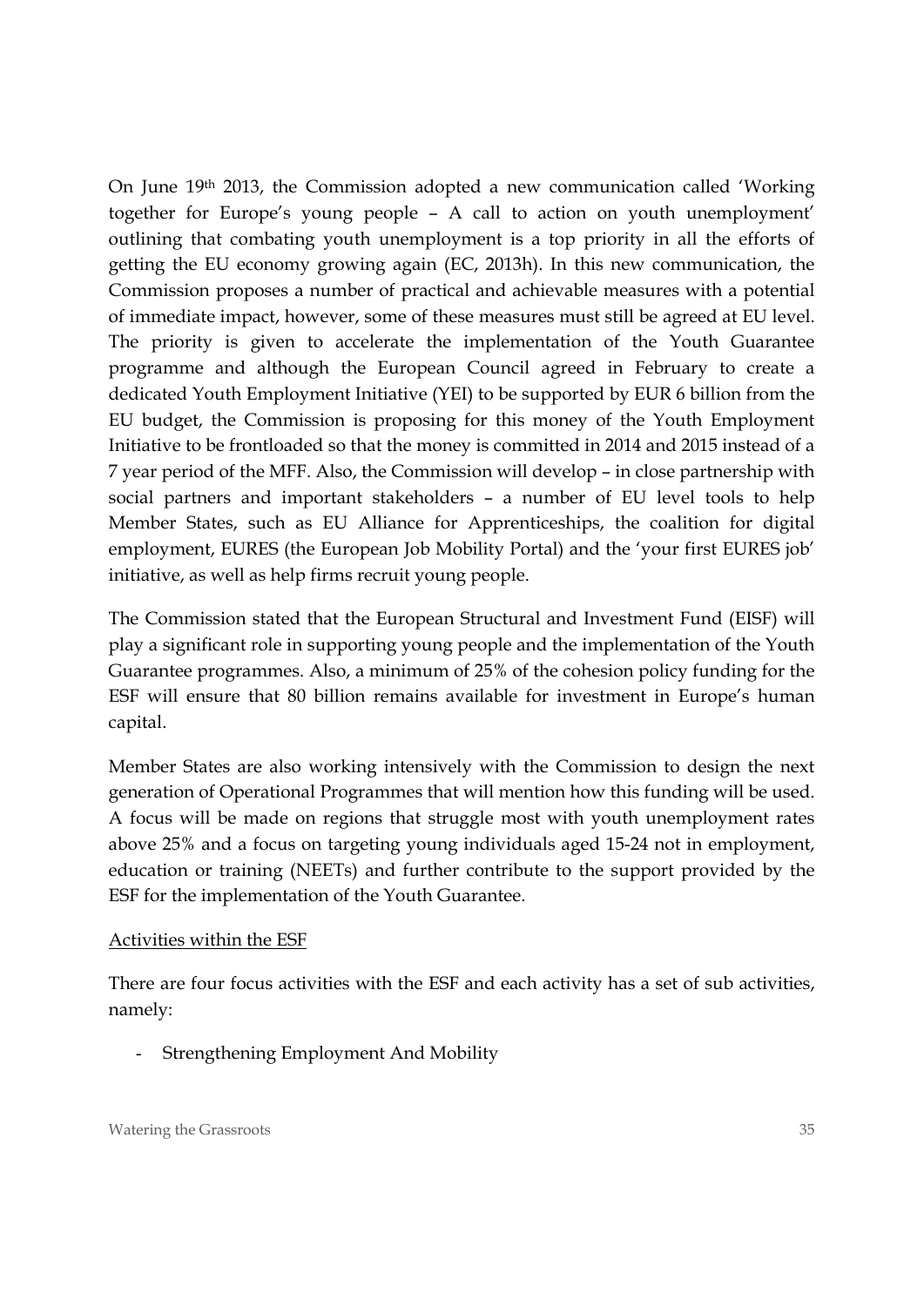On June 19th 2013, the Commission adopted a new communication called 'Working together for Europe's young people – A call to action on youth unemployment' outlining that combating youth unemployment is a top priority in all the efforts of getting the EU economy growing again (EC, 2013h). In this new communication, the Commission proposes a number of practical and achievable measures with a potential of immediate impact, however, some of these measures must still be agreed at EU level. The priority is given to accelerate the implementation of the Youth Guarantee programme and although the European Council agreed in February to create a dedicated Youth Employment Initiative (YEI) to be supported by EUR 6 billion from the EU budget, the Commission is proposing for this money of the Youth Employment Initiative to be frontloaded so that the money is committed in 2014 and 2015 instead of a 7 year period of the MFF. Also, the Commission will develop – in close partnership with social partners and important stakeholders – a number of EU level tools to help Member States, such as EU Alliance for Apprenticeships, the coalition for digital employment, EURES (the European Job Mobility Portal) and the 'your first EURES job' initiative, as well as help firms recruit young people.

The Commission stated that the European Structural and Investment Fund (EISF) will play a significant role in supporting young people and the implementation of the Youth Guarantee programmes. Also, a minimum of 25% of the cohesion policy funding for the ESF will ensure that 80 billion remains available for investment in Europe's human capital.

Member States are also working intensively with the Commission to design the next generation of Operational Programmes that will mention how this funding will be used. A focus will be made on regions that struggle most with youth unemployment rates above 25% and a focus on targeting young individuals aged 15-24 not in employment, education or training (NEETs) and further contribute to the support provided by the ESF for the implementation of the Youth Guarantee.

<u>Activities within the ESF</u>

There are four focus activities with the ESF and each activity has a set of sub activities, namely:

- Strengthening Employment And Mobility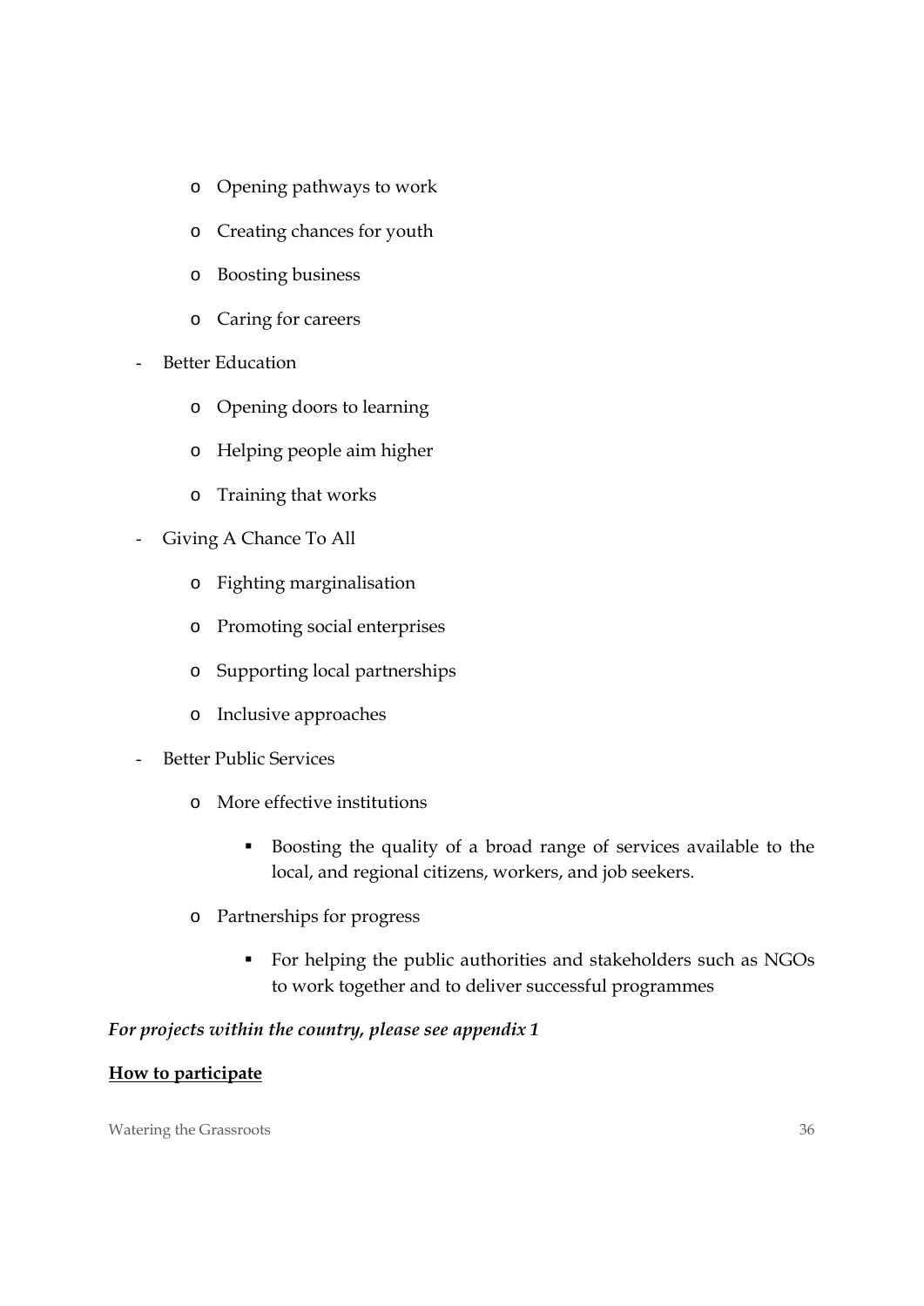- Opening pathways to work
  - Creating chances for youth
  - Boosting business
  - Caring for careers
- Better Education
  - Opening doors to learning
  - Helping people aim higher
  - Training that works
- Giving A Chance To All
  - Fighting marginalisation
  - Promoting social enterprises
  - Supporting local partnerships
  - Inclusive approaches
- Better Public Services
  - More effective institutions
    - Boosting the quality of a broad range of services available to the local, and regional citizens, workers, and job seekers.
  - Partnerships for progress
    - For helping the public authorities and stakeholders such as NGOs to work together and to deliver successful programmes

***For projects within the country, please see appendix 1***

**<u>How to participate</u>**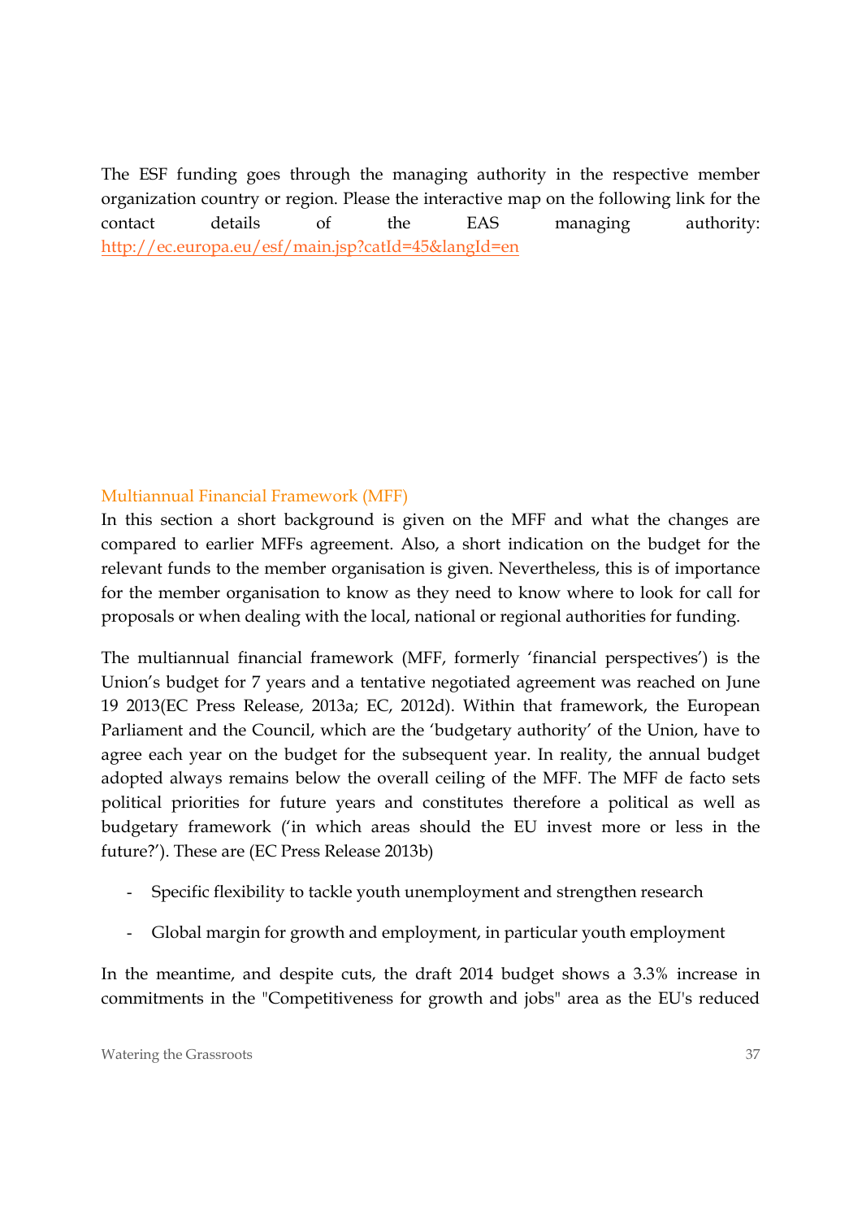The ESF funding goes through the managing authority in the respective member organization country or region. Please the interactive map on the following link for the contact details of the EAS managing authority: [http://ec.europa.eu/esf/main.jsp?catId=45&langId=en](http://ec.europa.eu/esf/main.jsp?catId=45&langId=en)

## Multiannual Financial Framework (MFF)

In this section a short background is given on the MFF and what the changes are compared to earlier MFFs agreement. Also, a short indication on the budget for the relevant funds to the member organisation is given. Nevertheless, this is of importance for the member organisation to know as they need to know where to look for call for proposals or when dealing with the local, national or regional authorities for funding.

The multiannual financial framework (MFF, formerly 'financial perspectives') is the Union's budget for 7 years and a tentative negotiated agreement was reached on June 19 2013(EC Press Release, 2013a; EC, 2012d). Within that framework, the European Parliament and the Council, which are the 'budgetary authority' of the Union, have to agree each year on the budget for the subsequent year. In reality, the annual budget adopted always remains below the overall ceiling of the MFF. The MFF de facto sets political priorities for future years and constitutes therefore a political as well as budgetary framework ('in which areas should the EU invest more or less in the future?'). These are (EC Press Release 2013b)

- Specific flexibility to tackle youth unemployment and strengthen research
- Global margin for growth and employment, in particular youth employment

In the meantime, and despite cuts, the draft 2014 budget shows a 3.3% increase in commitments in the "Competitiveness for growth and jobs" area as the EU's reduced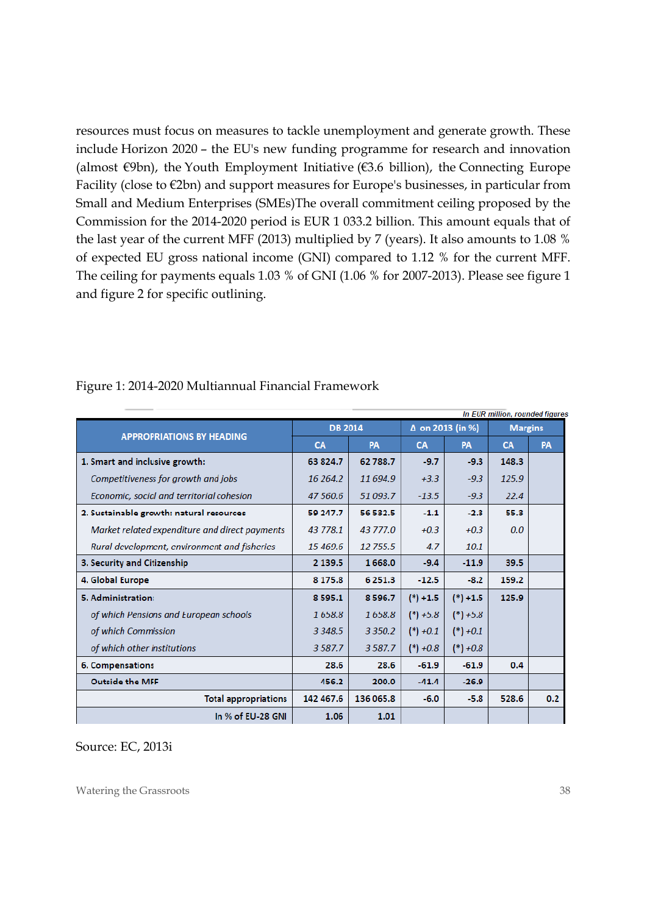resources must focus on measures to tackle unemployment and generate growth. These include Horizon 2020 – the EU's new funding programme for research and innovation (almost €9bn), the Youth Employment Initiative (€3.6 billion), the Connecting Europe Facility (close to €2bn) and support measures for Europe's businesses, in particular from Small and Medium Enterprises (SMEs)The overall commitment ceiling proposed by the Commission for the 2014-2020 period is EUR 1 033.2 billion. This amount equals that of the last year of the current MFF (2013) multiplied by 7 (years). It also amounts to 1.08 % of expected EU gross national income (GNI) compared to 1.12 % for the current MFF. The ceiling for payments equals 1.03 % of GNI (1.06 % for 2007-2013). Please see figure 1 and figure 2 for specific outlining.

Figure 1: 2014-2020 Multiannual Financial Framework

*In EUR million, rounded figures*

| APPROPRIATIONS BY HEADING | DB 2014 | | Δ on 2013 (in %) | | Margins | |
|---|---|---|---|---|---|---|
| | CA | PA | CA | PA | CA | PA |
| **1. Smart and inclusive growth:** | **63 824.7** | **62 788.7** | **-9.7** | **-9.3** | **148.3** | |
| *Competitiveness for growth and jobs* | *16 264.2* | *11 694.9* | *+3.3* | *-9.3* | *125.9* | |
| *Economic, social and territorial cohesion* | *47 560.6* | *51 093.7* | *-13.5* | *-9.3* | *22.4* | |
| **2. Sustainable growth: natural resources** | **59 247.7** | **56 532.5** | **-1.1** | **-2.3** | **55.3** | |
| *Market related expenditure and direct payments* | *43 778.1* | *43 777.0* | *+0.3* | *+0.3* | *0.0* | |
| *Rural development, environment and fisheries* | *15 469.6* | *12 755.5* | *4.7* | *10.1* | | |
| **3. Security and Citizenship** | **2 139.5** | **1 668.0** | **-9.4** | **-11.9** | **39.5** | |
| **4. Global Europe** | **8 175.8** | **6 251.3** | **-12.5** | **-8.2** | **159.2** | |
| **5. Administration:** | **8 595.1** | **8 596.7** | **(\*) +1.5** | **(\*) +1.5** | **125.9** | |
| *of which Pensions and European schools* | *1 658.8* | *1 658.8* | *(\*) +5.8* | *(\*) +5.8* | | |
| *of which Commission* | *3 348.5* | *3 350.2* | *(\*) +0.1* | *(\*) +0.1* | | |
| *of which other institutions* | *3 587.7* | *3 587.7* | *(\*) +0.8* | *(\*) +0.8* | | |
| **6. Compensations** | **28.6** | **28.6** | **-61.9** | **-61.9** | **0.4** | |
| **Outside the MFF** | **456.2** | **200.0** | **-41.4** | **-26.9** | | |
| **Total appropriations** | **142 467.6** | **136 065.8** | **-6.0** | **-5.8** | **528.6** | **0.2** |
| **In % of EU-28 GNI** | **1.06** | **1.01** | | | | |

Source: EC, 2013i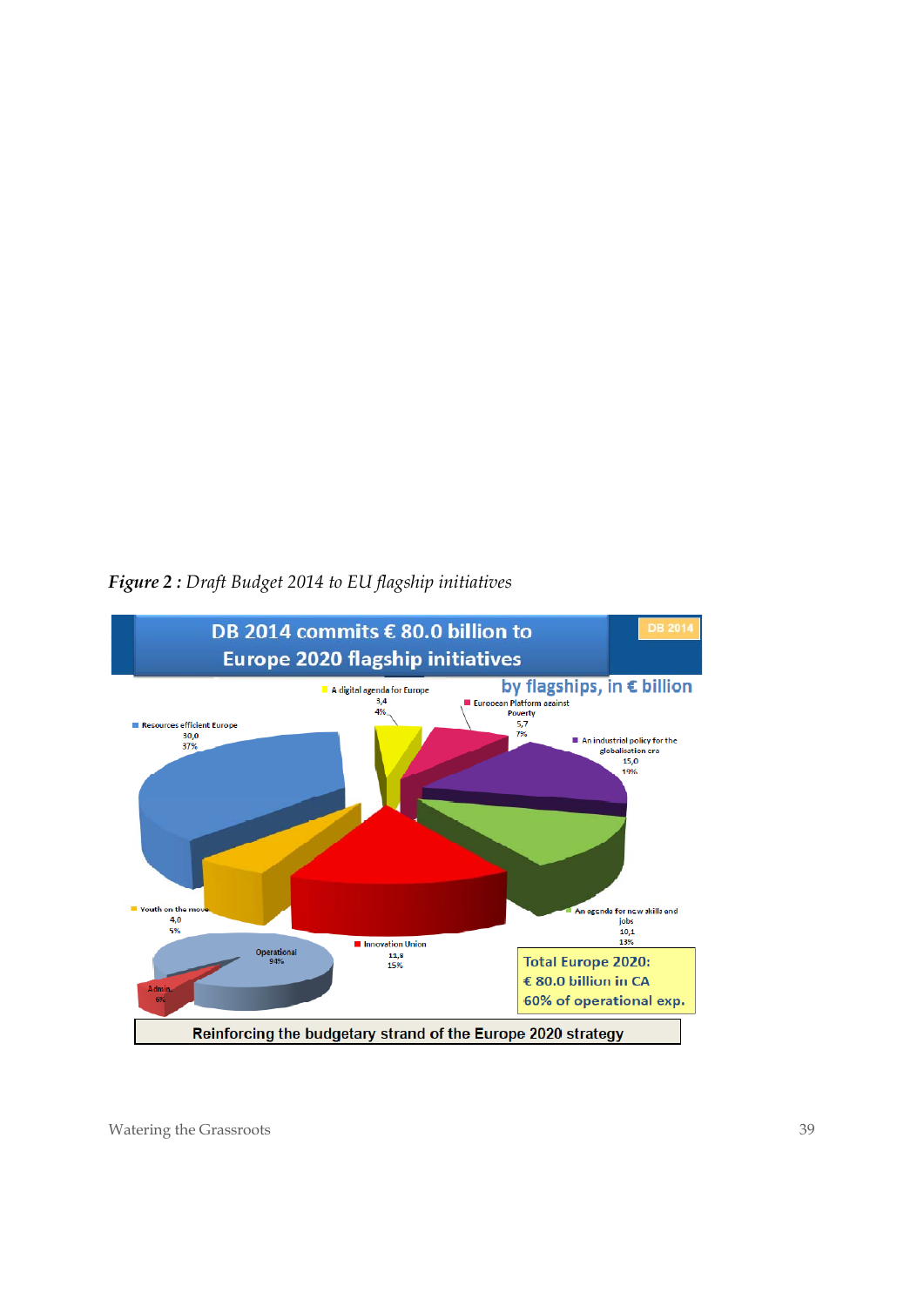*Figure 2 : Draft Budget 2014 to EU flagship initiatives*

DB 2014 commits € 80.0 billion to Europe 2020 flagship initiatives

DB 2014

by flagships, in € billion

- A digital agenda for Europe: 3,4 (4%)
- European Platform against Poverty: 5,7 (7%)
- Resources efficient Europe: 30,0 (37%)
- An industrial policy for the globalisation era: 15,0 (19%)
- Youth on the move: 4,0 (5%)
- An agenda for new skills and jobs: 10,1 (13%)
- Innovation Union: 11,8 (15%)

Operational 94%

Admin. 6%

Total Europe 2020:
€ 80.0 billion in CA
60% of operational exp.

Reinforcing the budgetary strand of the Europe 2020 strategy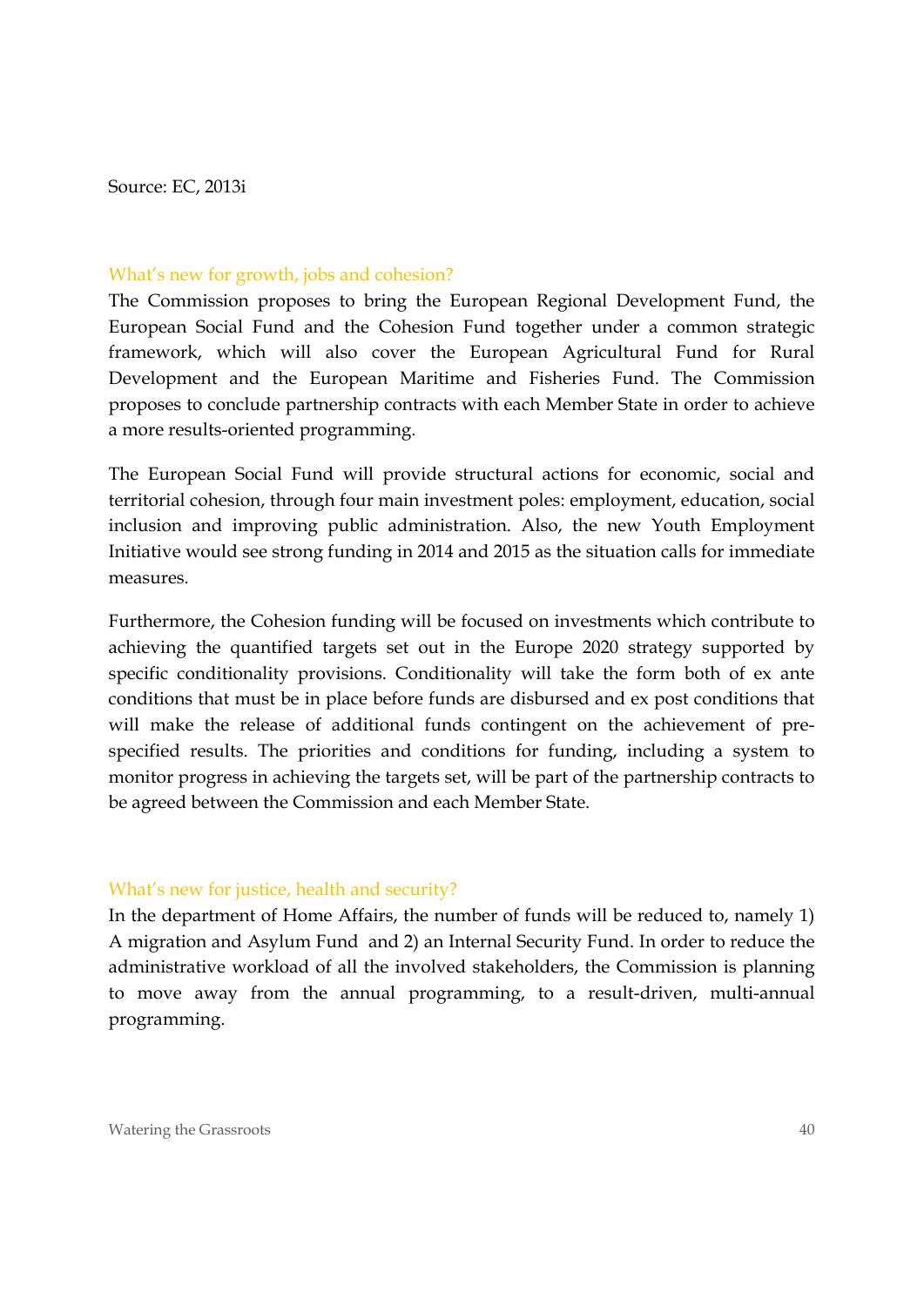Source: EC, 2013i

### What's new for growth, jobs and cohesion?

The Commission proposes to bring the European Regional Development Fund, the European Social Fund and the Cohesion Fund together under a common strategic framework, which will also cover the European Agricultural Fund for Rural Development and the European Maritime and Fisheries Fund. The Commission proposes to conclude partnership contracts with each Member State in order to achieve a more results-oriented programming.

The European Social Fund will provide structural actions for economic, social and territorial cohesion, through four main investment poles: employment, education, social inclusion and improving public administration. Also, the new Youth Employment Initiative would see strong funding in 2014 and 2015 as the situation calls for immediate measures.

Furthermore, the Cohesion funding will be focused on investments which contribute to achieving the quantified targets set out in the Europe 2020 strategy supported by specific conditionality provisions. Conditionality will take the form both of ex ante conditions that must be in place before funds are disbursed and ex post conditions that will make the release of additional funds contingent on the achievement of pre-specified results. The priorities and conditions for funding, including a system to monitor progress in achieving the targets set, will be part of the partnership contracts to be agreed between the Commission and each Member State.

### What's new for justice, health and security?

In the department of Home Affairs, the number of funds will be reduced to, namely 1) A migration and Asylum Fund and 2) an Internal Security Fund. In order to reduce the administrative workload of all the involved stakeholders, the Commission is planning to move away from the annual programming, to a result-driven, multi-annual programming.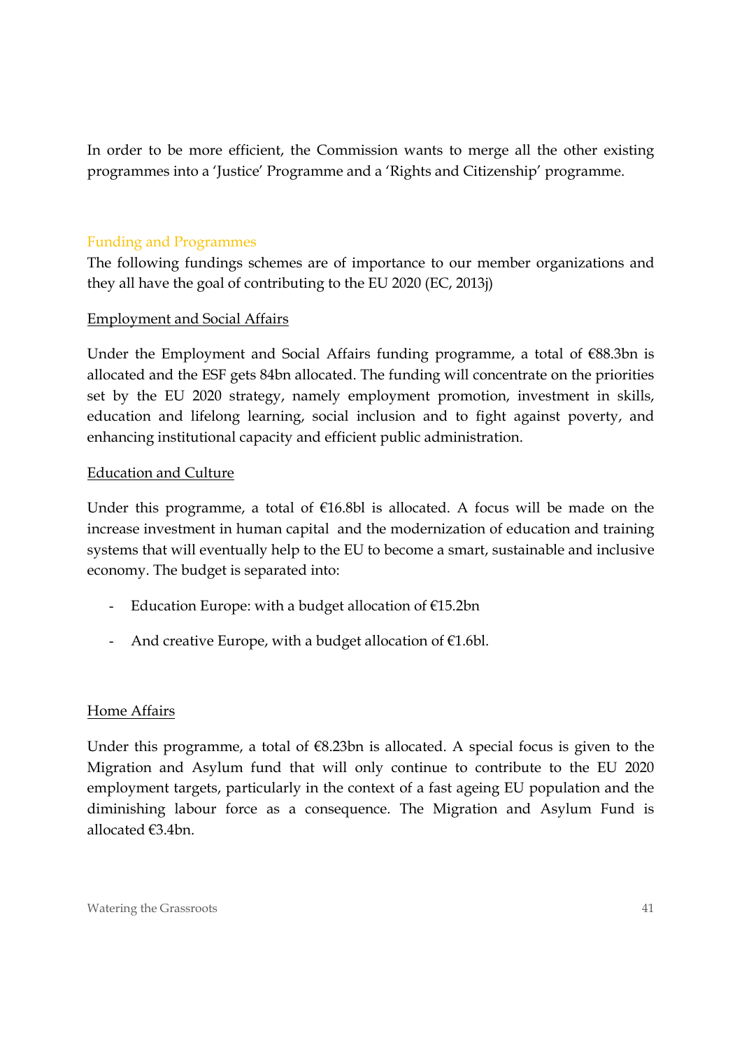In order to be more efficient, the Commission wants to merge all the other existing programmes into a 'Justice' Programme and a 'Rights and Citizenship' programme.

### Funding and Programmes

The following fundings schemes are of importance to our member organizations and they all have the goal of contributing to the EU 2020 (EC, 2013j)

#### Employment and Social Affairs

Under the Employment and Social Affairs funding programme, a total of €88.3bn is allocated and the ESF gets 84bn allocated. The funding will concentrate on the priorities set by the EU 2020 strategy, namely employment promotion, investment in skills, education and lifelong learning, social inclusion and to fight against poverty, and enhancing institutional capacity and efficient public administration.

#### Education and Culture

Under this programme, a total of €16.8bl is allocated. A focus will be made on the increase investment in human capital and the modernization of education and training systems that will eventually help to the EU to become a smart, sustainable and inclusive economy. The budget is separated into:

- Education Europe: with a budget allocation of €15.2bn
- And creative Europe, with a budget allocation of €1.6bl.

#### Home Affairs

Under this programme, a total of €8.23bn is allocated. A special focus is given to the Migration and Asylum fund that will only continue to contribute to the EU 2020 employment targets, particularly in the context of a fast ageing EU population and the diminishing labour force as a consequence. The Migration and Asylum Fund is allocated €3.4bn.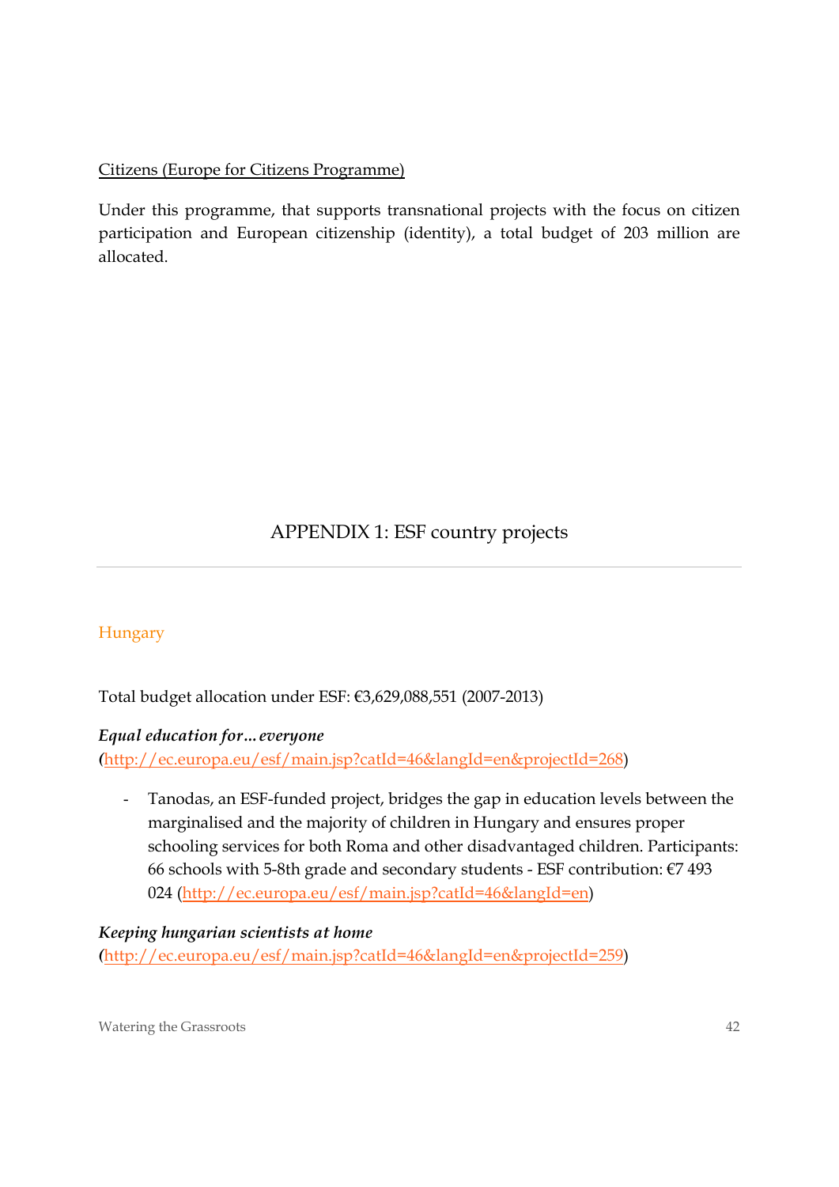Citizens (Europe for Citizens Programme)

Under this programme, that supports transnational projects with the focus on citizen participation and European citizenship (identity), a total budget of 203 million are allocated.

# APPENDIX 1: ESF country projects

## Hungary

Total budget allocation under ESF: €3,629,088,551 (2007-2013)

***Equal education for… everyone***
(http://ec.europa.eu/esf/main.jsp?catId=46&langId=en&projectId=268)

- Tanodas, an ESF-funded project, bridges the gap in education levels between the marginalised and the majority of children in Hungary and ensures proper schooling services for both Roma and other disadvantaged children. Participants: 66 schools with 5-8th grade and secondary students - ESF contribution: €7 493 024 (http://ec.europa.eu/esf/main.jsp?catId=46&langId=en)

***Keeping hungarian scientists at home***
(http://ec.europa.eu/esf/main.jsp?catId=46&langId=en&projectId=259)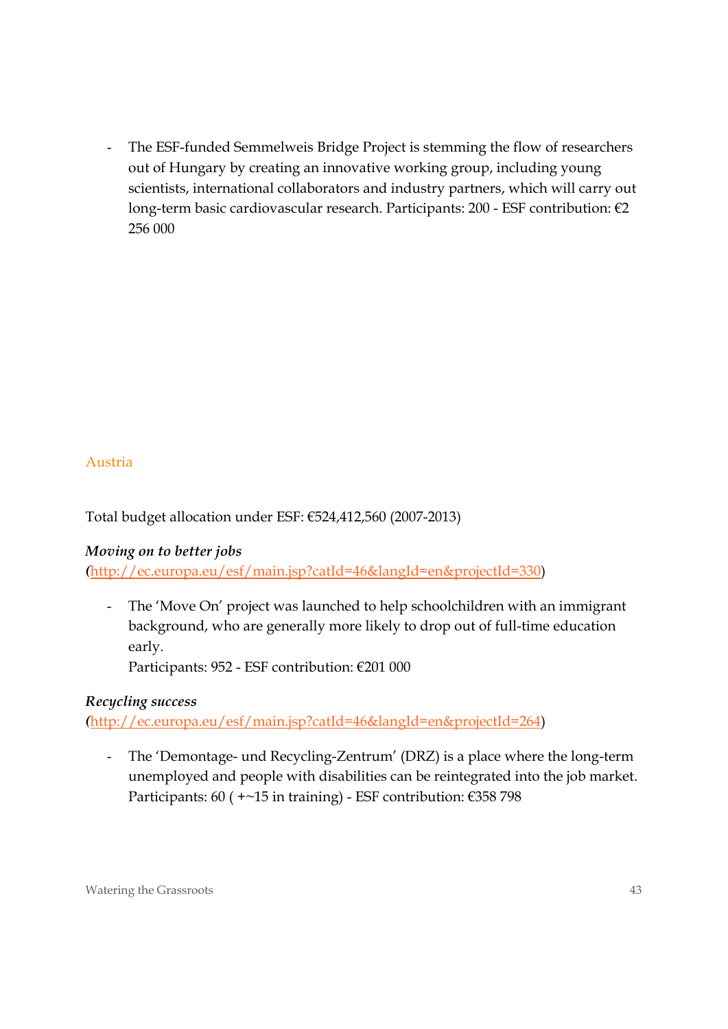- The ESF-funded Semmelweis Bridge Project is stemming the flow of researchers out of Hungary by creating an innovative working group, including young scientists, international collaborators and industry partners, which will carry out long-term basic cardiovascular research. Participants: 200 - ESF contribution: €2 256 000

## Austria

Total budget allocation under ESF: €524,412,560 (2007-2013)

***Moving on to better jobs***
(http://ec.europa.eu/esf/main.jsp?catId=46&langId=en&projectId=330)

- The 'Move On' project was launched to help schoolchildren with an immigrant background, who are generally more likely to drop out of full-time education early.
  Participants: 952 - ESF contribution: €201 000

***Recycling success***
(http://ec.europa.eu/esf/main.jsp?catId=46&langId=en&projectId=264)

- The 'Demontage- und Recycling-Zentrum' (DRZ) is a place where the long-term unemployed and people with disabilities can be reintegrated into the job market. Participants: 60 ( +~15 in training) - ESF contribution: €358 798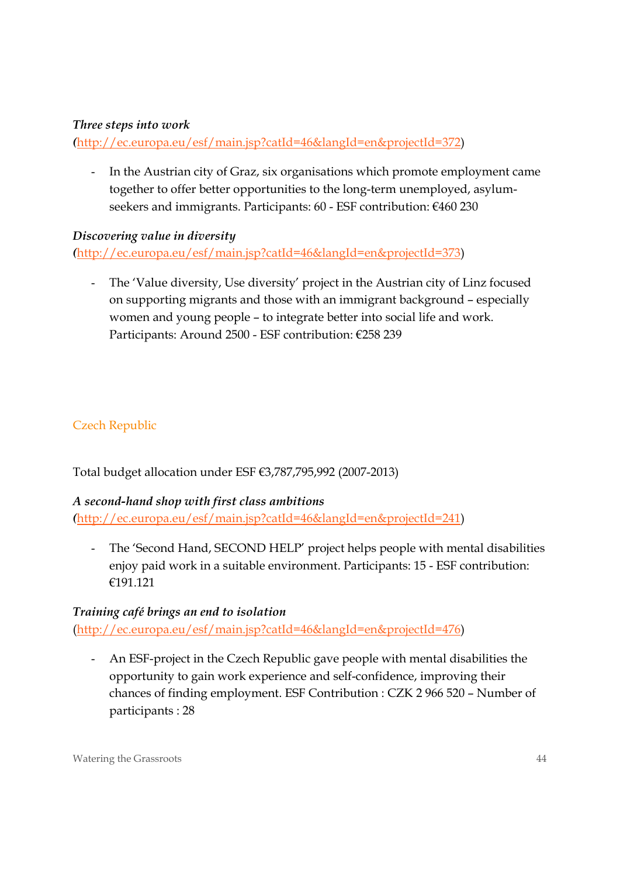***Three steps into work***
(http://ec.europa.eu/esf/main.jsp?catId=46&langId=en&projectId=372)

- In the Austrian city of Graz, six organisations which promote employment came together to offer better opportunities to the long-term unemployed, asylum-seekers and immigrants. Participants: 60 - ESF contribution: €460 230

***Discovering value in diversity***
(http://ec.europa.eu/esf/main.jsp?catId=46&langId=en&projectId=373)

- The 'Value diversity, Use diversity' project in the Austrian city of Linz focused on supporting migrants and those with an immigrant background – especially women and young people – to integrate better into social life and work. Participants: Around 2500 - ESF contribution: €258 239

## Czech Republic

Total budget allocation under ESF €3,787,795,992 (2007-2013)

***A second-hand shop with first class ambitions***
(http://ec.europa.eu/esf/main.jsp?catId=46&langId=en&projectId=241)

- The 'Second Hand, SECOND HELP' project helps people with mental disabilities enjoy paid work in a suitable environment. Participants: 15 - ESF contribution: €191.121

***Training café brings an end to isolation***
(http://ec.europa.eu/esf/main.jsp?catId=46&langId=en&projectId=476)

- An ESF-project in the Czech Republic gave people with mental disabilities the opportunity to gain work experience and self-confidence, improving their chances of finding employment. ESF Contribution : CZK 2 966 520 – Number of participants : 28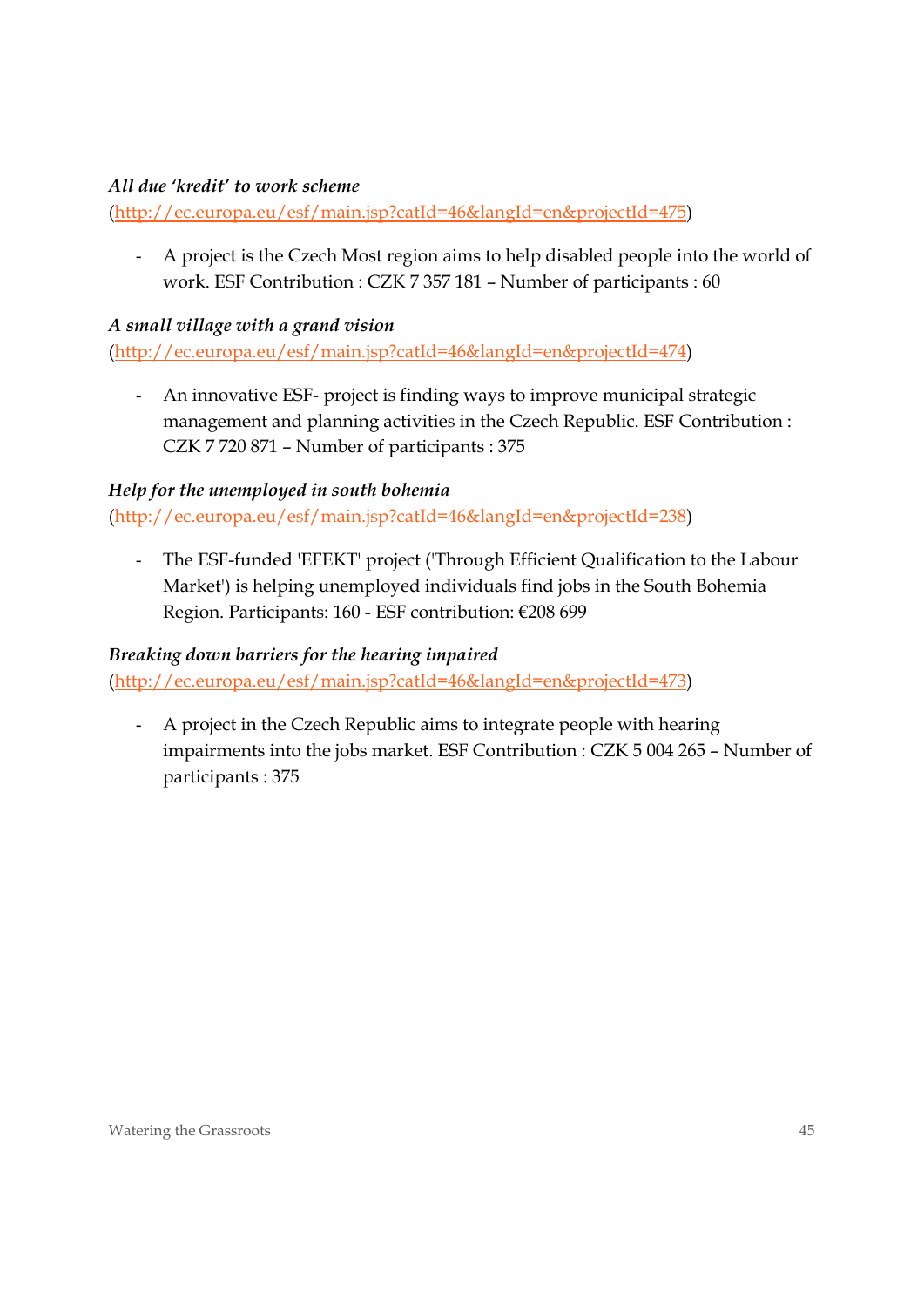*All due 'kredit' to work scheme*

(http://ec.europa.eu/esf/main.jsp?catId=46&langId=en&projectId=475)

- A project is the Czech Most region aims to help disabled people into the world of work. ESF Contribution : CZK 7 357 181 – Number of participants : 60

*A small village with a grand vision*

(http://ec.europa.eu/esf/main.jsp?catId=46&langId=en&projectId=474)

- An innovative ESF- project is finding ways to improve municipal strategic management and planning activities in the Czech Republic. ESF Contribution : CZK 7 720 871 – Number of participants : 375

*Help for the unemployed in south bohemia*

(http://ec.europa.eu/esf/main.jsp?catId=46&langId=en&projectId=238)

- The ESF-funded 'EFEKT' project ('Through Efficient Qualification to the Labour Market') is helping unemployed individuals find jobs in the South Bohemia Region. Participants: 160 - ESF contribution: €208 699

*Breaking down barriers for the hearing impaired*

(http://ec.europa.eu/esf/main.jsp?catId=46&langId=en&projectId=473)

- A project in the Czech Republic aims to integrate people with hearing impairments into the jobs market. ESF Contribution : CZK 5 004 265 – Number of participants : 375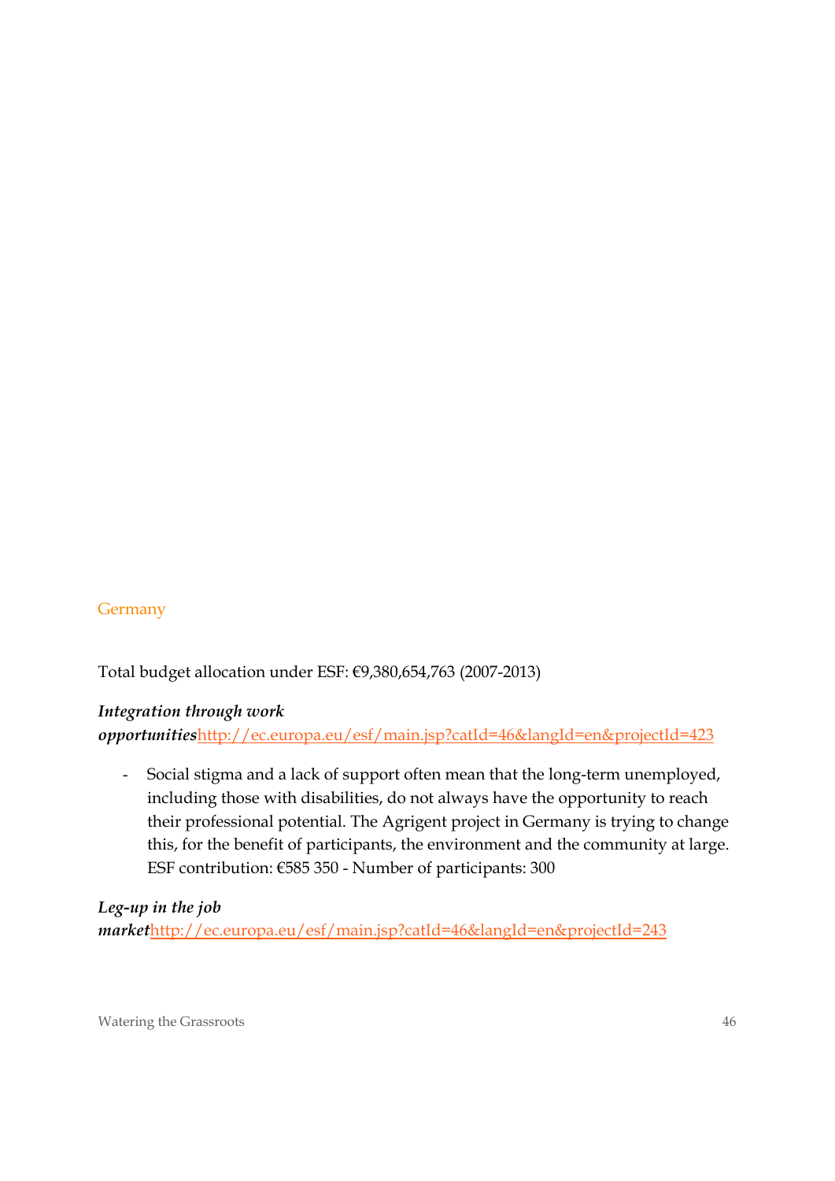## Germany

Total budget allocation under ESF: €9,380,654,763 (2007-2013)

***Integration through work opportunities***http://ec.europa.eu/esf/main.jsp?catId=46&langId=en&projectId=423

- Social stigma and a lack of support often mean that the long-term unemployed, including those with disabilities, do not always have the opportunity to reach their professional potential. The Agrigent project in Germany is trying to change this, for the benefit of participants, the environment and the community at large. ESF contribution: €585 350 - Number of participants: 300

***Leg-up in the job market***http://ec.europa.eu/esf/main.jsp?catId=46&langId=en&projectId=243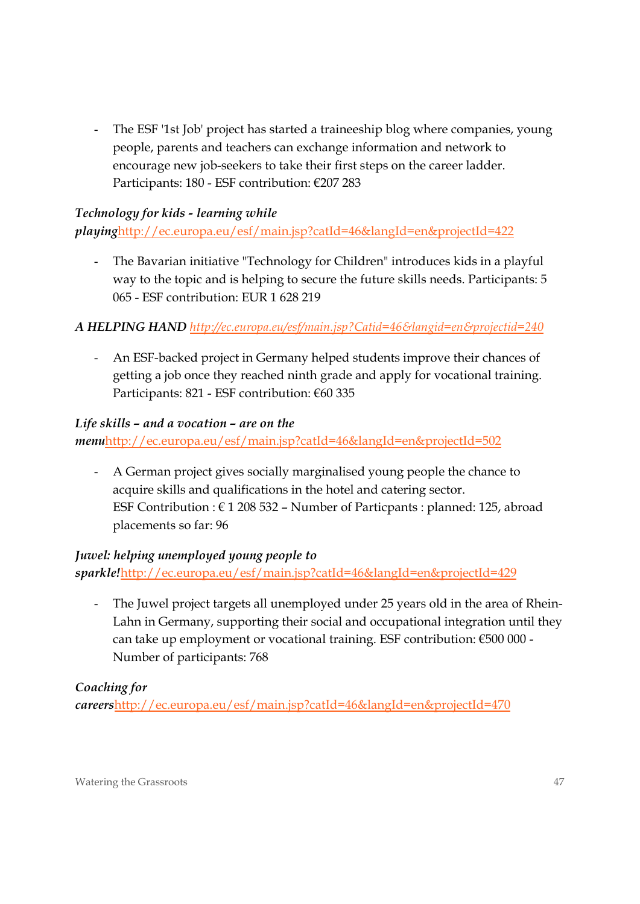- The ESF '1st Job' project has started a traineeship blog where companies, young people, parents and teachers can exchange information and network to encourage new job-seekers to take their first steps on the career ladder. Participants: 180 - ESF contribution: €207 283

***Technology for kids - learning while playing***http://ec.europa.eu/esf/main.jsp?catId=46&langId=en&projectId=422

- The Bavarian initiative "Technology for Children" introduces kids in a playful way to the topic and is helping to secure the future skills needs. Participants: 5 065 - ESF contribution: EUR 1 628 219

***A HELPING HAND*** *http://ec.europa.eu/esf/main.jsp?Catid=46&langid=en&projectid=240*

- An ESF-backed project in Germany helped students improve their chances of getting a job once they reached ninth grade and apply for vocational training. Participants: 821 - ESF contribution: €60 335

***Life skills – and a vocation – are on the menu***http://ec.europa.eu/esf/main.jsp?catId=46&langId=en&projectId=502

- A German project gives socially marginalised young people the chance to acquire skills and qualifications in the hotel and catering sector.
  ESF Contribution : € 1 208 532 – Number of Particpants : planned: 125, abroad placements so far: 96

***Juwel: helping unemployed young people to sparkle!***http://ec.europa.eu/esf/main.jsp?catId=46&langId=en&projectId=429

- The Juwel project targets all unemployed under 25 years old in the area of Rhein-Lahn in Germany, supporting their social and occupational integration until they can take up employment or vocational training. ESF contribution: €500 000 - Number of participants: 768

***Coaching for careers***http://ec.europa.eu/esf/main.jsp?catId=46&langId=en&projectId=470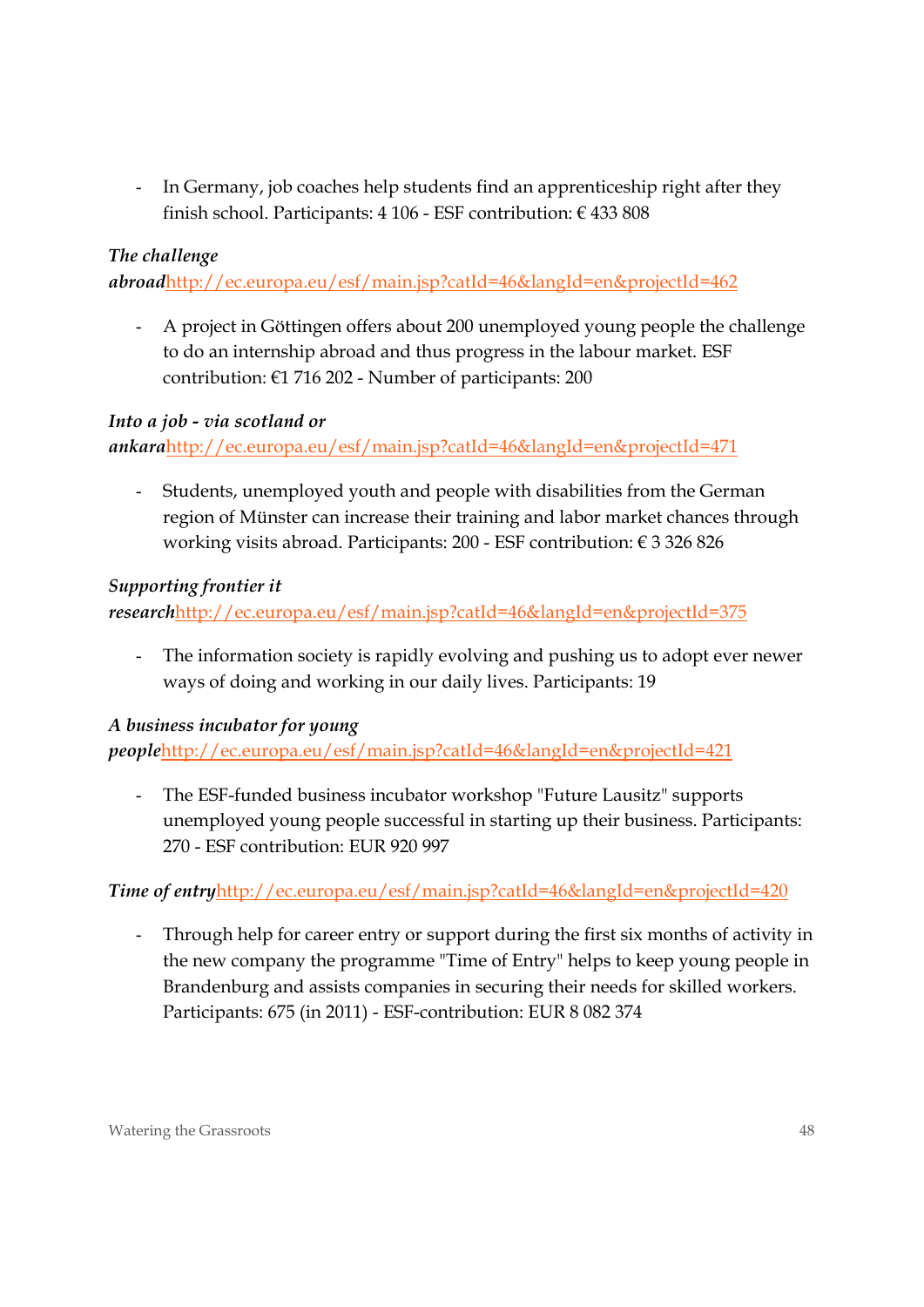- In Germany, job coaches help students find an apprenticeship right after they finish school. Participants: 4 106 - ESF contribution: € 433 808

***The challenge abroad***[http://ec.europa.eu/esf/main.jsp?catId=46&langId=en&projectId=462](http://ec.europa.eu/esf/main.jsp?catId=46&langId=en&projectId=462)

- A project in Göttingen offers about 200 unemployed young people the challenge to do an internship abroad and thus progress in the labour market. ESF contribution: €1 716 202 - Number of participants: 200

***Into a job - via scotland or ankara***[http://ec.europa.eu/esf/main.jsp?catId=46&langId=en&projectId=471](http://ec.europa.eu/esf/main.jsp?catId=46&langId=en&projectId=471)

- Students, unemployed youth and people with disabilities from the German region of Münster can increase their training and labor market chances through working visits abroad. Participants: 200 - ESF contribution: € 3 326 826

***Supporting frontier it research***[http://ec.europa.eu/esf/main.jsp?catId=46&langId=en&projectId=375](http://ec.europa.eu/esf/main.jsp?catId=46&langId=en&projectId=375)

- The information society is rapidly evolving and pushing us to adopt ever newer ways of doing and working in our daily lives. Participants: 19

***A business incubator for young people***[http://ec.europa.eu/esf/main.jsp?catId=46&langId=en&projectId=421](http://ec.europa.eu/esf/main.jsp?catId=46&langId=en&projectId=421)

- The ESF-funded business incubator workshop "Future Lausitz" supports unemployed young people successful in starting up their business. Participants: 270 - ESF contribution: EUR 920 997

***Time of entry***[http://ec.europa.eu/esf/main.jsp?catId=46&langId=en&projectId=420](http://ec.europa.eu/esf/main.jsp?catId=46&langId=en&projectId=420)

- Through help for career entry or support during the first six months of activity in the new company the programme "Time of Entry" helps to keep young people in Brandenburg and assists companies in securing their needs for skilled workers. Participants: 675 (in 2011) - ESF-contribution: EUR 8 082 374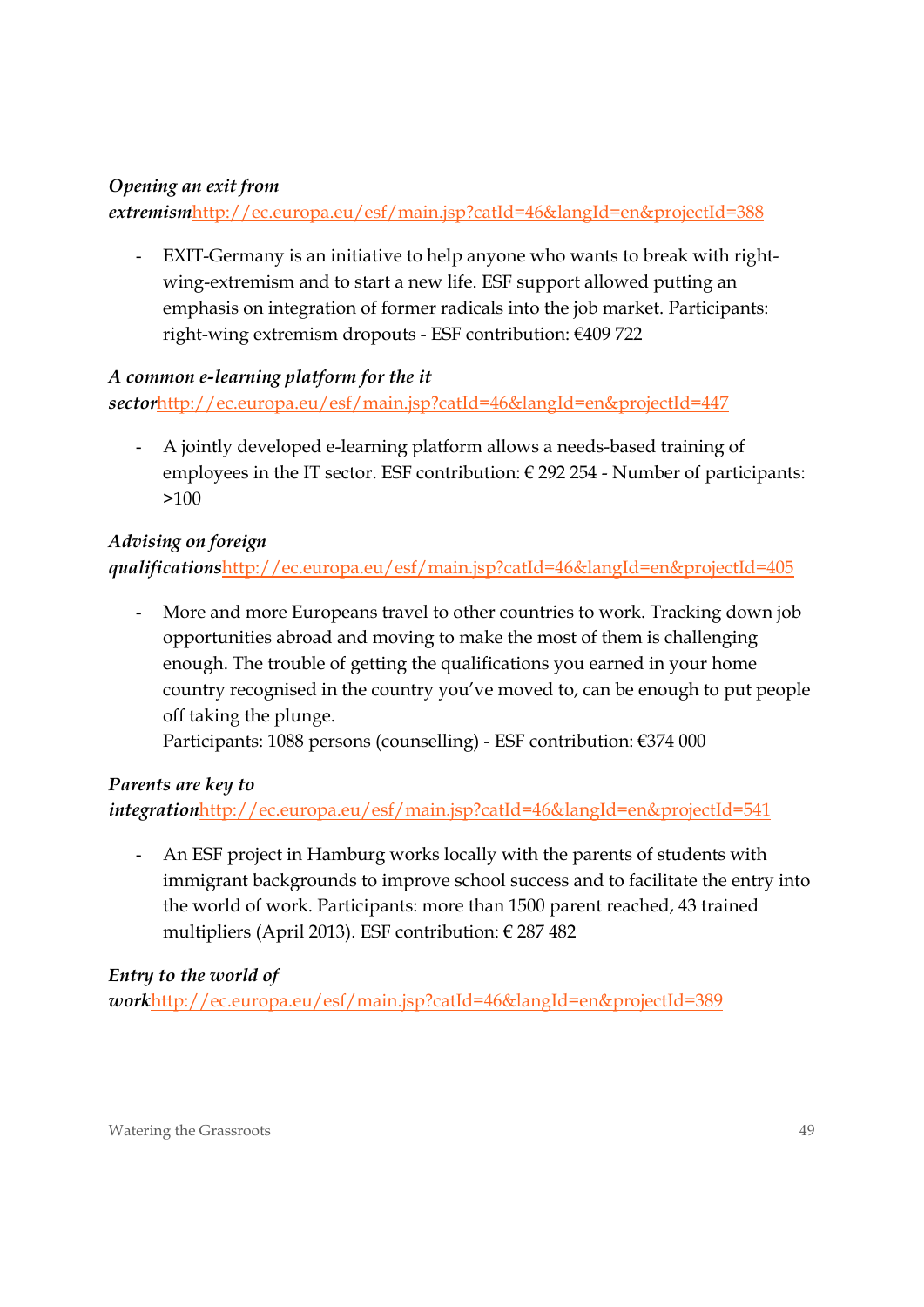*Opening an exit from* ***extremism***http://ec.europa.eu/esf/main.jsp?catId=46&langId=en&projectId=388

- EXIT-Germany is an initiative to help anyone who wants to break with right-wing-extremism and to start a new life. ESF support allowed putting an emphasis on integration of former radicals into the job market. Participants: right-wing extremism dropouts - ESF contribution: €409 722

*A common e-learning platform for the it* ***sector***http://ec.europa.eu/esf/main.jsp?catId=46&langId=en&projectId=447

- A jointly developed e-learning platform allows a needs-based training of employees in the IT sector. ESF contribution: € 292 254 - Number of participants: >100

*Advising on foreign* ***qualifications***http://ec.europa.eu/esf/main.jsp?catId=46&langId=en&projectId=405

- More and more Europeans travel to other countries to work. Tracking down job opportunities abroad and moving to make the most of them is challenging enough. The trouble of getting the qualifications you earned in your home country recognised in the country you've moved to, can be enough to put people off taking the plunge.
  Participants: 1088 persons (counselling) - ESF contribution: €374 000

*Parents are key to* ***integration***http://ec.europa.eu/esf/main.jsp?catId=46&langId=en&projectId=541

- An ESF project in Hamburg works locally with the parents of students with immigrant backgrounds to improve school success and to facilitate the entry into the world of work. Participants: more than 1500 parent reached, 43 trained multipliers (April 2013). ESF contribution: € 287 482

*Entry to the world of* ***work***http://ec.europa.eu/esf/main.jsp?catId=46&langId=en&projectId=389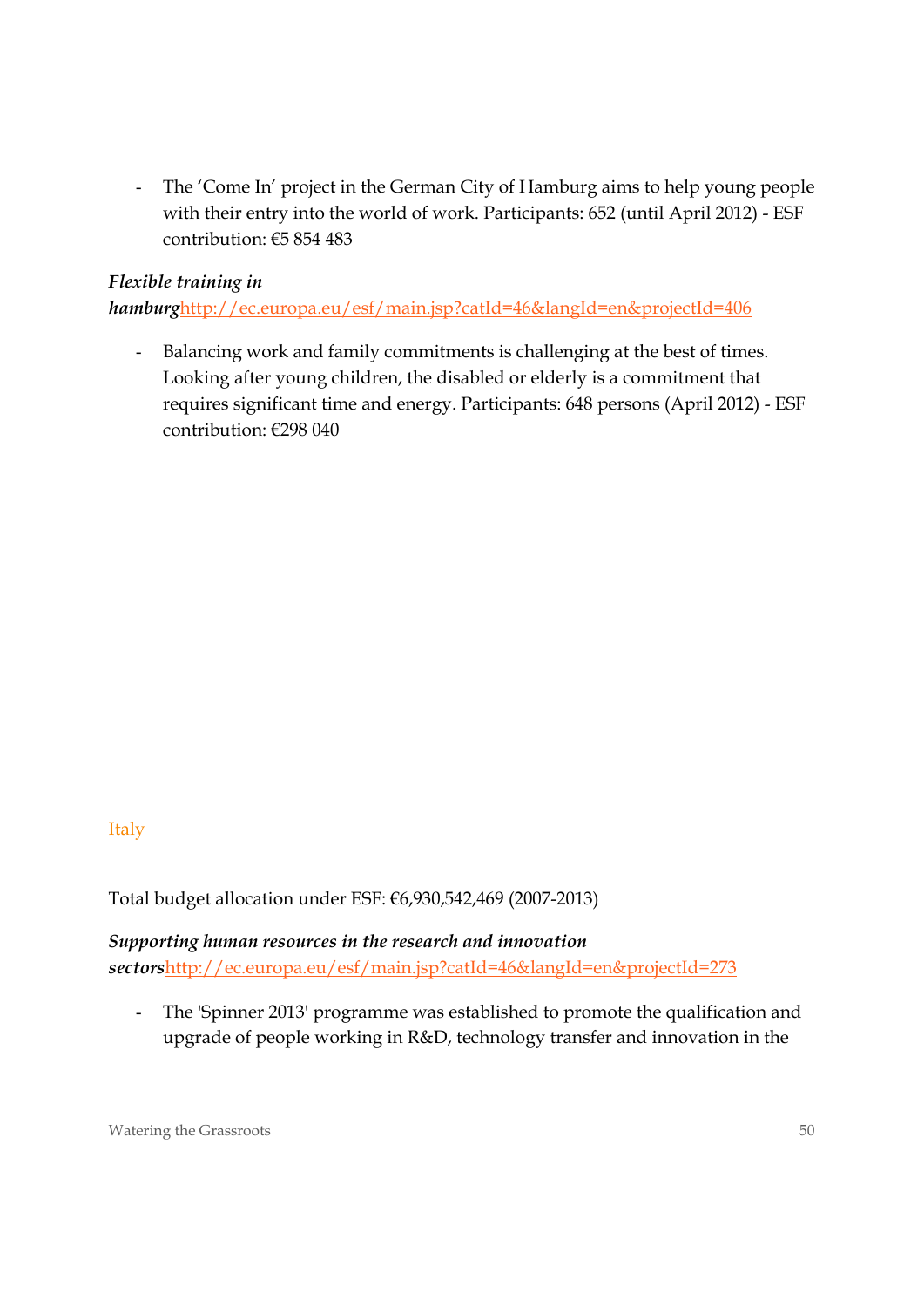- The 'Come In' project in the German City of Hamburg aims to help young people with their entry into the world of work. Participants: 652 (until April 2012) - ESF contribution: €5 854 483

***Flexible training in hamburg***[http://ec.europa.eu/esf/main.jsp?catId=46&langId=en&projectId=406](http://ec.europa.eu/esf/main.jsp?catId=46&langId=en&projectId=406)

- Balancing work and family commitments is challenging at the best of times. Looking after young children, the disabled or elderly is a commitment that requires significant time and energy. Participants: 648 persons (April 2012) - ESF contribution: €298 040

## Italy

Total budget allocation under ESF: €6,930,542,469 (2007-2013)

***Supporting human resources in the research and innovation sectors***[http://ec.europa.eu/esf/main.jsp?catId=46&langId=en&projectId=273](http://ec.europa.eu/esf/main.jsp?catId=46&langId=en&projectId=273)

- The 'Spinner 2013' programme was established to promote the qualification and upgrade of people working in R&D, technology transfer and innovation in the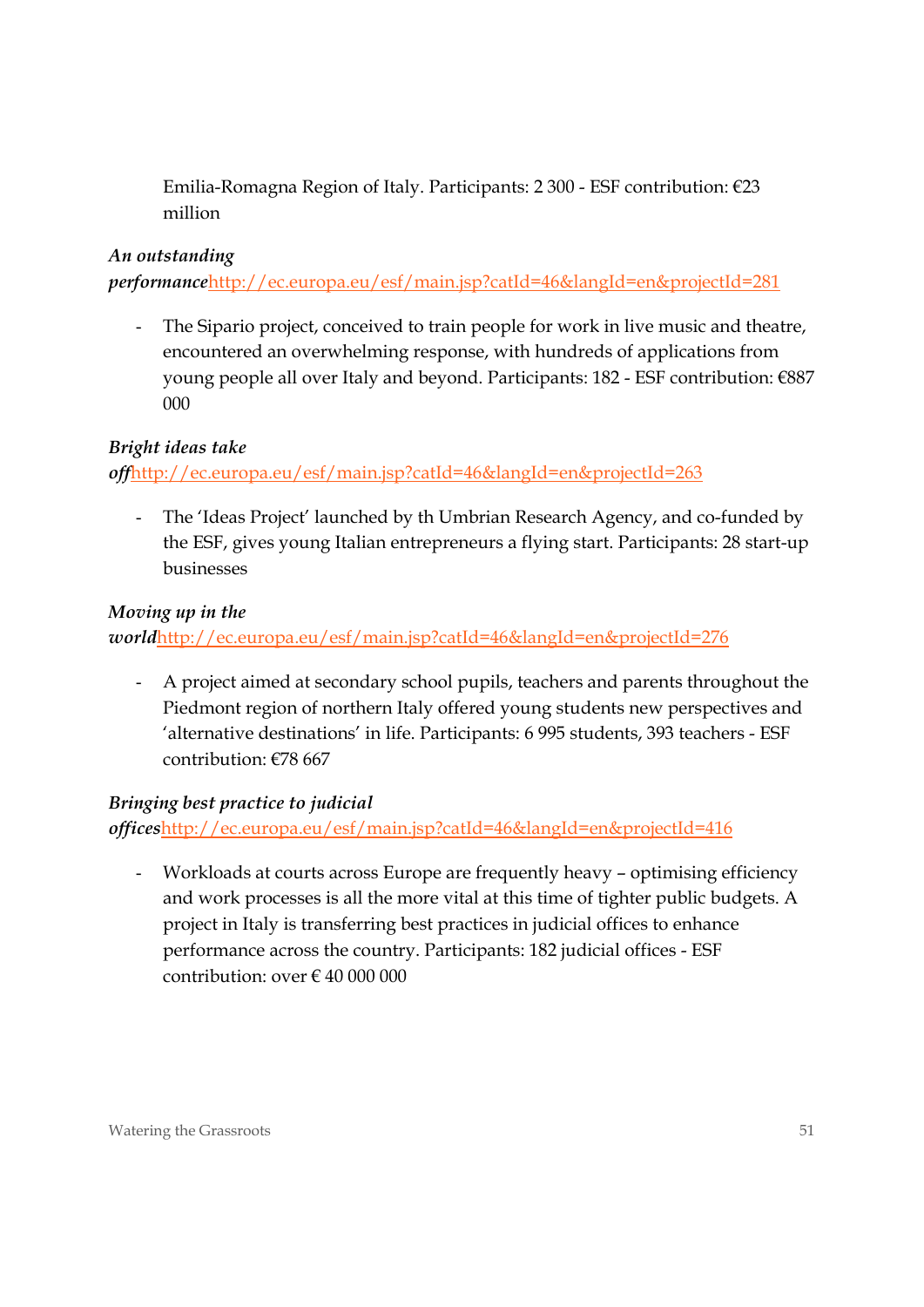Emilia-Romagna Region of Italy. Participants: 2 300 - ESF contribution: €23 million

***An outstanding performance***http://ec.europa.eu/esf/main.jsp?catId=46&langId=en&projectId=281

- The Sipario project, conceived to train people for work in live music and theatre, encountered an overwhelming response, with hundreds of applications from young people all over Italy and beyond. Participants: 182 - ESF contribution: €887 000

***Bright ideas take off***http://ec.europa.eu/esf/main.jsp?catId=46&langId=en&projectId=263

- The 'Ideas Project' launched by th Umbrian Research Agency, and co-funded by the ESF, gives young Italian entrepreneurs a flying start. Participants: 28 start-up businesses

***Moving up in the world***http://ec.europa.eu/esf/main.jsp?catId=46&langId=en&projectId=276

- A project aimed at secondary school pupils, teachers and parents throughout the Piedmont region of northern Italy offered young students new perspectives and 'alternative destinations' in life. Participants: 6 995 students, 393 teachers - ESF contribution: €78 667

***Bringing best practice to judicial offices***http://ec.europa.eu/esf/main.jsp?catId=46&langId=en&projectId=416

- Workloads at courts across Europe are frequently heavy – optimising efficiency and work processes is all the more vital at this time of tighter public budgets. A project in Italy is transferring best practices in judicial offices to enhance performance across the country. Participants: 182 judicial offices - ESF contribution: over € 40 000 000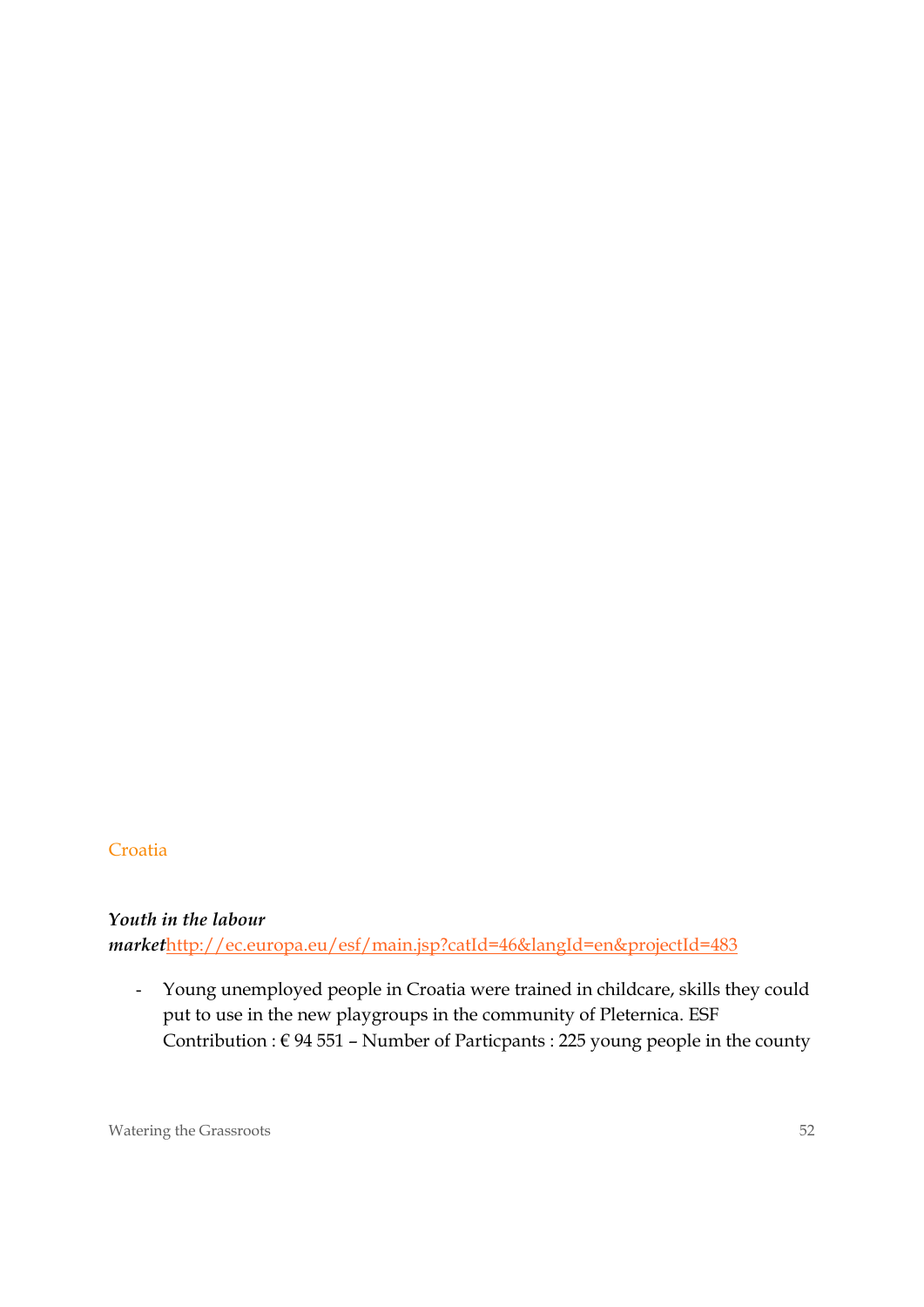## Croatia

***Youth in the labour market***http://ec.europa.eu/esf/main.jsp?catId=46&langId=en&projectId=483

- Young unemployed people in Croatia were trained in childcare, skills they could put to use in the new playgroups in the community of Pleternica. ESF Contribution : € 94 551 – Number of Particpants : 225 young people in the county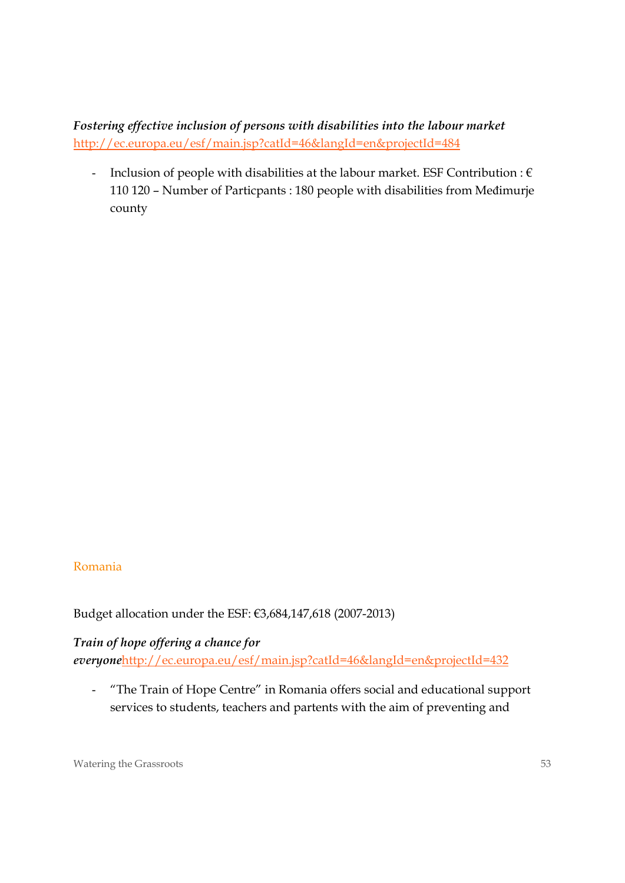***Fostering effective inclusion of persons with disabilities into the labour market***
http://ec.europa.eu/esf/main.jsp?catId=46&langId=en&projectId=484

- Inclusion of people with disabilities at the labour market. ESF Contribution : € 110 120 – Number of Particpants : 180 people with disabilities from Međimurje county

## Romania

Budget allocation under the ESF: €3,684,147,618 (2007-2013)

***Train of hope offering a chance for everyone***http://ec.europa.eu/esf/main.jsp?catId=46&langId=en&projectId=432

- "The Train of Hope Centre" in Romania offers social and educational support services to students, teachers and partents with the aim of preventing and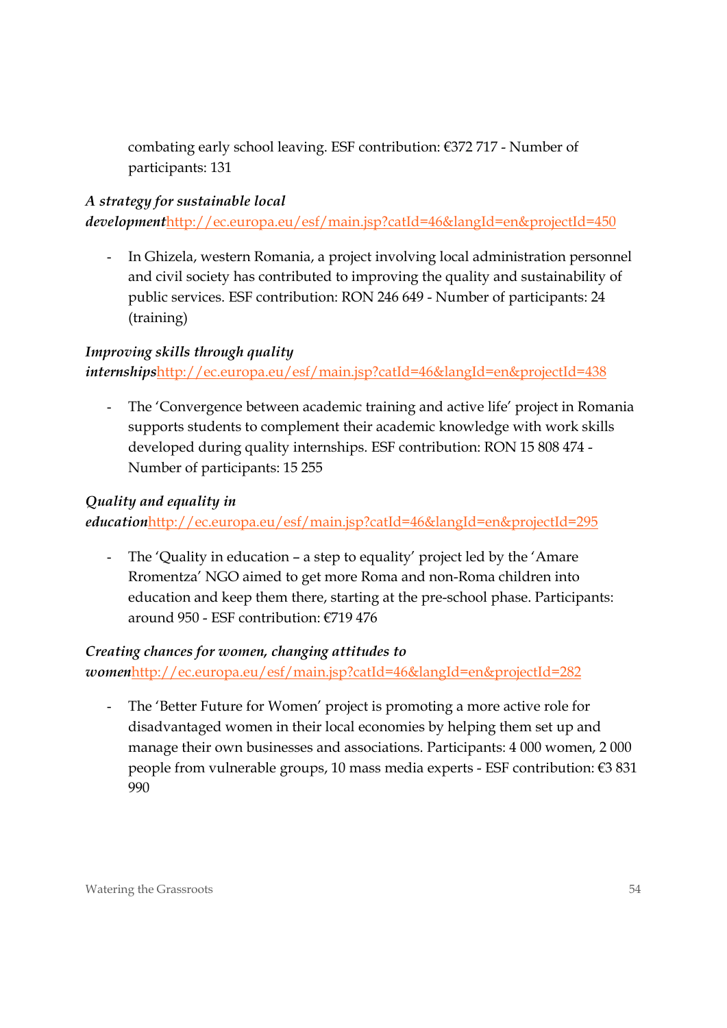combating early school leaving. ESF contribution: €372 717 - Number of participants: 131

***A strategy for sustainable local development***http://ec.europa.eu/esf/main.jsp?catId=46&langId=en&projectId=450

- In Ghizela, western Romania, a project involving local administration personnel and civil society has contributed to improving the quality and sustainability of public services. ESF contribution: RON 246 649 - Number of participants: 24 (training)

***Improving skills through quality internships***http://ec.europa.eu/esf/main.jsp?catId=46&langId=en&projectId=438

- The 'Convergence between academic training and active life' project in Romania supports students to complement their academic knowledge with work skills developed during quality internships. ESF contribution: RON 15 808 474 - Number of participants: 15 255

***Quality and equality in education***http://ec.europa.eu/esf/main.jsp?catId=46&langId=en&projectId=295

- The 'Quality in education – a step to equality' project led by the 'Amare Rromentza' NGO aimed to get more Roma and non-Roma children into education and keep them there, starting at the pre-school phase. Participants: around 950 - ESF contribution: €719 476

***Creating chances for women, changing attitudes to women***http://ec.europa.eu/esf/main.jsp?catId=46&langId=en&projectId=282

- The 'Better Future for Women' project is promoting a more active role for disadvantaged women in their local economies by helping them set up and manage their own businesses and associations. Participants: 4 000 women, 2 000 people from vulnerable groups, 10 mass media experts - ESF contribution: €3 831 990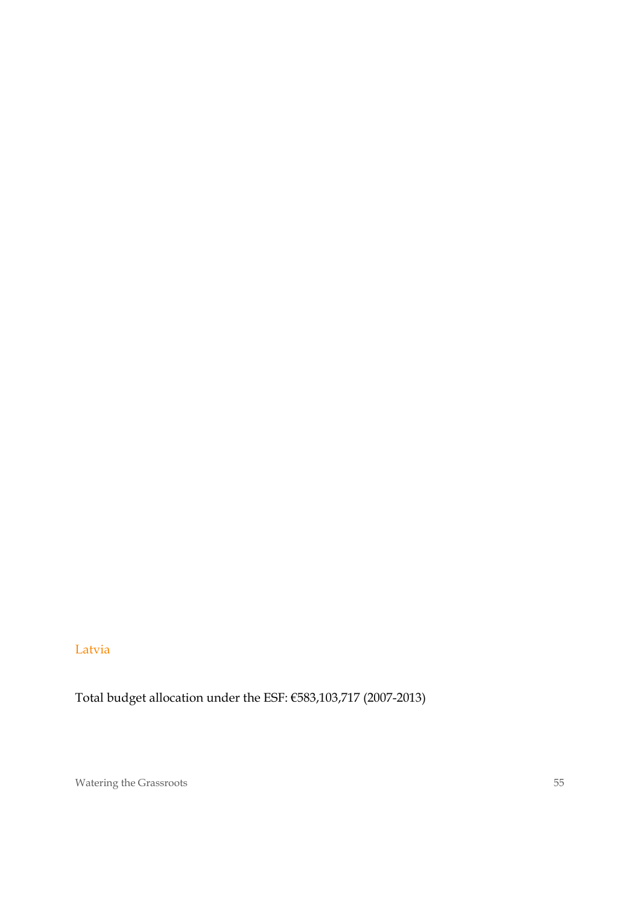## Latvia

Total budget allocation under the ESF: €583,103,717 (2007-2013)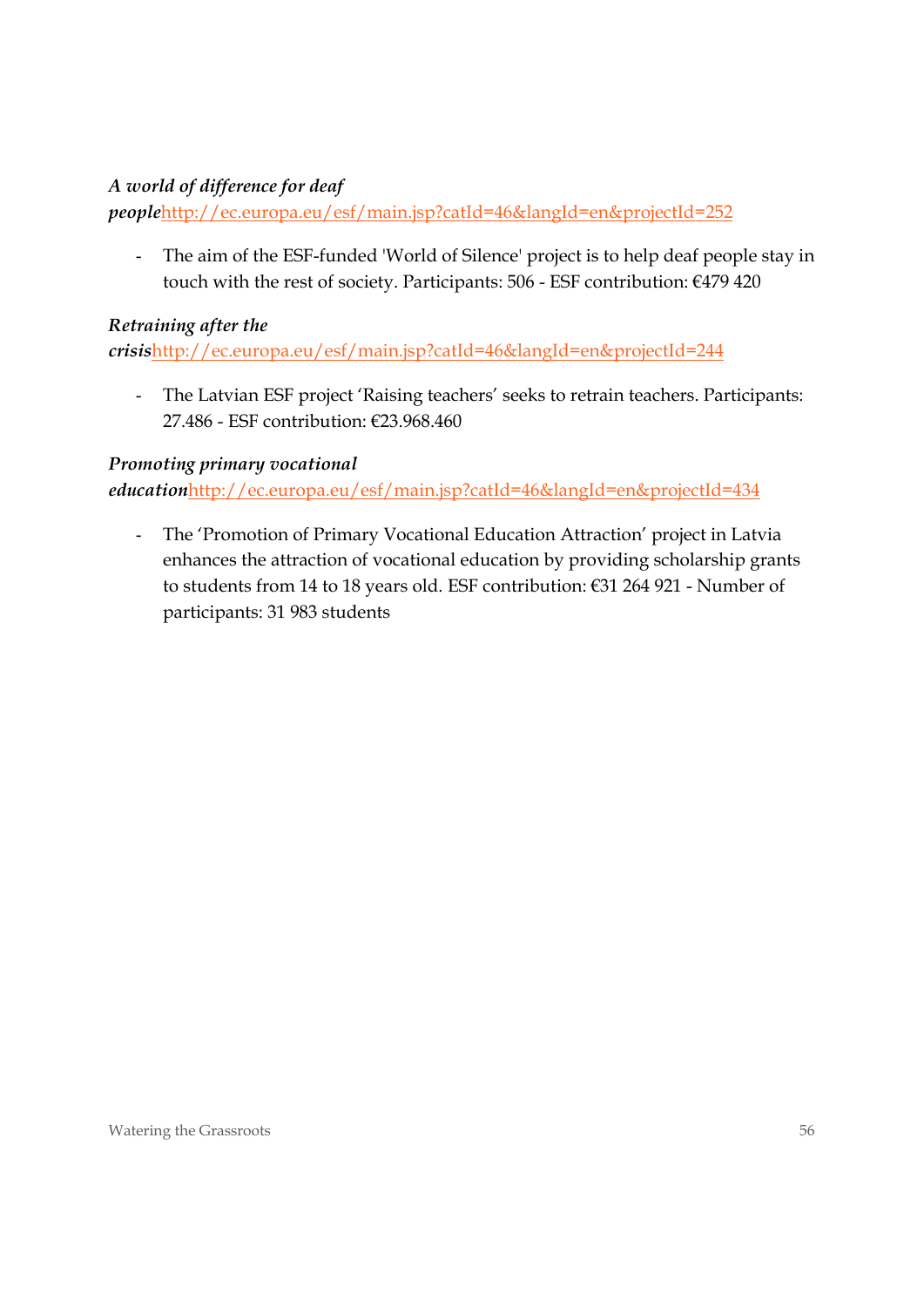***A world of difference for deaf people***[http://ec.europa.eu/esf/main.jsp?catId=46&langId=en&projectId=252](http://ec.europa.eu/esf/main.jsp?catId=46&langId=en&projectId=252)

- The aim of the ESF-funded 'World of Silence' project is to help deaf people stay in touch with the rest of society. Participants: 506 - ESF contribution: €479 420

***Retraining after the crisis***[http://ec.europa.eu/esf/main.jsp?catId=46&langId=en&projectId=244](http://ec.europa.eu/esf/main.jsp?catId=46&langId=en&projectId=244)

- The Latvian ESF project 'Raising teachers' seeks to retrain teachers. Participants: 27.486 - ESF contribution: €23.968.460

***Promoting primary vocational education***[http://ec.europa.eu/esf/main.jsp?catId=46&langId=en&projectId=434](http://ec.europa.eu/esf/main.jsp?catId=46&langId=en&projectId=434)

- The 'Promotion of Primary Vocational Education Attraction' project in Latvia enhances the attraction of vocational education by providing scholarship grants to students from 14 to 18 years old. ESF contribution: €31 264 921 - Number of participants: 31 983 students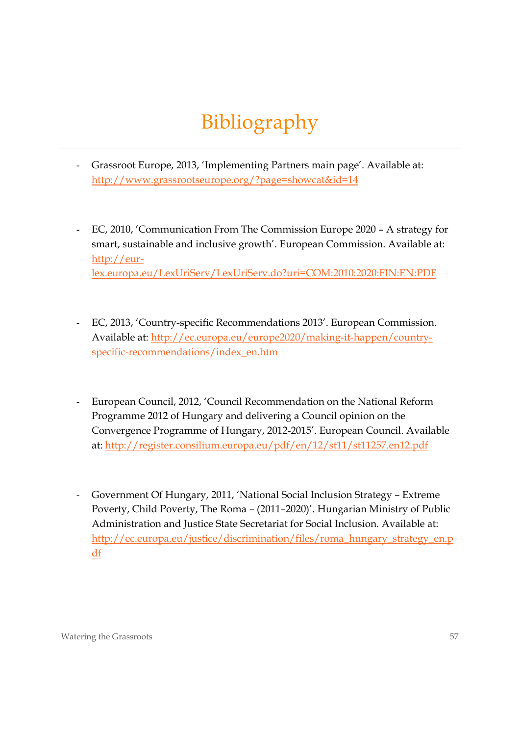# Bibliography

- Grassroot Europe, 2013, 'Implementing Partners main page'. Available at: http://www.grassrootseurope.org/?page=showcat&id=14

- EC, 2010, 'Communication From The Commission Europe 2020 – A strategy for smart, sustainable and inclusive growth'. European Commission. Available at: http://eur-lex.europa.eu/LexUriServ/LexUriServ.do?uri=COM:2010:2020:FIN:EN:PDF

- EC, 2013, 'Country-specific Recommendations 2013'. European Commission. Available at: http://ec.europa.eu/europe2020/making-it-happen/country-specific-recommendations/index_en.htm

- European Council, 2012, 'Council Recommendation on the National Reform Programme 2012 of Hungary and delivering a Council opinion on the Convergence Programme of Hungary, 2012-2015'. European Council. Available at: http://register.consilium.europa.eu/pdf/en/12/st11/st11257.en12.pdf

- Government Of Hungary, 2011, 'National Social Inclusion Strategy – Extreme Poverty, Child Poverty, The Roma – (2011–2020)'. Hungarian Ministry of Public Administration and Justice State Secretariat for Social Inclusion. Available at: http://ec.europa.eu/justice/discrimination/files/roma_hungary_strategy_en.pdf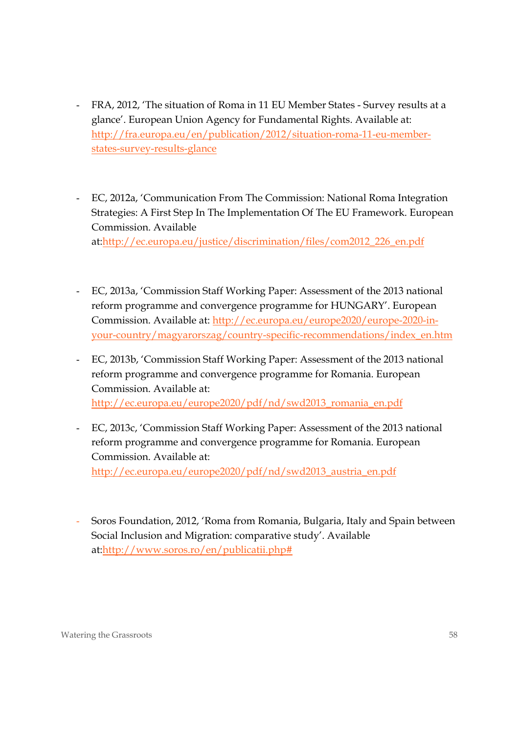- FRA, 2012, 'The situation of Roma in 11 EU Member States - Survey results at a glance'. European Union Agency for Fundamental Rights. Available at: http://fra.europa.eu/en/publication/2012/situation-roma-11-eu-member-states-survey-results-glance

- EC, 2012a, 'Communication From The Commission: National Roma Integration Strategies: A First Step In The Implementation Of The EU Framework. European Commission. Available at:http://ec.europa.eu/justice/discrimination/files/com2012_226_en.pdf

- EC, 2013a, 'Commission Staff Working Paper: Assessment of the 2013 national reform programme and convergence programme for HUNGARY'. European Commission. Available at: http://ec.europa.eu/europe2020/europe-2020-in-your-country/magyarorszag/country-specific-recommendations/index_en.htm

- EC, 2013b, 'Commission Staff Working Paper: Assessment of the 2013 national reform programme and convergence programme for Romania. European Commission. Available at: http://ec.europa.eu/europe2020/pdf/nd/swd2013_romania_en.pdf

- EC, 2013c, 'Commission Staff Working Paper: Assessment of the 2013 national reform programme and convergence programme for Romania. European Commission. Available at: http://ec.europa.eu/europe2020/pdf/nd/swd2013_austria_en.pdf

- Soros Foundation, 2012, 'Roma from Romania, Bulgaria, Italy and Spain between Social Inclusion and Migration: comparative study'. Available at:http://www.soros.ro/en/publicatii.php#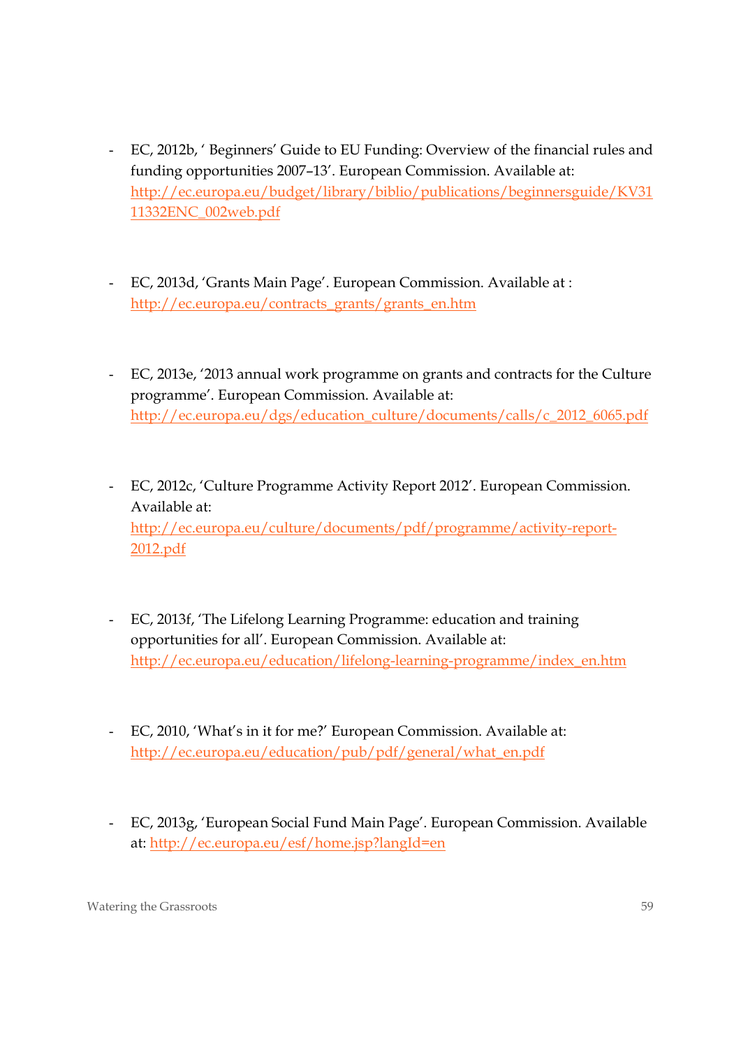- EC, 2012b, ' Beginners' Guide to EU Funding: Overview of the financial rules and funding opportunities 2007–13'. European Commission. Available at: http://ec.europa.eu/budget/library/biblio/publications/beginnersguide/KV3111332ENC_002web.pdf

- EC, 2013d, 'Grants Main Page'. European Commission. Available at : http://ec.europa.eu/contracts_grants/grants_en.htm

- EC, 2013e, '2013 annual work programme on grants and contracts for the Culture programme'. European Commission. Available at: http://ec.europa.eu/dgs/education_culture/documents/calls/c_2012_6065.pdf

- EC, 2012c, 'Culture Programme Activity Report 2012'. European Commission. Available at: http://ec.europa.eu/culture/documents/pdf/programme/activity-report-2012.pdf

- EC, 2013f, 'The Lifelong Learning Programme: education and training opportunities for all'. European Commission. Available at: http://ec.europa.eu/education/lifelong-learning-programme/index_en.htm

- EC, 2010, 'What's in it for me?' European Commission. Available at: http://ec.europa.eu/education/pub/pdf/general/what_en.pdf

- EC, 2013g, 'European Social Fund Main Page'. European Commission. Available at: http://ec.europa.eu/esf/home.jsp?langId=en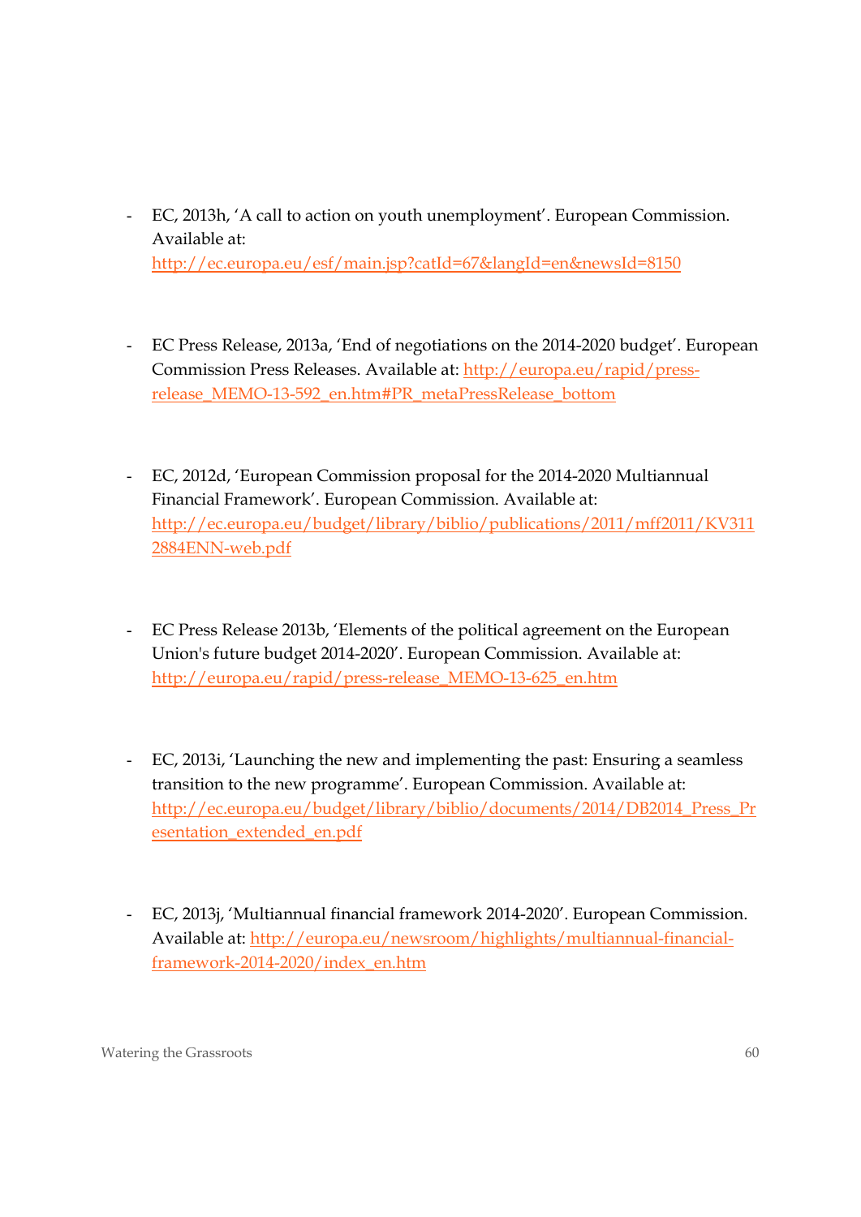- EC, 2013h, 'A call to action on youth unemployment'. European Commission. Available at: http://ec.europa.eu/esf/main.jsp?catId=67&langId=en&newsId=8150

- EC Press Release, 2013a, 'End of negotiations on the 2014-2020 budget'. European Commission Press Releases. Available at: http://europa.eu/rapid/press-release_MEMO-13-592_en.htm#PR_metaPressRelease_bottom

- EC, 2012d, 'European Commission proposal for the 2014-2020 Multiannual Financial Framework'. European Commission. Available at: http://ec.europa.eu/budget/library/biblio/publications/2011/mff2011/KV3112884ENN-web.pdf

- EC Press Release 2013b, 'Elements of the political agreement on the European Union's future budget 2014-2020'. European Commission. Available at: http://europa.eu/rapid/press-release_MEMO-13-625_en.htm

- EC, 2013i, 'Launching the new and implementing the past: Ensuring a seamless transition to the new programme'. European Commission. Available at: http://ec.europa.eu/budget/library/biblio/documents/2014/DB2014_Press_Presentation_extended_en.pdf

- EC, 2013j, 'Multiannual financial framework 2014-2020'. European Commission. Available at: http://europa.eu/newsroom/highlights/multiannual-financial-framework-2014-2020/index_en.htm